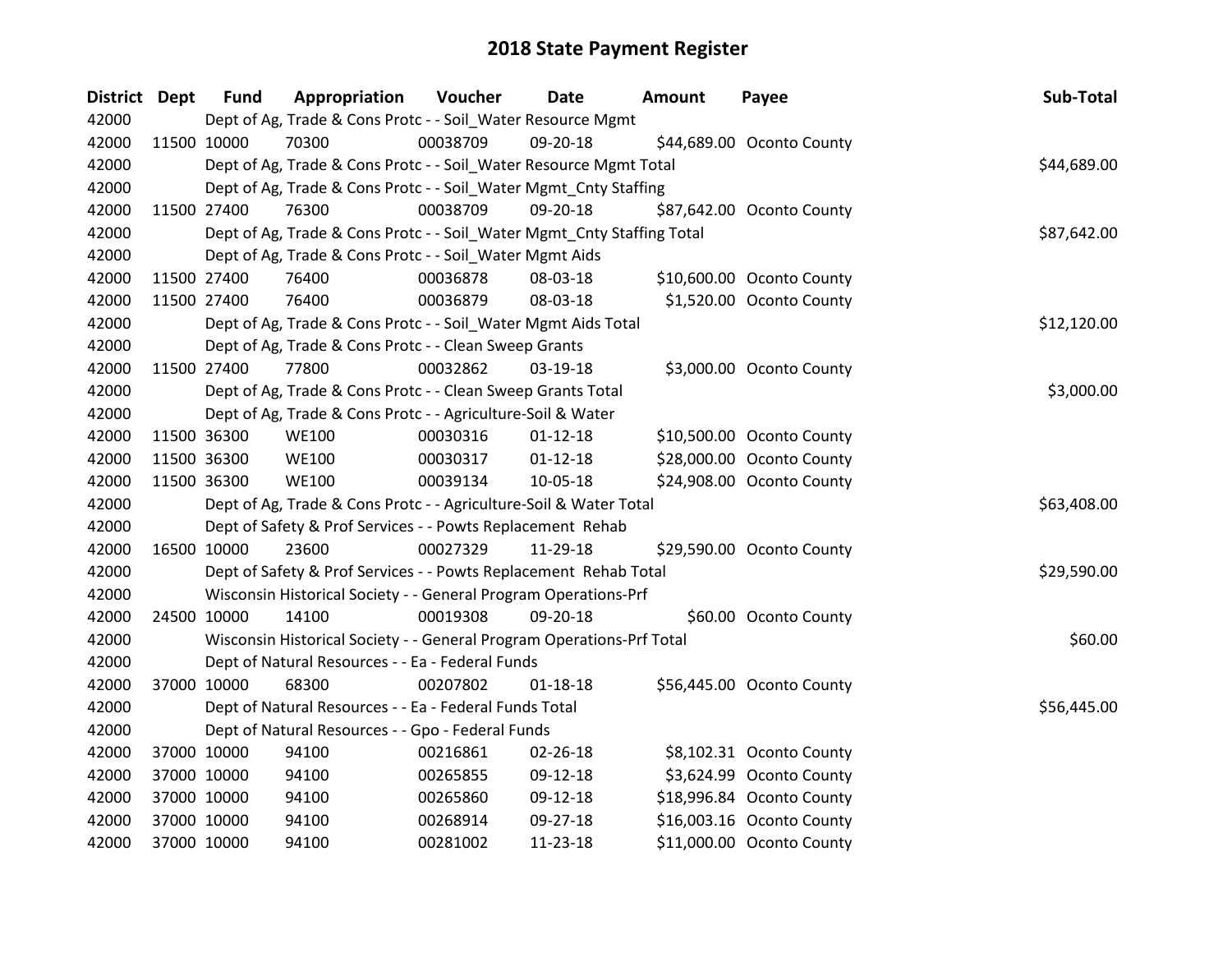# 2018 State Payment Register

| District | Dept | Fund | Appropriation | Voucher | Date | Amount | Payee | Sub-Total |
|---|---|---|---|---|---|---|---|---|
| 42000 | | Dept of Ag, Trade & Cons Protc - - Soil_Water Resource Mgmt | | | | | | |
| 42000 | 11500 | 10000 | 70300 | 00038709 | 09-20-18 | $44,689.00 | Oconto County | |
| 42000 | | Dept of Ag, Trade & Cons Protc - - Soil_Water Resource Mgmt Total | | | | | | $44,689.00 |
| 42000 | | Dept of Ag, Trade & Cons Protc - - Soil_Water Mgmt_Cnty Staffing | | | | | | |
| 42000 | 11500 | 27400 | 76300 | 00038709 | 09-20-18 | $87,642.00 | Oconto County | |
| 42000 | | Dept of Ag, Trade & Cons Protc - - Soil_Water Mgmt_Cnty Staffing Total | | | | | | $87,642.00 |
| 42000 | | Dept of Ag, Trade & Cons Protc - - Soil_Water Mgmt Aids | | | | | | |
| 42000 | 11500 | 27400 | 76400 | 00036878 | 08-03-18 | $10,600.00 | Oconto County | |
| 42000 | 11500 | 27400 | 76400 | 00036879 | 08-03-18 | $1,520.00 | Oconto County | |
| 42000 | | Dept of Ag, Trade & Cons Protc - - Soil_Water Mgmt Aids Total | | | | | | $12,120.00 |
| 42000 | | Dept of Ag, Trade & Cons Protc - - Clean Sweep Grants | | | | | | |
| 42000 | 11500 | 27400 | 77800 | 00032862 | 03-19-18 | $3,000.00 | Oconto County | |
| 42000 | | Dept of Ag, Trade & Cons Protc - - Clean Sweep Grants Total | | | | | | $3,000.00 |
| 42000 | | Dept of Ag, Trade & Cons Protc - - Agriculture-Soil & Water | | | | | | |
| 42000 | 11500 | 36300 | WE100 | 00030316 | 01-12-18 | $10,500.00 | Oconto County | |
| 42000 | 11500 | 36300 | WE100 | 00030317 | 01-12-18 | $28,000.00 | Oconto County | |
| 42000 | 11500 | 36300 | WE100 | 00039134 | 10-05-18 | $24,908.00 | Oconto County | |
| 42000 | | Dept of Ag, Trade & Cons Protc - - Agriculture-Soil & Water Total | | | | | | $63,408.00 |
| 42000 | | Dept of Safety & Prof Services - - Powts Replacement Rehab | | | | | | |
| 42000 | 16500 | 10000 | 23600 | 00027329 | 11-29-18 | $29,590.00 | Oconto County | |
| 42000 | | Dept of Safety & Prof Services - - Powts Replacement Rehab Total | | | | | | $29,590.00 |
| 42000 | | Wisconsin Historical Society - - General Program Operations-Prf | | | | | | |
| 42000 | 24500 | 10000 | 14100 | 00019308 | 09-20-18 | $60.00 | Oconto County | |
| 42000 | | Wisconsin Historical Society - - General Program Operations-Prf Total | | | | | | $60.00 |
| 42000 | | Dept of Natural Resources - - Ea - Federal Funds | | | | | | |
| 42000 | 37000 | 10000 | 68300 | 00207802 | 01-18-18 | $56,445.00 | Oconto County | |
| 42000 | | Dept of Natural Resources - - Ea - Federal Funds Total | | | | | | $56,445.00 |
| 42000 | | Dept of Natural Resources - - Gpo - Federal Funds | | | | | | |
| 42000 | 37000 | 10000 | 94100 | 00216861 | 02-26-18 | $8,102.31 | Oconto County | |
| 42000 | 37000 | 10000 | 94100 | 00265855 | 09-12-18 | $3,624.99 | Oconto County | |
| 42000 | 37000 | 10000 | 94100 | 00265860 | 09-12-18 | $18,996.84 | Oconto County | |
| 42000 | 37000 | 10000 | 94100 | 00268914 | 09-27-18 | $16,003.16 | Oconto County | |
| 42000 | 37000 | 10000 | 94100 | 00281002 | 11-23-18 | $11,000.00 | Oconto County | |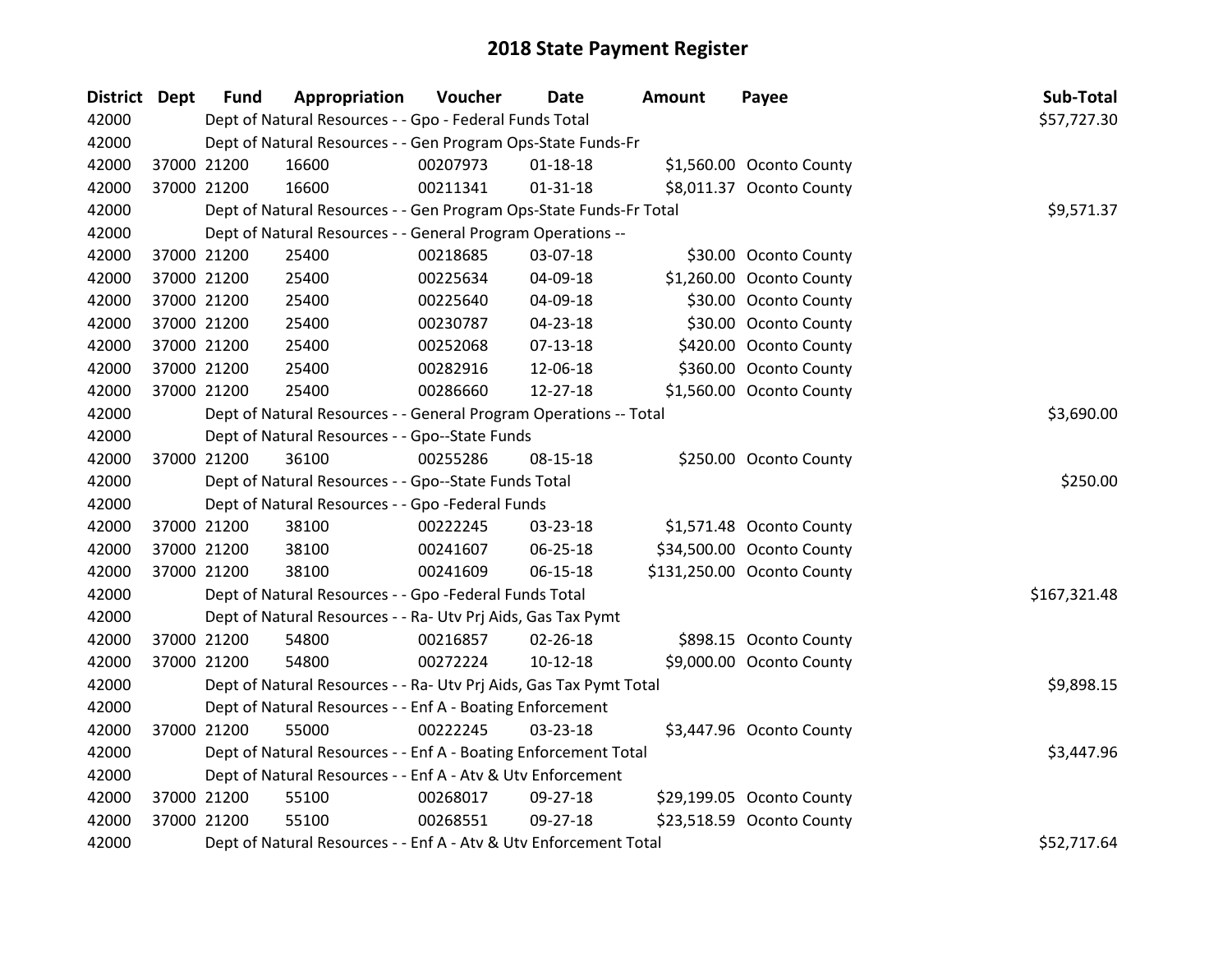# 2018 State Payment Register

| District | Dept | Fund | Appropriation | Voucher | Date | Amount | Payee | Sub-Total |
|---|---|---|---|---|---|---|---|---|
| 42000 | | Dept of Natural Resources - - Gpo - Federal Funds Total | | | | | | $57,727.30 |
| 42000 | | Dept of Natural Resources - - Gen Program Ops-State Funds-Fr | | | | | | |
| 42000 | 37000 | 21200 | 16600 | 00207973 | 01-18-18 | $1,560.00 | Oconto County | |
| 42000 | 37000 | 21200 | 16600 | 00211341 | 01-31-18 | $8,011.37 | Oconto County | |
| 42000 | | Dept of Natural Resources - - Gen Program Ops-State Funds-Fr Total | | | | | | $9,571.37 |
| 42000 | | Dept of Natural Resources - - General Program Operations -- | | | | | | |
| 42000 | 37000 | 21200 | 25400 | 00218685 | 03-07-18 | $30.00 | Oconto County | |
| 42000 | 37000 | 21200 | 25400 | 00225634 | 04-09-18 | $1,260.00 | Oconto County | |
| 42000 | 37000 | 21200 | 25400 | 00225640 | 04-09-18 | $30.00 | Oconto County | |
| 42000 | 37000 | 21200 | 25400 | 00230787 | 04-23-18 | $30.00 | Oconto County | |
| 42000 | 37000 | 21200 | 25400 | 00252068 | 07-13-18 | $420.00 | Oconto County | |
| 42000 | 37000 | 21200 | 25400 | 00282916 | 12-06-18 | $360.00 | Oconto County | |
| 42000 | 37000 | 21200 | 25400 | 00286660 | 12-27-18 | $1,560.00 | Oconto County | |
| 42000 | | Dept of Natural Resources - - General Program Operations -- Total | | | | | | $3,690.00 |
| 42000 | | Dept of Natural Resources - - Gpo--State Funds | | | | | | |
| 42000 | 37000 | 21200 | 36100 | 00255286 | 08-15-18 | $250.00 | Oconto County | |
| 42000 | | Dept of Natural Resources - - Gpo--State Funds Total | | | | | | $250.00 |
| 42000 | | Dept of Natural Resources - - Gpo -Federal Funds | | | | | | |
| 42000 | 37000 | 21200 | 38100 | 00222245 | 03-23-18 | $1,571.48 | Oconto County | |
| 42000 | 37000 | 21200 | 38100 | 00241607 | 06-25-18 | $34,500.00 | Oconto County | |
| 42000 | 37000 | 21200 | 38100 | 00241609 | 06-15-18 | $131,250.00 | Oconto County | |
| 42000 | | Dept of Natural Resources - - Gpo -Federal Funds Total | | | | | | $167,321.48 |
| 42000 | | Dept of Natural Resources - - Ra- Utv Prj Aids, Gas Tax Pymt | | | | | | |
| 42000 | 37000 | 21200 | 54800 | 00216857 | 02-26-18 | $898.15 | Oconto County | |
| 42000 | 37000 | 21200 | 54800 | 00272224 | 10-12-18 | $9,000.00 | Oconto County | |
| 42000 | | Dept of Natural Resources - - Ra- Utv Prj Aids, Gas Tax Pymt Total | | | | | | $9,898.15 |
| 42000 | | Dept of Natural Resources - - Enf A - Boating Enforcement | | | | | | |
| 42000 | 37000 | 21200 | 55000 | 00222245 | 03-23-18 | $3,447.96 | Oconto County | |
| 42000 | | Dept of Natural Resources - - Enf A - Boating Enforcement Total | | | | | | $3,447.96 |
| 42000 | | Dept of Natural Resources - - Enf A - Atv & Utv Enforcement | | | | | | |
| 42000 | 37000 | 21200 | 55100 | 00268017 | 09-27-18 | $29,199.05 | Oconto County | |
| 42000 | 37000 | 21200 | 55100 | 00268551 | 09-27-18 | $23,518.59 | Oconto County | |
| 42000 | | Dept of Natural Resources - - Enf A - Atv & Utv Enforcement Total | | | | | | $52,717.64 |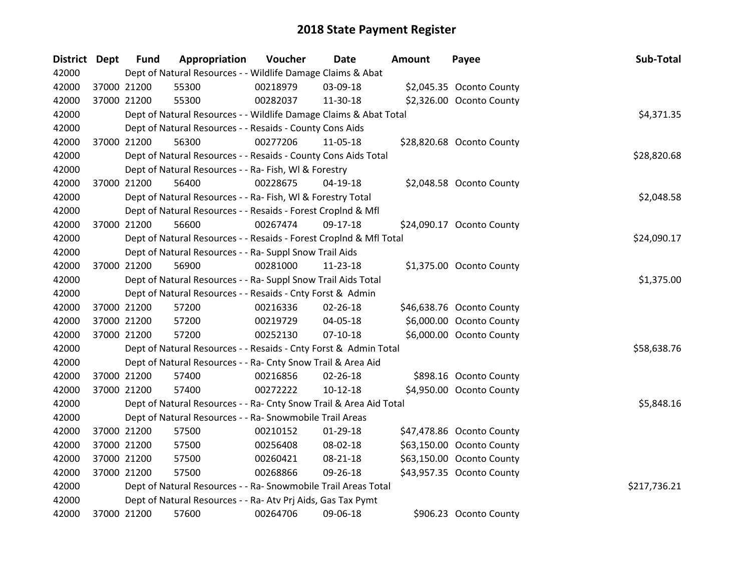# 2018 State Payment Register

| District | Dept | Fund | Appropriation | Voucher | Date | Amount | Payee | Sub-Total |
|---|---|---|---|---|---|---|---|---|
| 42000 | | Dept of Natural Resources - - Wildlife Damage Claims & Abat | | | | | | |
| 42000 | 37000 | 21200 | 55300 | 00218979 | 03-09-18 | $2,045.35 | Oconto County | |
| 42000 | 37000 | 21200 | 55300 | 00282037 | 11-30-18 | $2,326.00 | Oconto County | |
| 42000 | | Dept of Natural Resources - - Wildlife Damage Claims & Abat Total | | | | | | $4,371.35 |
| 42000 | | Dept of Natural Resources - - Resaids - County Cons Aids | | | | | | |
| 42000 | 37000 | 21200 | 56300 | 00277206 | 11-05-18 | $28,820.68 | Oconto County | |
| 42000 | | Dept of Natural Resources - - Resaids - County Cons Aids Total | | | | | | $28,820.68 |
| 42000 | | Dept of Natural Resources - - Ra- Fish, Wl & Forestry | | | | | | |
| 42000 | 37000 | 21200 | 56400 | 00228675 | 04-19-18 | $2,048.58 | Oconto County | |
| 42000 | | Dept of Natural Resources - - Ra- Fish, Wl & Forestry Total | | | | | | $2,048.58 |
| 42000 | | Dept of Natural Resources - - Resaids - Forest Croplnd & Mfl | | | | | | |
| 42000 | 37000 | 21200 | 56600 | 00267474 | 09-17-18 | $24,090.17 | Oconto County | |
| 42000 | | Dept of Natural Resources - - Resaids - Forest Croplnd & Mfl Total | | | | | | $24,090.17 |
| 42000 | | Dept of Natural Resources - - Ra- Suppl Snow Trail Aids | | | | | | |
| 42000 | 37000 | 21200 | 56900 | 00281000 | 11-23-18 | $1,375.00 | Oconto County | |
| 42000 | | Dept of Natural Resources - - Ra- Suppl Snow Trail Aids Total | | | | | | $1,375.00 |
| 42000 | | Dept of Natural Resources - - Resaids - Cnty Forst & Admin | | | | | | |
| 42000 | 37000 | 21200 | 57200 | 00216336 | 02-26-18 | $46,638.76 | Oconto County | |
| 42000 | 37000 | 21200 | 57200 | 00219729 | 04-05-18 | $6,000.00 | Oconto County | |
| 42000 | 37000 | 21200 | 57200 | 00252130 | 07-10-18 | $6,000.00 | Oconto County | |
| 42000 | | Dept of Natural Resources - - Resaids - Cnty Forst & Admin Total | | | | | | $58,638.76 |
| 42000 | | Dept of Natural Resources - - Ra- Cnty Snow Trail & Area Aid | | | | | | |
| 42000 | 37000 | 21200 | 57400 | 00216856 | 02-26-18 | $898.16 | Oconto County | |
| 42000 | 37000 | 21200 | 57400 | 00272222 | 10-12-18 | $4,950.00 | Oconto County | |
| 42000 | | Dept of Natural Resources - - Ra- Cnty Snow Trail & Area Aid Total | | | | | | $5,848.16 |
| 42000 | | Dept of Natural Resources - - Ra- Snowmobile Trail Areas | | | | | | |
| 42000 | 37000 | 21200 | 57500 | 00210152 | 01-29-18 | $47,478.86 | Oconto County | |
| 42000 | 37000 | 21200 | 57500 | 00256408 | 08-02-18 | $63,150.00 | Oconto County | |
| 42000 | 37000 | 21200 | 57500 | 00260421 | 08-21-18 | $63,150.00 | Oconto County | |
| 42000 | 37000 | 21200 | 57500 | 00268866 | 09-26-18 | $43,957.35 | Oconto County | |
| 42000 | | Dept of Natural Resources - - Ra- Snowmobile Trail Areas Total | | | | | | $217,736.21 |
| 42000 | | Dept of Natural Resources - - Ra- Atv Prj Aids, Gas Tax Pymt | | | | | | |
| 42000 | 37000 | 21200 | 57600 | 00264706 | 09-06-18 | $906.23 | Oconto County | |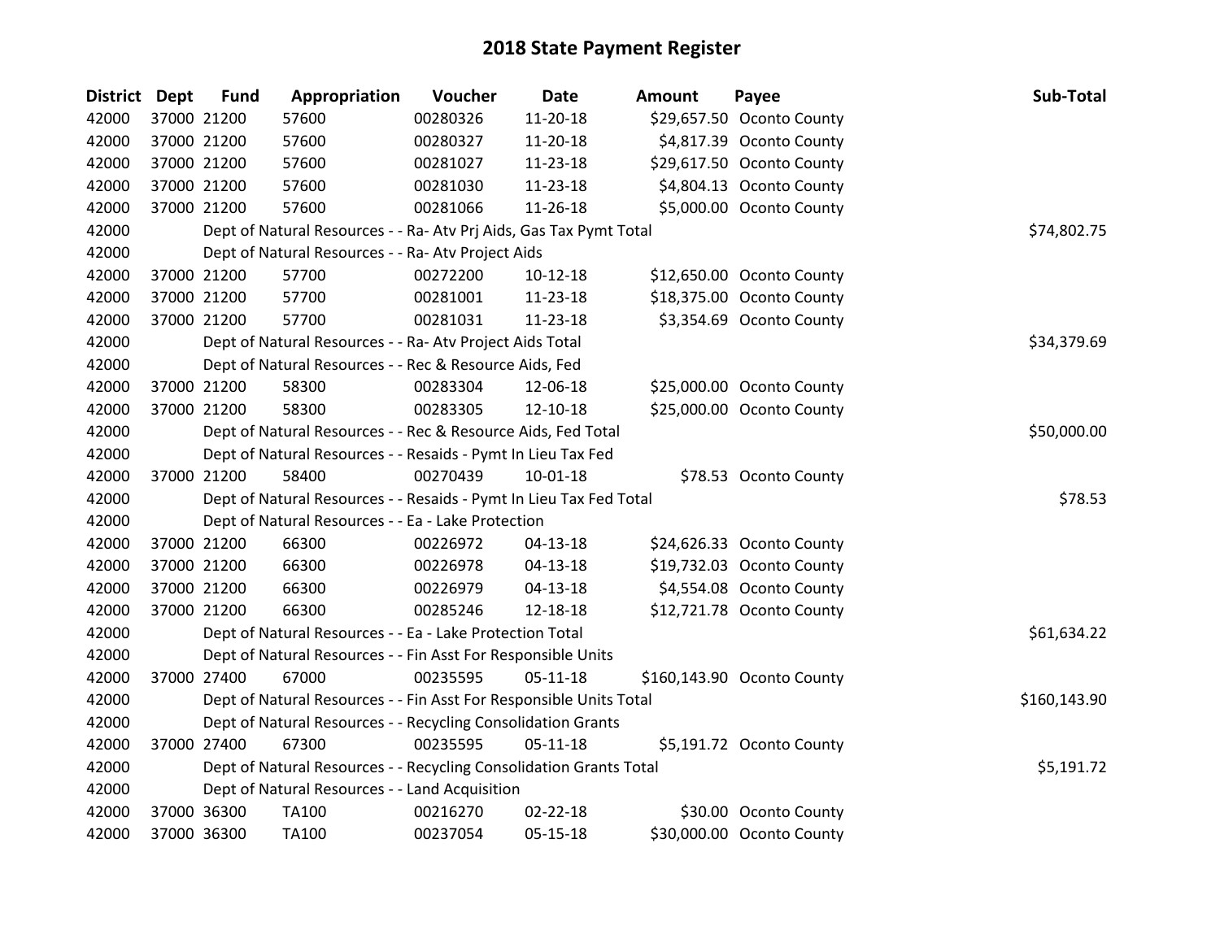# 2018 State Payment Register

| District | Dept | Fund | Appropriation | Voucher | Date | Amount | Payee | Sub-Total |
|---|---|---|---|---|---|---|---|---|
| 42000 | 37000 | 21200 | 57600 | 00280326 | 11-20-18 | $29,657.50 | Oconto County | |
| 42000 | 37000 | 21200 | 57600 | 00280327 | 11-20-18 | $4,817.39 | Oconto County | |
| 42000 | 37000 | 21200 | 57600 | 00281027 | 11-23-18 | $29,617.50 | Oconto County | |
| 42000 | 37000 | 21200 | 57600 | 00281030 | 11-23-18 | $4,804.13 | Oconto County | |
| 42000 | 37000 | 21200 | 57600 | 00281066 | 11-26-18 | $5,000.00 | Oconto County | |
| 42000 | | Dept of Natural Resources - - Ra- Atv Prj Aids, Gas Tax Pymt Total | | | | | | $74,802.75 |
| 42000 | | Dept of Natural Resources - - Ra- Atv Project Aids | | | | | | |
| 42000 | 37000 | 21200 | 57700 | 00272200 | 10-12-18 | $12,650.00 | Oconto County | |
| 42000 | 37000 | 21200 | 57700 | 00281001 | 11-23-18 | $18,375.00 | Oconto County | |
| 42000 | 37000 | 21200 | 57700 | 00281031 | 11-23-18 | $3,354.69 | Oconto County | |
| 42000 | | Dept of Natural Resources - - Ra- Atv Project Aids Total | | | | | | $34,379.69 |
| 42000 | | Dept of Natural Resources - - Rec & Resource Aids, Fed | | | | | | |
| 42000 | 37000 | 21200 | 58300 | 00283304 | 12-06-18 | $25,000.00 | Oconto County | |
| 42000 | 37000 | 21200 | 58300 | 00283305 | 12-10-18 | $25,000.00 | Oconto County | |
| 42000 | | Dept of Natural Resources - - Rec & Resource Aids, Fed Total | | | | | | $50,000.00 |
| 42000 | | Dept of Natural Resources - - Resaids - Pymt In Lieu Tax Fed | | | | | | |
| 42000 | 37000 | 21200 | 58400 | 00270439 | 10-01-18 | $78.53 | Oconto County | |
| 42000 | | Dept of Natural Resources - - Resaids - Pymt In Lieu Tax Fed Total | | | | | | $78.53 |
| 42000 | | Dept of Natural Resources - - Ea - Lake Protection | | | | | | |
| 42000 | 37000 | 21200 | 66300 | 00226972 | 04-13-18 | $24,626.33 | Oconto County | |
| 42000 | 37000 | 21200 | 66300 | 00226978 | 04-13-18 | $19,732.03 | Oconto County | |
| 42000 | 37000 | 21200 | 66300 | 00226979 | 04-13-18 | $4,554.08 | Oconto County | |
| 42000 | 37000 | 21200 | 66300 | 00285246 | 12-18-18 | $12,721.78 | Oconto County | |
| 42000 | | Dept of Natural Resources - - Ea - Lake Protection Total | | | | | | $61,634.22 |
| 42000 | | Dept of Natural Resources - - Fin Asst For Responsible Units | | | | | | |
| 42000 | 37000 | 27400 | 67000 | 00235595 | 05-11-18 | $160,143.90 | Oconto County | |
| 42000 | | Dept of Natural Resources - - Fin Asst For Responsible Units Total | | | | | | $160,143.90 |
| 42000 | | Dept of Natural Resources - - Recycling Consolidation Grants | | | | | | |
| 42000 | 37000 | 27400 | 67300 | 00235595 | 05-11-18 | $5,191.72 | Oconto County | |
| 42000 | | Dept of Natural Resources - - Recycling Consolidation Grants Total | | | | | | $5,191.72 |
| 42000 | | Dept of Natural Resources - - Land Acquisition | | | | | | |
| 42000 | 37000 | 36300 | TA100 | 00216270 | 02-22-18 | $30.00 | Oconto County | |
| 42000 | 37000 | 36300 | TA100 | 00237054 | 05-15-18 | $30,000.00 | Oconto County | |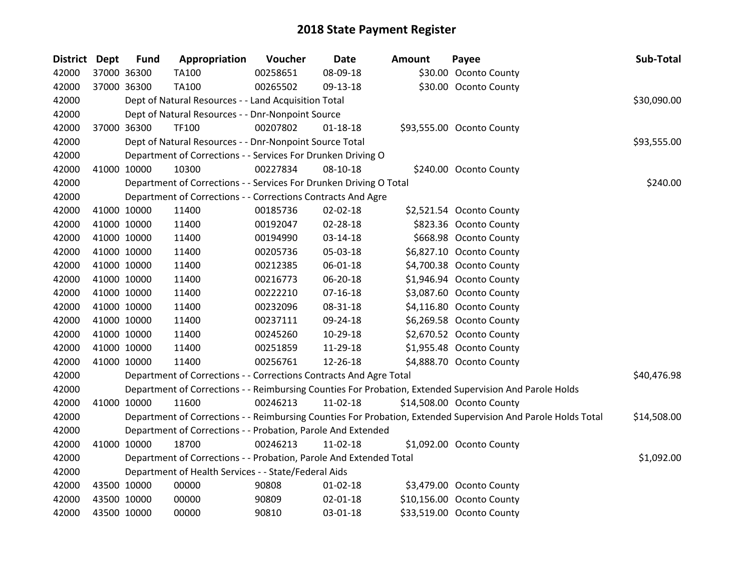# 2018 State Payment Register

| District | Dept | Fund | Appropriation | Voucher | Date | Amount | Payee | Sub-Total |
|---|---|---|---|---|---|---|---|---|
| 42000 | 37000 | 36300 | TA100 | 00258651 | 08-09-18 | $30.00 | Oconto County | |
| 42000 | 37000 | 36300 | TA100 | 00265502 | 09-13-18 | $30.00 | Oconto County | |
| 42000 | | | Dept of Natural Resources - - Land Acquisition Total | | | | | $30,090.00 |
| 42000 | | | Dept of Natural Resources - - Dnr-Nonpoint Source | | | | | |
| 42000 | 37000 | 36300 | TF100 | 00207802 | 01-18-18 | $93,555.00 | Oconto County | |
| 42000 | | | Dept of Natural Resources - - Dnr-Nonpoint Source Total | | | | | $93,555.00 |
| 42000 | | | Department of Corrections - - Services For Drunken Driving O | | | | | |
| 42000 | 41000 | 10000 | 10300 | 00227834 | 08-10-18 | $240.00 | Oconto County | |
| 42000 | | | Department of Corrections - - Services For Drunken Driving O Total | | | | | $240.00 |
| 42000 | | | Department of Corrections - - Corrections Contracts And Agre | | | | | |
| 42000 | 41000 | 10000 | 11400 | 00185736 | 02-02-18 | $2,521.54 | Oconto County | |
| 42000 | 41000 | 10000 | 11400 | 00192047 | 02-28-18 | $823.36 | Oconto County | |
| 42000 | 41000 | 10000 | 11400 | 00194990 | 03-14-18 | $668.98 | Oconto County | |
| 42000 | 41000 | 10000 | 11400 | 00205736 | 05-03-18 | $6,827.10 | Oconto County | |
| 42000 | 41000 | 10000 | 11400 | 00212385 | 06-01-18 | $4,700.38 | Oconto County | |
| 42000 | 41000 | 10000 | 11400 | 00216773 | 06-20-18 | $1,946.94 | Oconto County | |
| 42000 | 41000 | 10000 | 11400 | 00222210 | 07-16-18 | $3,087.60 | Oconto County | |
| 42000 | 41000 | 10000 | 11400 | 00232096 | 08-31-18 | $4,116.80 | Oconto County | |
| 42000 | 41000 | 10000 | 11400 | 00237111 | 09-24-18 | $6,269.58 | Oconto County | |
| 42000 | 41000 | 10000 | 11400 | 00245260 | 10-29-18 | $2,670.52 | Oconto County | |
| 42000 | 41000 | 10000 | 11400 | 00251859 | 11-29-18 | $1,955.48 | Oconto County | |
| 42000 | 41000 | 10000 | 11400 | 00256761 | 12-26-18 | $4,888.70 | Oconto County | |
| 42000 | | | Department of Corrections - - Corrections Contracts And Agre Total | | | | | $40,476.98 |
| 42000 | | | Department of Corrections - - Reimbursing Counties For Probation, Extended Supervision And Parole Holds | | | | | |
| 42000 | 41000 | 10000 | 11600 | 00246213 | 11-02-18 | $14,508.00 | Oconto County | |
| 42000 | | | Department of Corrections - - Reimbursing Counties For Probation, Extended Supervision And Parole Holds Total | | | | | $14,508.00 |
| 42000 | | | Department of Corrections - - Probation, Parole And Extended | | | | | |
| 42000 | 41000 | 10000 | 18700 | 00246213 | 11-02-18 | $1,092.00 | Oconto County | |
| 42000 | | | Department of Corrections - - Probation, Parole And Extended Total | | | | | $1,092.00 |
| 42000 | | | Department of Health Services - - State/Federal Aids | | | | | |
| 42000 | 43500 | 10000 | 00000 | 90808 | 01-02-18 | $3,479.00 | Oconto County | |
| 42000 | 43500 | 10000 | 00000 | 90809 | 02-01-18 | $10,156.00 | Oconto County | |
| 42000 | 43500 | 10000 | 00000 | 90810 | 03-01-18 | $33,519.00 | Oconto County | |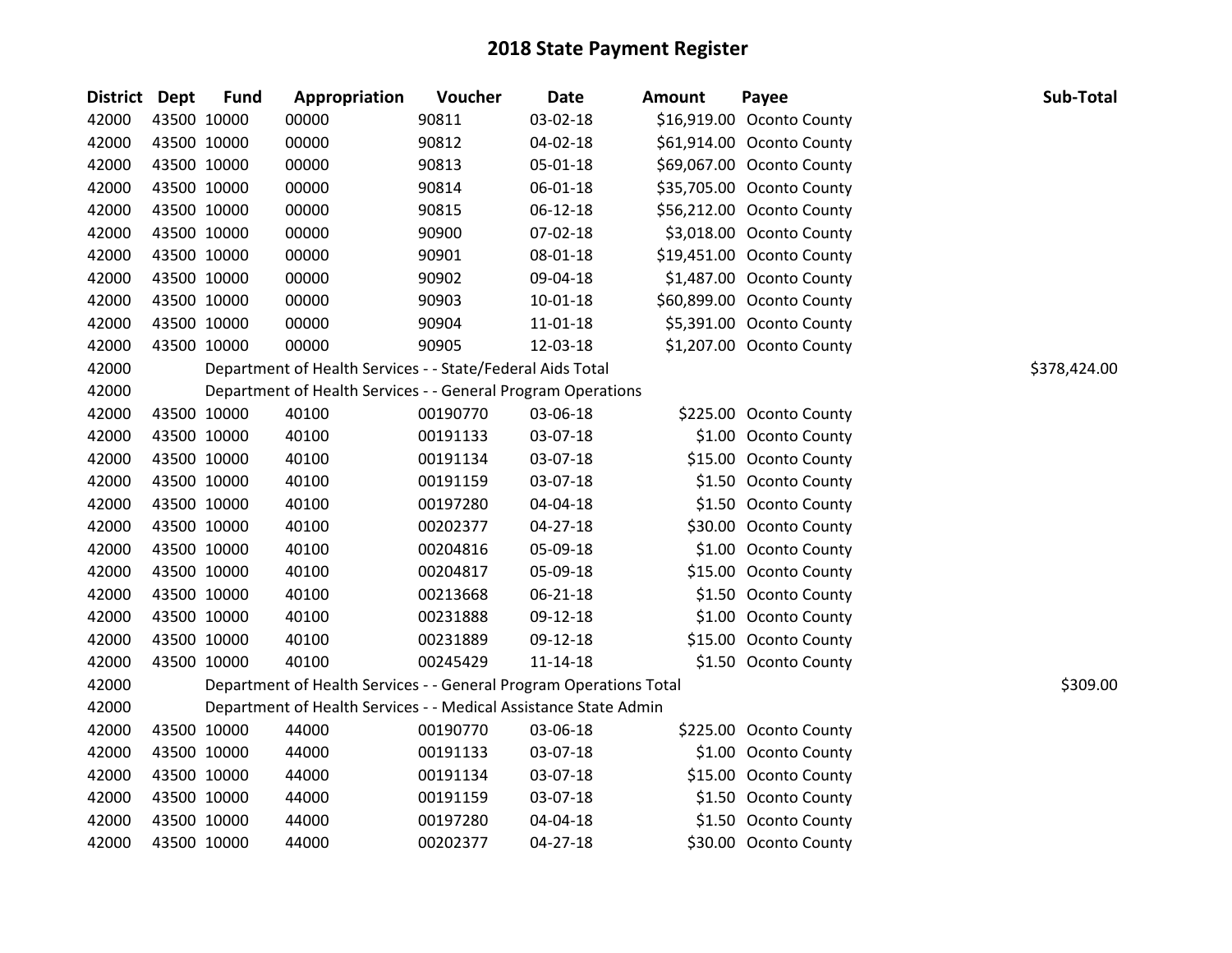# 2018 State Payment Register

| District | Dept | Fund | Appropriation | Voucher | Date | Amount | Payee | Sub-Total |
|---|---|---|---|---|---|---|---|---|
| 42000 | 43500 | 10000 | 00000 | 90811 | 03-02-18 | $16,919.00 | Oconto County | |
| 42000 | 43500 | 10000 | 00000 | 90812 | 04-02-18 | $61,914.00 | Oconto County | |
| 42000 | 43500 | 10000 | 00000 | 90813 | 05-01-18 | $69,067.00 | Oconto County | |
| 42000 | 43500 | 10000 | 00000 | 90814 | 06-01-18 | $35,705.00 | Oconto County | |
| 42000 | 43500 | 10000 | 00000 | 90815 | 06-12-18 | $56,212.00 | Oconto County | |
| 42000 | 43500 | 10000 | 00000 | 90900 | 07-02-18 | $3,018.00 | Oconto County | |
| 42000 | 43500 | 10000 | 00000 | 90901 | 08-01-18 | $19,451.00 | Oconto County | |
| 42000 | 43500 | 10000 | 00000 | 90902 | 09-04-18 | $1,487.00 | Oconto County | |
| 42000 | 43500 | 10000 | 00000 | 90903 | 10-01-18 | $60,899.00 | Oconto County | |
| 42000 | 43500 | 10000 | 00000 | 90904 | 11-01-18 | $5,391.00 | Oconto County | |
| 42000 | 43500 | 10000 | 00000 | 90905 | 12-03-18 | $1,207.00 | Oconto County | |
| 42000 | | Department of Health Services - - State/Federal Aids Total | | | | | | $378,424.00 |
| 42000 | | Department of Health Services - - General Program Operations | | | | | | |
| 42000 | 43500 | 10000 | 40100 | 00190770 | 03-06-18 | $225.00 | Oconto County | |
| 42000 | 43500 | 10000 | 40100 | 00191133 | 03-07-18 | $1.00 | Oconto County | |
| 42000 | 43500 | 10000 | 40100 | 00191134 | 03-07-18 | $15.00 | Oconto County | |
| 42000 | 43500 | 10000 | 40100 | 00191159 | 03-07-18 | $1.50 | Oconto County | |
| 42000 | 43500 | 10000 | 40100 | 00197280 | 04-04-18 | $1.50 | Oconto County | |
| 42000 | 43500 | 10000 | 40100 | 00202377 | 04-27-18 | $30.00 | Oconto County | |
| 42000 | 43500 | 10000 | 40100 | 00204816 | 05-09-18 | $1.00 | Oconto County | |
| 42000 | 43500 | 10000 | 40100 | 00204817 | 05-09-18 | $15.00 | Oconto County | |
| 42000 | 43500 | 10000 | 40100 | 00213668 | 06-21-18 | $1.50 | Oconto County | |
| 42000 | 43500 | 10000 | 40100 | 00231888 | 09-12-18 | $1.00 | Oconto County | |
| 42000 | 43500 | 10000 | 40100 | 00231889 | 09-12-18 | $15.00 | Oconto County | |
| 42000 | 43500 | 10000 | 40100 | 00245429 | 11-14-18 | $1.50 | Oconto County | |
| 42000 | | Department of Health Services - - General Program Operations Total | | | | | | $309.00 |
| 42000 | | Department of Health Services - - Medical Assistance State Admin | | | | | | |
| 42000 | 43500 | 10000 | 44000 | 00190770 | 03-06-18 | $225.00 | Oconto County | |
| 42000 | 43500 | 10000 | 44000 | 00191133 | 03-07-18 | $1.00 | Oconto County | |
| 42000 | 43500 | 10000 | 44000 | 00191134 | 03-07-18 | $15.00 | Oconto County | |
| 42000 | 43500 | 10000 | 44000 | 00191159 | 03-07-18 | $1.50 | Oconto County | |
| 42000 | 43500 | 10000 | 44000 | 00197280 | 04-04-18 | $1.50 | Oconto County | |
| 42000 | 43500 | 10000 | 44000 | 00202377 | 04-27-18 | $30.00 | Oconto County | |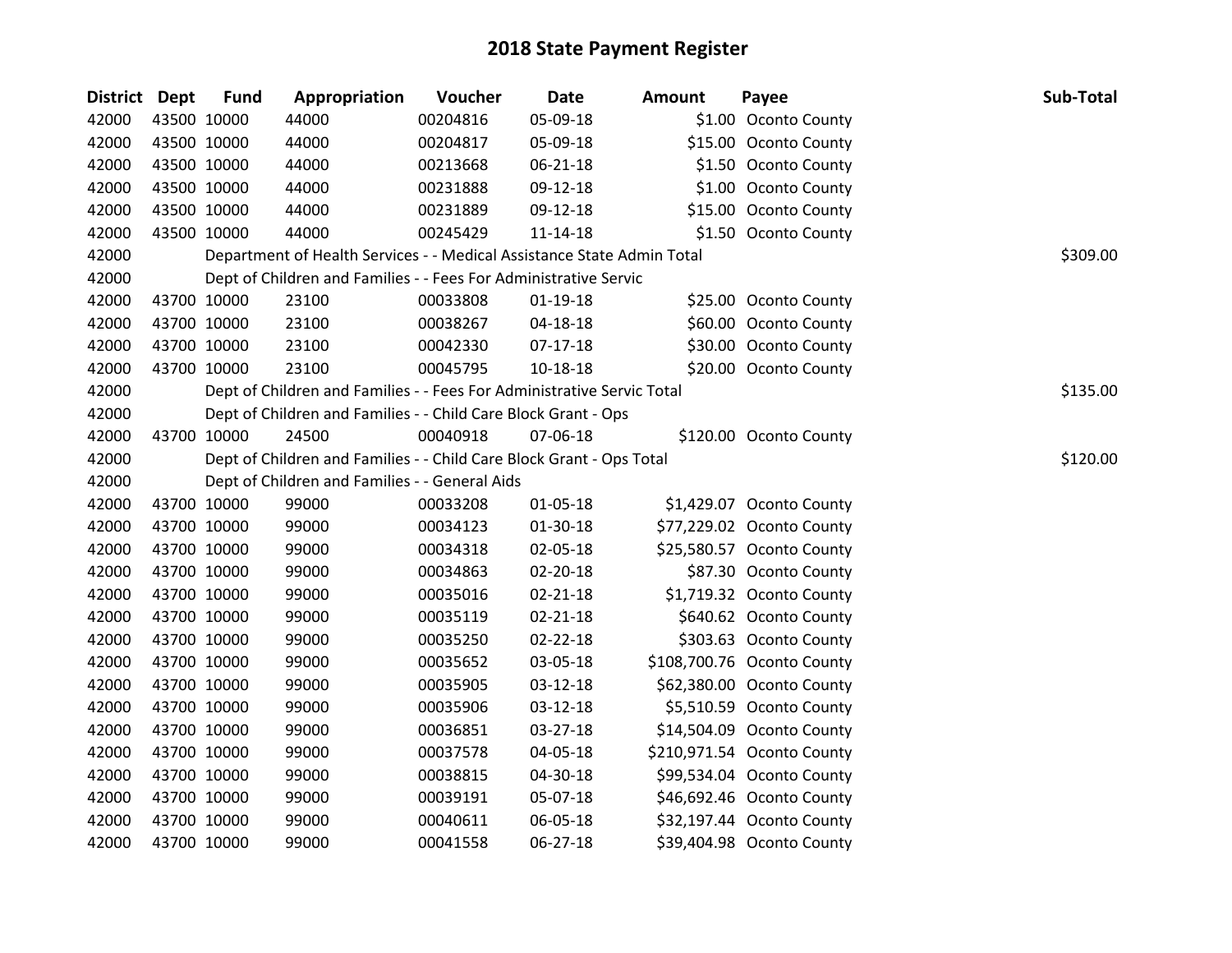# 2018 State Payment Register

| District | Dept | Fund | Appropriation | Voucher | Date | Amount | Payee | Sub-Total |
|---|---|---|---|---|---|---|---|---|
| 42000 | 43500 | 10000 | 44000 | 00204816 | 05-09-18 | $1.00 | Oconto County | |
| 42000 | 43500 | 10000 | 44000 | 00204817 | 05-09-18 | $15.00 | Oconto County | |
| 42000 | 43500 | 10000 | 44000 | 00213668 | 06-21-18 | $1.50 | Oconto County | |
| 42000 | 43500 | 10000 | 44000 | 00231888 | 09-12-18 | $1.00 | Oconto County | |
| 42000 | 43500 | 10000 | 44000 | 00231889 | 09-12-18 | $15.00 | Oconto County | |
| 42000 | 43500 | 10000 | 44000 | 00245429 | 11-14-18 | $1.50 | Oconto County | |
| 42000 | | | Department of Health Services - - Medical Assistance State Admin Total | | | | | $309.00 |
| 42000 | | | Dept of Children and Families - - Fees For Administrative Servic | | | | | |
| 42000 | 43700 | 10000 | 23100 | 00033808 | 01-19-18 | $25.00 | Oconto County | |
| 42000 | 43700 | 10000 | 23100 | 00038267 | 04-18-18 | $60.00 | Oconto County | |
| 42000 | 43700 | 10000 | 23100 | 00042330 | 07-17-18 | $30.00 | Oconto County | |
| 42000 | 43700 | 10000 | 23100 | 00045795 | 10-18-18 | $20.00 | Oconto County | |
| 42000 | | | Dept of Children and Families - - Fees For Administrative Servic Total | | | | | $135.00 |
| 42000 | | | Dept of Children and Families - - Child Care Block Grant - Ops | | | | | |
| 42000 | 43700 | 10000 | 24500 | 00040918 | 07-06-18 | $120.00 | Oconto County | |
| 42000 | | | Dept of Children and Families - - Child Care Block Grant - Ops Total | | | | | $120.00 |
| 42000 | | | Dept of Children and Families - - General Aids | | | | | |
| 42000 | 43700 | 10000 | 99000 | 00033208 | 01-05-18 | $1,429.07 | Oconto County | |
| 42000 | 43700 | 10000 | 99000 | 00034123 | 01-30-18 | $77,229.02 | Oconto County | |
| 42000 | 43700 | 10000 | 99000 | 00034318 | 02-05-18 | $25,580.57 | Oconto County | |
| 42000 | 43700 | 10000 | 99000 | 00034863 | 02-20-18 | $87.30 | Oconto County | |
| 42000 | 43700 | 10000 | 99000 | 00035016 | 02-21-18 | $1,719.32 | Oconto County | |
| 42000 | 43700 | 10000 | 99000 | 00035119 | 02-21-18 | $640.62 | Oconto County | |
| 42000 | 43700 | 10000 | 99000 | 00035250 | 02-22-18 | $303.63 | Oconto County | |
| 42000 | 43700 | 10000 | 99000 | 00035652 | 03-05-18 | $108,700.76 | Oconto County | |
| 42000 | 43700 | 10000 | 99000 | 00035905 | 03-12-18 | $62,380.00 | Oconto County | |
| 42000 | 43700 | 10000 | 99000 | 00035906 | 03-12-18 | $5,510.59 | Oconto County | |
| 42000 | 43700 | 10000 | 99000 | 00036851 | 03-27-18 | $14,504.09 | Oconto County | |
| 42000 | 43700 | 10000 | 99000 | 00037578 | 04-05-18 | $210,971.54 | Oconto County | |
| 42000 | 43700 | 10000 | 99000 | 00038815 | 04-30-18 | $99,534.04 | Oconto County | |
| 42000 | 43700 | 10000 | 99000 | 00039191 | 05-07-18 | $46,692.46 | Oconto County | |
| 42000 | 43700 | 10000 | 99000 | 00040611 | 06-05-18 | $32,197.44 | Oconto County | |
| 42000 | 43700 | 10000 | 99000 | 00041558 | 06-27-18 | $39,404.98 | Oconto County | |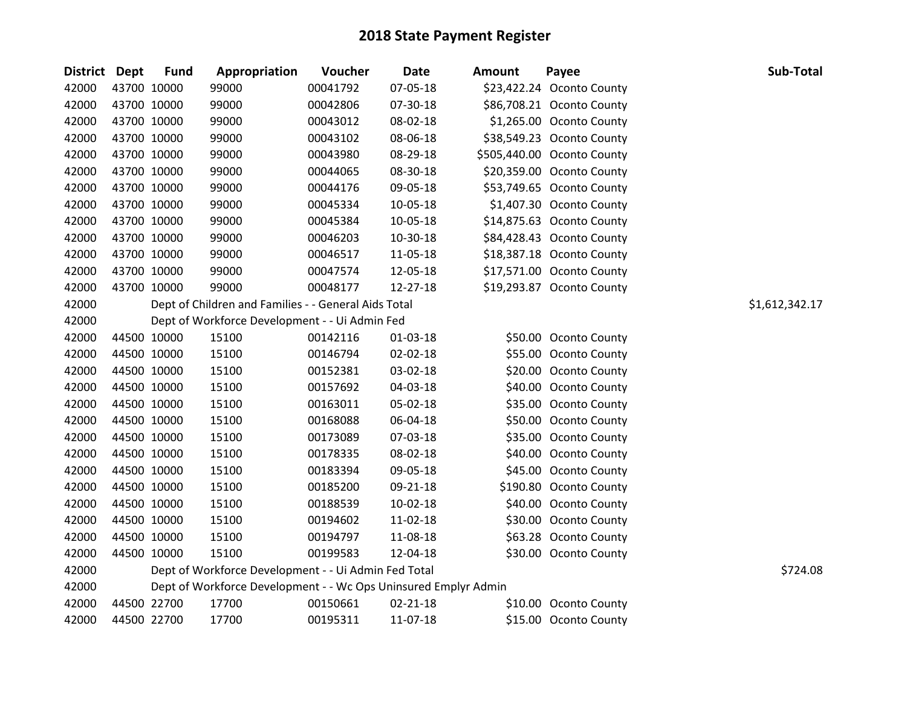# 2018 State Payment Register

| District | Dept | Fund | Appropriation | Voucher | Date | Amount | Payee | Sub-Total |
|---|---|---|---|---|---|---|---|---|
| 42000 | 43700 | 10000 | 99000 | 00041792 | 07-05-18 | $23,422.24 | Oconto County | |
| 42000 | 43700 | 10000 | 99000 | 00042806 | 07-30-18 | $86,708.21 | Oconto County | |
| 42000 | 43700 | 10000 | 99000 | 00043012 | 08-02-18 | $1,265.00 | Oconto County | |
| 42000 | 43700 | 10000 | 99000 | 00043102 | 08-06-18 | $38,549.23 | Oconto County | |
| 42000 | 43700 | 10000 | 99000 | 00043980 | 08-29-18 | $505,440.00 | Oconto County | |
| 42000 | 43700 | 10000 | 99000 | 00044065 | 08-30-18 | $20,359.00 | Oconto County | |
| 42000 | 43700 | 10000 | 99000 | 00044176 | 09-05-18 | $53,749.65 | Oconto County | |
| 42000 | 43700 | 10000 | 99000 | 00045334 | 10-05-18 | $1,407.30 | Oconto County | |
| 42000 | 43700 | 10000 | 99000 | 00045384 | 10-05-18 | $14,875.63 | Oconto County | |
| 42000 | 43700 | 10000 | 99000 | 00046203 | 10-30-18 | $84,428.43 | Oconto County | |
| 42000 | 43700 | 10000 | 99000 | 00046517 | 11-05-18 | $18,387.18 | Oconto County | |
| 42000 | 43700 | 10000 | 99000 | 00047574 | 12-05-18 | $17,571.00 | Oconto County | |
| 42000 | 43700 | 10000 | 99000 | 00048177 | 12-27-18 | $19,293.87 | Oconto County | |
| 42000 | | Dept of Children and Families - - General Aids Total | | | | | | $1,612,342.17 |
| 42000 | | Dept of Workforce Development - - Ui Admin Fed | | | | | | |
| 42000 | 44500 | 10000 | 15100 | 00142116 | 01-03-18 | $50.00 | Oconto County | |
| 42000 | 44500 | 10000 | 15100 | 00146794 | 02-02-18 | $55.00 | Oconto County | |
| 42000 | 44500 | 10000 | 15100 | 00152381 | 03-02-18 | $20.00 | Oconto County | |
| 42000 | 44500 | 10000 | 15100 | 00157692 | 04-03-18 | $40.00 | Oconto County | |
| 42000 | 44500 | 10000 | 15100 | 00163011 | 05-02-18 | $35.00 | Oconto County | |
| 42000 | 44500 | 10000 | 15100 | 00168088 | 06-04-18 | $50.00 | Oconto County | |
| 42000 | 44500 | 10000 | 15100 | 00173089 | 07-03-18 | $35.00 | Oconto County | |
| 42000 | 44500 | 10000 | 15100 | 00178335 | 08-02-18 | $40.00 | Oconto County | |
| 42000 | 44500 | 10000 | 15100 | 00183394 | 09-05-18 | $45.00 | Oconto County | |
| 42000 | 44500 | 10000 | 15100 | 00185200 | 09-21-18 | $190.80 | Oconto County | |
| 42000 | 44500 | 10000 | 15100 | 00188539 | 10-02-18 | $40.00 | Oconto County | |
| 42000 | 44500 | 10000 | 15100 | 00194602 | 11-02-18 | $30.00 | Oconto County | |
| 42000 | 44500 | 10000 | 15100 | 00194797 | 11-08-18 | $63.28 | Oconto County | |
| 42000 | 44500 | 10000 | 15100 | 00199583 | 12-04-18 | $30.00 | Oconto County | |
| 42000 | | Dept of Workforce Development - - Ui Admin Fed Total | | | | | | $724.08 |
| 42000 | | Dept of Workforce Development - - Wc Ops Uninsured Emplyr Admin | | | | | | |
| 42000 | 44500 | 22700 | 17700 | 00150661 | 02-21-18 | $10.00 | Oconto County | |
| 42000 | 44500 | 22700 | 17700 | 00195311 | 11-07-18 | $15.00 | Oconto County | |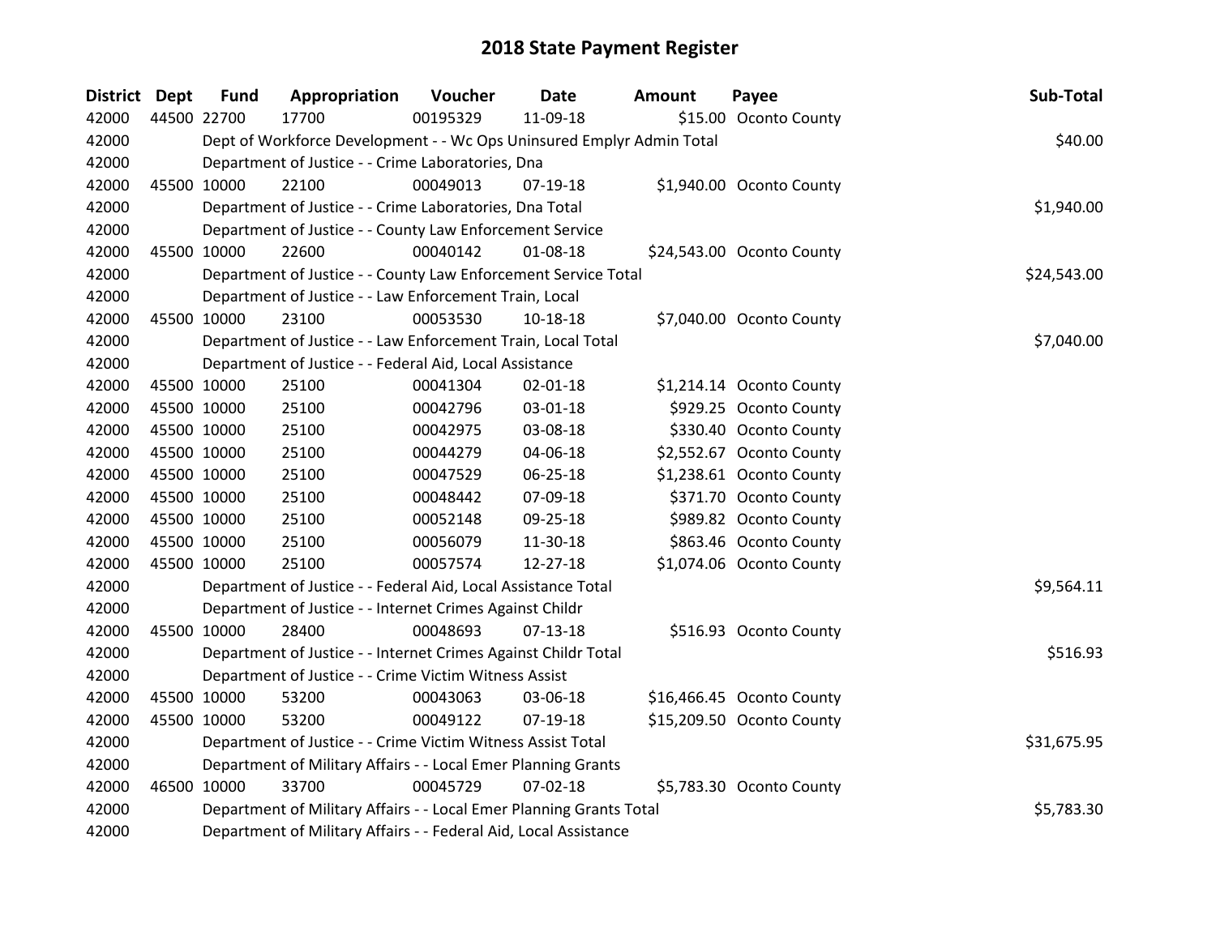# 2018 State Payment Register

| District | Dept | Fund | Appropriation | Voucher | Date | Amount | Payee | Sub-Total |
|---|---|---|---|---|---|---|---|---|
| 42000 | 44500 | 22700 | 17700 | 00195329 | 11-09-18 | $15.00 | Oconto County | |
| 42000 | | Dept of Workforce Development - - Wc Ops Uninsured Emplyr Admin Total | | | | | | $40.00 |
| 42000 | | Department of Justice - - Crime Laboratories, Dna | | | | | | |
| 42000 | 45500 | 10000 | 22100 | 00049013 | 07-19-18 | $1,940.00 | Oconto County | |
| 42000 | | Department of Justice - - Crime Laboratories, Dna Total | | | | | | $1,940.00 |
| 42000 | | Department of Justice - - County Law Enforcement Service | | | | | | |
| 42000 | 45500 | 10000 | 22600 | 00040142 | 01-08-18 | $24,543.00 | Oconto County | |
| 42000 | | Department of Justice - - County Law Enforcement Service Total | | | | | | $24,543.00 |
| 42000 | | Department of Justice - - Law Enforcement Train, Local | | | | | | |
| 42000 | 45500 | 10000 | 23100 | 00053530 | 10-18-18 | $7,040.00 | Oconto County | |
| 42000 | | Department of Justice - - Law Enforcement Train, Local Total | | | | | | $7,040.00 |
| 42000 | | Department of Justice - - Federal Aid, Local Assistance | | | | | | |
| 42000 | 45500 | 10000 | 25100 | 00041304 | 02-01-18 | $1,214.14 | Oconto County | |
| 42000 | 45500 | 10000 | 25100 | 00042796 | 03-01-18 | $929.25 | Oconto County | |
| 42000 | 45500 | 10000 | 25100 | 00042975 | 03-08-18 | $330.40 | Oconto County | |
| 42000 | 45500 | 10000 | 25100 | 00044279 | 04-06-18 | $2,552.67 | Oconto County | |
| 42000 | 45500 | 10000 | 25100 | 00047529 | 06-25-18 | $1,238.61 | Oconto County | |
| 42000 | 45500 | 10000 | 25100 | 00048442 | 07-09-18 | $371.70 | Oconto County | |
| 42000 | 45500 | 10000 | 25100 | 00052148 | 09-25-18 | $989.82 | Oconto County | |
| 42000 | 45500 | 10000 | 25100 | 00056079 | 11-30-18 | $863.46 | Oconto County | |
| 42000 | 45500 | 10000 | 25100 | 00057574 | 12-27-18 | $1,074.06 | Oconto County | |
| 42000 | | Department of Justice - - Federal Aid, Local Assistance Total | | | | | | $9,564.11 |
| 42000 | | Department of Justice - - Internet Crimes Against Childr | | | | | | |
| 42000 | 45500 | 10000 | 28400 | 00048693 | 07-13-18 | $516.93 | Oconto County | |
| 42000 | | Department of Justice - - Internet Crimes Against Childr Total | | | | | | $516.93 |
| 42000 | | Department of Justice - - Crime Victim Witness Assist | | | | | | |
| 42000 | 45500 | 10000 | 53200 | 00043063 | 03-06-18 | $16,466.45 | Oconto County | |
| 42000 | 45500 | 10000 | 53200 | 00049122 | 07-19-18 | $15,209.50 | Oconto County | |
| 42000 | | Department of Justice - - Crime Victim Witness Assist Total | | | | | | $31,675.95 |
| 42000 | | Department of Military Affairs - - Local Emer Planning Grants | | | | | | |
| 42000 | 46500 | 10000 | 33700 | 00045729 | 07-02-18 | $5,783.30 | Oconto County | |
| 42000 | | Department of Military Affairs - - Local Emer Planning Grants Total | | | | | | $5,783.30 |
| 42000 | | Department of Military Affairs - - Federal Aid, Local Assistance | | | | | | |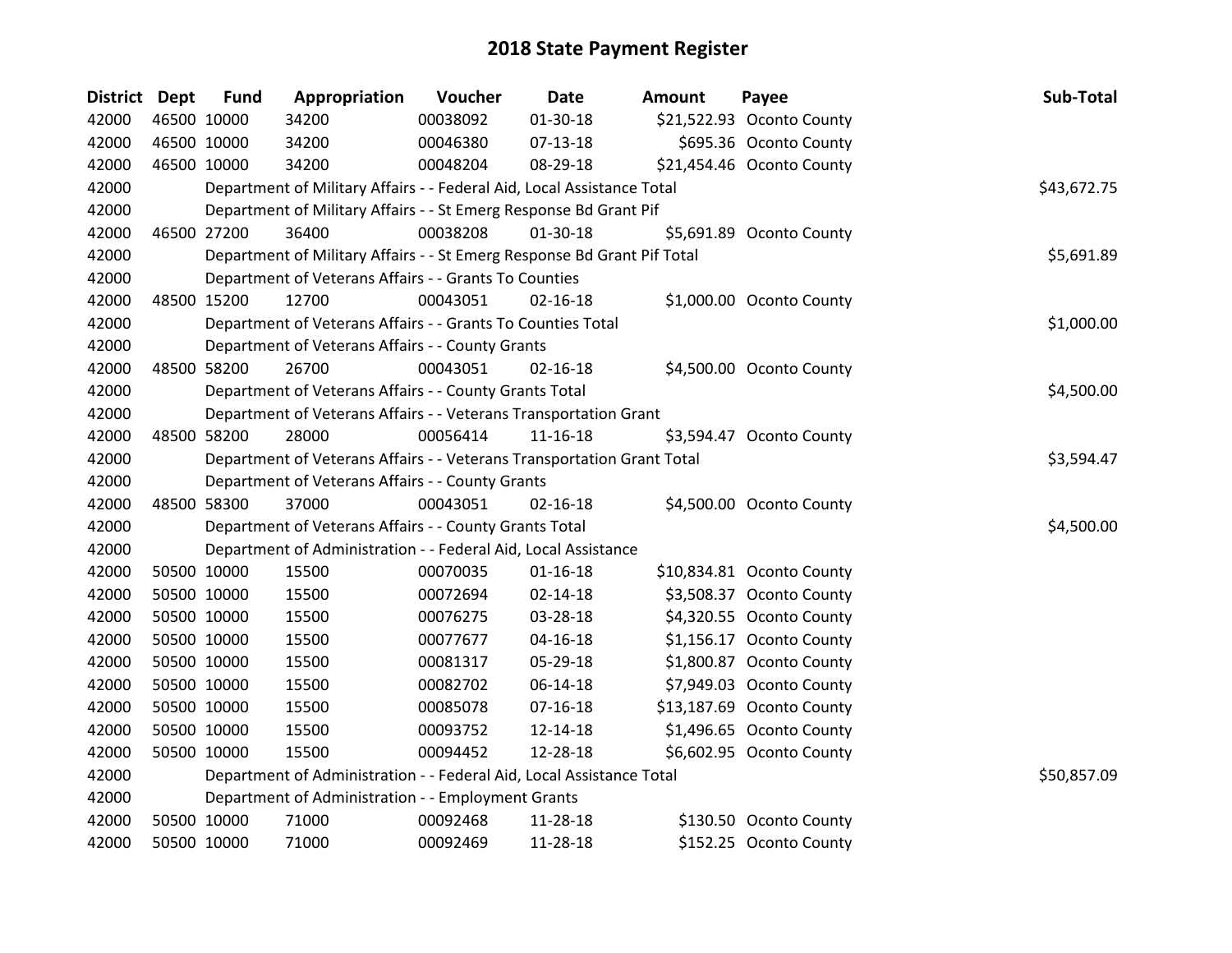# 2018 State Payment Register

| District | Dept | Fund | Appropriation | Voucher | Date | Amount | Payee | Sub-Total |
|---|---|---|---|---|---|---|---|---|
| 42000 | 46500 | 10000 | 34200 | 00038092 | 01-30-18 | $21,522.93 | Oconto County | |
| 42000 | 46500 | 10000 | 34200 | 00046380 | 07-13-18 | $695.36 | Oconto County | |
| 42000 | 46500 | 10000 | 34200 | 00048204 | 08-29-18 | $21,454.46 | Oconto County | |
| 42000 | | | Department of Military Affairs - - Federal Aid, Local Assistance Total | | | | | $43,672.75 |
| 42000 | | | Department of Military Affairs - - St Emerg Response Bd Grant Pif | | | | | |
| 42000 | 46500 | 27200 | 36400 | 00038208 | 01-30-18 | $5,691.89 | Oconto County | |
| 42000 | | | Department of Military Affairs - - St Emerg Response Bd Grant Pif Total | | | | | $5,691.89 |
| 42000 | | | Department of Veterans Affairs - - Grants To Counties | | | | | |
| 42000 | 48500 | 15200 | 12700 | 00043051 | 02-16-18 | $1,000.00 | Oconto County | |
| 42000 | | | Department of Veterans Affairs - - Grants To Counties Total | | | | | $1,000.00 |
| 42000 | | | Department of Veterans Affairs - - County Grants | | | | | |
| 42000 | 48500 | 58200 | 26700 | 00043051 | 02-16-18 | $4,500.00 | Oconto County | |
| 42000 | | | Department of Veterans Affairs - - County Grants Total | | | | | $4,500.00 |
| 42000 | | | Department of Veterans Affairs - - Veterans Transportation Grant | | | | | |
| 42000 | 48500 | 58200 | 28000 | 00056414 | 11-16-18 | $3,594.47 | Oconto County | |
| 42000 | | | Department of Veterans Affairs - - Veterans Transportation Grant Total | | | | | $3,594.47 |
| 42000 | | | Department of Veterans Affairs - - County Grants | | | | | |
| 42000 | 48500 | 58300 | 37000 | 00043051 | 02-16-18 | $4,500.00 | Oconto County | |
| 42000 | | | Department of Veterans Affairs - - County Grants Total | | | | | $4,500.00 |
| 42000 | | | Department of Administration - - Federal Aid, Local Assistance | | | | | |
| 42000 | 50500 | 10000 | 15500 | 00070035 | 01-16-18 | $10,834.81 | Oconto County | |
| 42000 | 50500 | 10000 | 15500 | 00072694 | 02-14-18 | $3,508.37 | Oconto County | |
| 42000 | 50500 | 10000 | 15500 | 00076275 | 03-28-18 | $4,320.55 | Oconto County | |
| 42000 | 50500 | 10000 | 15500 | 00077677 | 04-16-18 | $1,156.17 | Oconto County | |
| 42000 | 50500 | 10000 | 15500 | 00081317 | 05-29-18 | $1,800.87 | Oconto County | |
| 42000 | 50500 | 10000 | 15500 | 00082702 | 06-14-18 | $7,949.03 | Oconto County | |
| 42000 | 50500 | 10000 | 15500 | 00085078 | 07-16-18 | $13,187.69 | Oconto County | |
| 42000 | 50500 | 10000 | 15500 | 00093752 | 12-14-18 | $1,496.65 | Oconto County | |
| 42000 | 50500 | 10000 | 15500 | 00094452 | 12-28-18 | $6,602.95 | Oconto County | |
| 42000 | | | Department of Administration - - Federal Aid, Local Assistance Total | | | | | $50,857.09 |
| 42000 | | | Department of Administration - - Employment Grants | | | | | |
| 42000 | 50500 | 10000 | 71000 | 00092468 | 11-28-18 | $130.50 | Oconto County | |
| 42000 | 50500 | 10000 | 71000 | 00092469 | 11-28-18 | $152.25 | Oconto County | |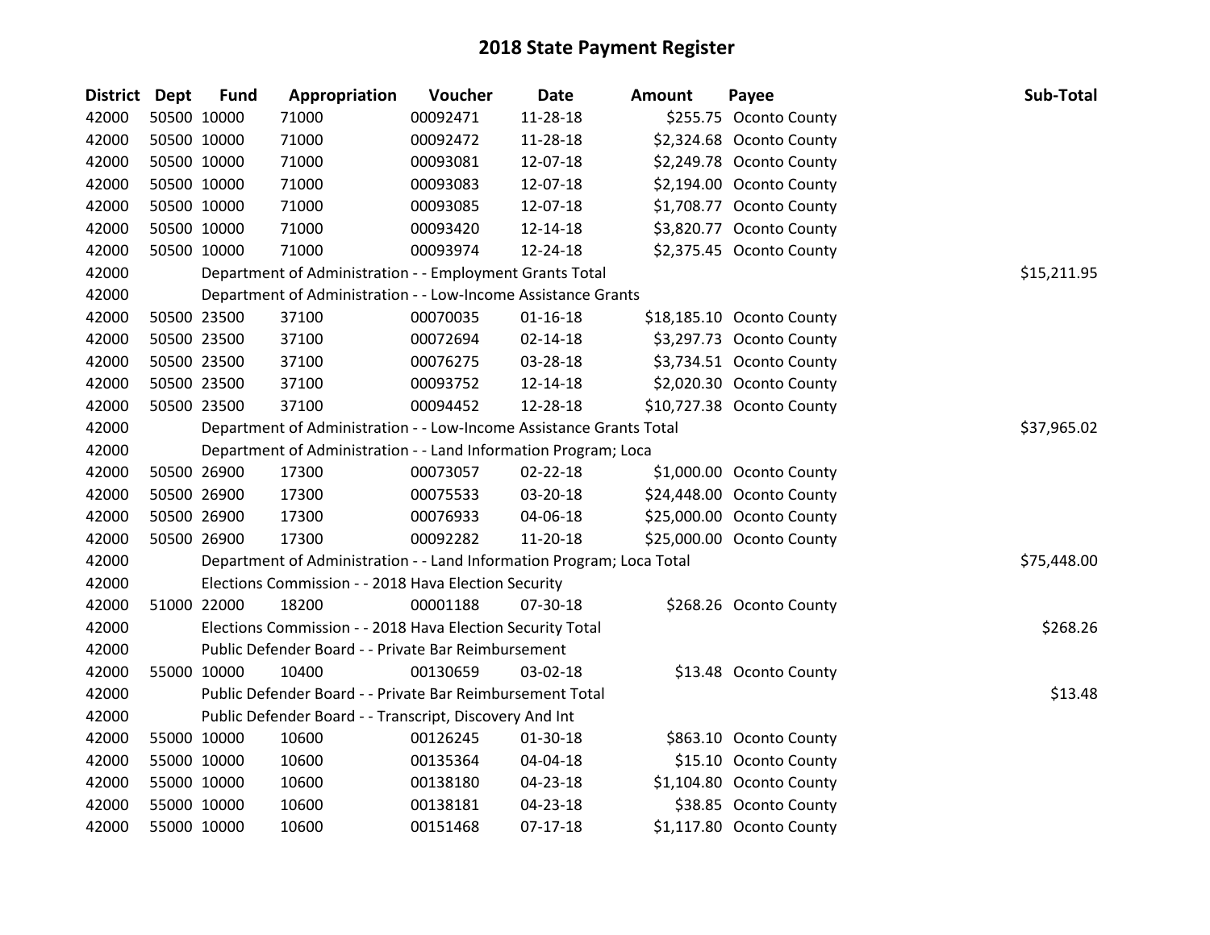# 2018 State Payment Register

| District | Dept | Fund | Appropriation | Voucher | Date | Amount | Payee | Sub-Total |
|---|---|---|---|---|---|---|---|---|
| 42000 | 50500 | 10000 | 71000 | 00092471 | 11-28-18 | $255.75 | Oconto County | |
| 42000 | 50500 | 10000 | 71000 | 00092472 | 11-28-18 | $2,324.68 | Oconto County | |
| 42000 | 50500 | 10000 | 71000 | 00093081 | 12-07-18 | $2,249.78 | Oconto County | |
| 42000 | 50500 | 10000 | 71000 | 00093083 | 12-07-18 | $2,194.00 | Oconto County | |
| 42000 | 50500 | 10000 | 71000 | 00093085 | 12-07-18 | $1,708.77 | Oconto County | |
| 42000 | 50500 | 10000 | 71000 | 00093420 | 12-14-18 | $3,820.77 | Oconto County | |
| 42000 | 50500 | 10000 | 71000 | 00093974 | 12-24-18 | $2,375.45 | Oconto County | |
| 42000 | | Department of Administration - - Employment Grants Total | | | | | | $15,211.95 |
| 42000 | | Department of Administration - - Low-Income Assistance Grants | | | | | | |
| 42000 | 50500 | 23500 | 37100 | 00070035 | 01-16-18 | $18,185.10 | Oconto County | |
| 42000 | 50500 | 23500 | 37100 | 00072694 | 02-14-18 | $3,297.73 | Oconto County | |
| 42000 | 50500 | 23500 | 37100 | 00076275 | 03-28-18 | $3,734.51 | Oconto County | |
| 42000 | 50500 | 23500 | 37100 | 00093752 | 12-14-18 | $2,020.30 | Oconto County | |
| 42000 | 50500 | 23500 | 37100 | 00094452 | 12-28-18 | $10,727.38 | Oconto County | |
| 42000 | | Department of Administration - - Low-Income Assistance Grants Total | | | | | | $37,965.02 |
| 42000 | | Department of Administration - - Land Information Program; Loca | | | | | | |
| 42000 | 50500 | 26900 | 17300 | 00073057 | 02-22-18 | $1,000.00 | Oconto County | |
| 42000 | 50500 | 26900 | 17300 | 00075533 | 03-20-18 | $24,448.00 | Oconto County | |
| 42000 | 50500 | 26900 | 17300 | 00076933 | 04-06-18 | $25,000.00 | Oconto County | |
| 42000 | 50500 | 26900 | 17300 | 00092282 | 11-20-18 | $25,000.00 | Oconto County | |
| 42000 | | Department of Administration - - Land Information Program; Loca Total | | | | | | $75,448.00 |
| 42000 | | Elections Commission - - 2018 Hava Election Security | | | | | | |
| 42000 | 51000 | 22000 | 18200 | 00001188 | 07-30-18 | $268.26 | Oconto County | |
| 42000 | | Elections Commission - - 2018 Hava Election Security Total | | | | | | $268.26 |
| 42000 | | Public Defender Board - - Private Bar Reimbursement | | | | | | |
| 42000 | 55000 | 10000 | 10400 | 00130659 | 03-02-18 | $13.48 | Oconto County | |
| 42000 | | Public Defender Board - - Private Bar Reimbursement Total | | | | | | $13.48 |
| 42000 | | Public Defender Board - - Transcript, Discovery And Int | | | | | | |
| 42000 | 55000 | 10000 | 10600 | 00126245 | 01-30-18 | $863.10 | Oconto County | |
| 42000 | 55000 | 10000 | 10600 | 00135364 | 04-04-18 | $15.10 | Oconto County | |
| 42000 | 55000 | 10000 | 10600 | 00138180 | 04-23-18 | $1,104.80 | Oconto County | |
| 42000 | 55000 | 10000 | 10600 | 00138181 | 04-23-18 | $38.85 | Oconto County | |
| 42000 | 55000 | 10000 | 10600 | 00151468 | 07-17-18 | $1,117.80 | Oconto County | |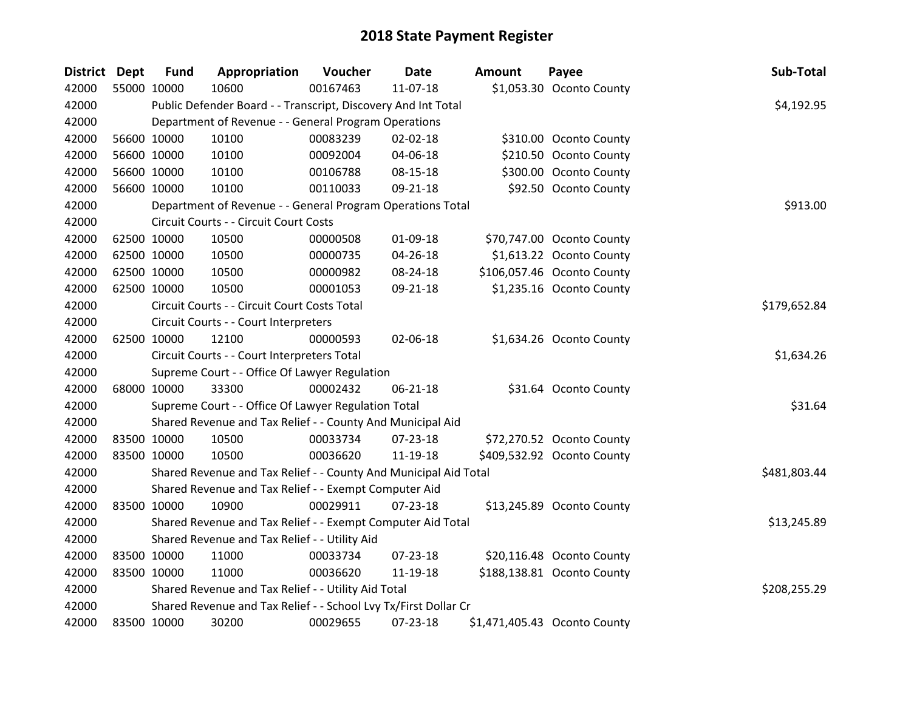# 2018 State Payment Register

| District | Dept | Fund | Appropriation | Voucher | Date | Amount | Payee | Sub-Total |
|---|---|---|---|---|---|---|---|---|
| 42000 | 55000 | 10000 | 10600 | 00167463 | 11-07-18 | $1,053.30 | Oconto County | |
| 42000 | | Public Defender Board - - Transcript, Discovery And Int Total | | | | | | $4,192.95 |
| 42000 | | Department of Revenue - - General Program Operations | | | | | | |
| 42000 | 56600 | 10000 | 10100 | 00083239 | 02-02-18 | $310.00 | Oconto County | |
| 42000 | 56600 | 10000 | 10100 | 00092004 | 04-06-18 | $210.50 | Oconto County | |
| 42000 | 56600 | 10000 | 10100 | 00106788 | 08-15-18 | $300.00 | Oconto County | |
| 42000 | 56600 | 10000 | 10100 | 00110033 | 09-21-18 | $92.50 | Oconto County | |
| 42000 | | Department of Revenue - - General Program Operations Total | | | | | | $913.00 |
| 42000 | | Circuit Courts - - Circuit Court Costs | | | | | | |
| 42000 | 62500 | 10000 | 10500 | 00000508 | 01-09-18 | $70,747.00 | Oconto County | |
| 42000 | 62500 | 10000 | 10500 | 00000735 | 04-26-18 | $1,613.22 | Oconto County | |
| 42000 | 62500 | 10000 | 10500 | 00000982 | 08-24-18 | $106,057.46 | Oconto County | |
| 42000 | 62500 | 10000 | 10500 | 00001053 | 09-21-18 | $1,235.16 | Oconto County | |
| 42000 | | Circuit Courts - - Circuit Court Costs Total | | | | | | $179,652.84 |
| 42000 | | Circuit Courts - - Court Interpreters | | | | | | |
| 42000 | 62500 | 10000 | 12100 | 00000593 | 02-06-18 | $1,634.26 | Oconto County | |
| 42000 | | Circuit Courts - - Court Interpreters Total | | | | | | $1,634.26 |
| 42000 | | Supreme Court - - Office Of Lawyer Regulation | | | | | | |
| 42000 | 68000 | 10000 | 33300 | 00002432 | 06-21-18 | $31.64 | Oconto County | |
| 42000 | | Supreme Court - - Office Of Lawyer Regulation Total | | | | | | $31.64 |
| 42000 | | Shared Revenue and Tax Relief - - County And Municipal Aid | | | | | | |
| 42000 | 83500 | 10000 | 10500 | 00033734 | 07-23-18 | $72,270.52 | Oconto County | |
| 42000 | 83500 | 10000 | 10500 | 00036620 | 11-19-18 | $409,532.92 | Oconto County | |
| 42000 | | Shared Revenue and Tax Relief - - County And Municipal Aid Total | | | | | | $481,803.44 |
| 42000 | | Shared Revenue and Tax Relief - - Exempt Computer Aid | | | | | | |
| 42000 | 83500 | 10000 | 10900 | 00029911 | 07-23-18 | $13,245.89 | Oconto County | |
| 42000 | | Shared Revenue and Tax Relief - - Exempt Computer Aid Total | | | | | | $13,245.89 |
| 42000 | | Shared Revenue and Tax Relief - - Utility Aid | | | | | | |
| 42000 | 83500 | 10000 | 11000 | 00033734 | 07-23-18 | $20,116.48 | Oconto County | |
| 42000 | 83500 | 10000 | 11000 | 00036620 | 11-19-18 | $188,138.81 | Oconto County | |
| 42000 | | Shared Revenue and Tax Relief - - Utility Aid Total | | | | | | $208,255.29 |
| 42000 | | Shared Revenue and Tax Relief - - School Lvy Tx/First Dollar Cr | | | | | | |
| 42000 | 83500 | 10000 | 30200 | 00029655 | 07-23-18 | $1,471,405.43 | Oconto County | |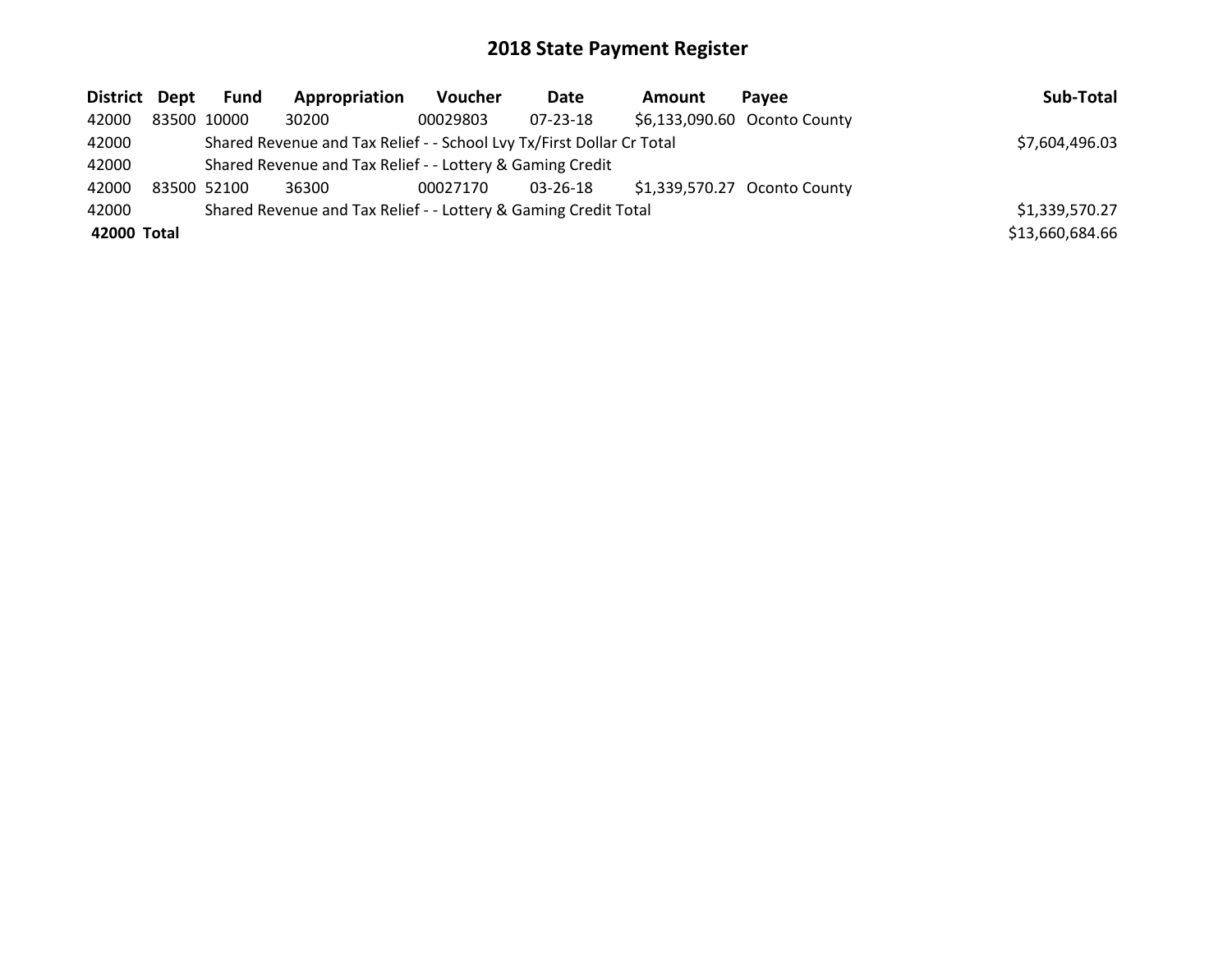# 2018 State Payment Register

| District | Dept | Fund | Appropriation | Voucher | Date | Amount | Payee | Sub-Total |
|---|---|---|---|---|---|---|---|---|
| 42000 | 83500 | 10000 | 30200 | 00029803 | 07-23-18 | $6,133,090.60 | Oconto County | |
| 42000 | | Shared Revenue and Tax Relief - - School Lvy Tx/First Dollar Cr Total | | | | | | $7,604,496.03 |
| 42000 | | Shared Revenue and Tax Relief - - Lottery & Gaming Credit | | | | | | |
| 42000 | 83500 | 52100 | 36300 | 00027170 | 03-26-18 | $1,339,570.27 | Oconto County | |
| 42000 | | Shared Revenue and Tax Relief - - Lottery & Gaming Credit Total | | | | | | $1,339,570.27 |
| **42000 Total** | | | | | | | | $13,660,684.66 |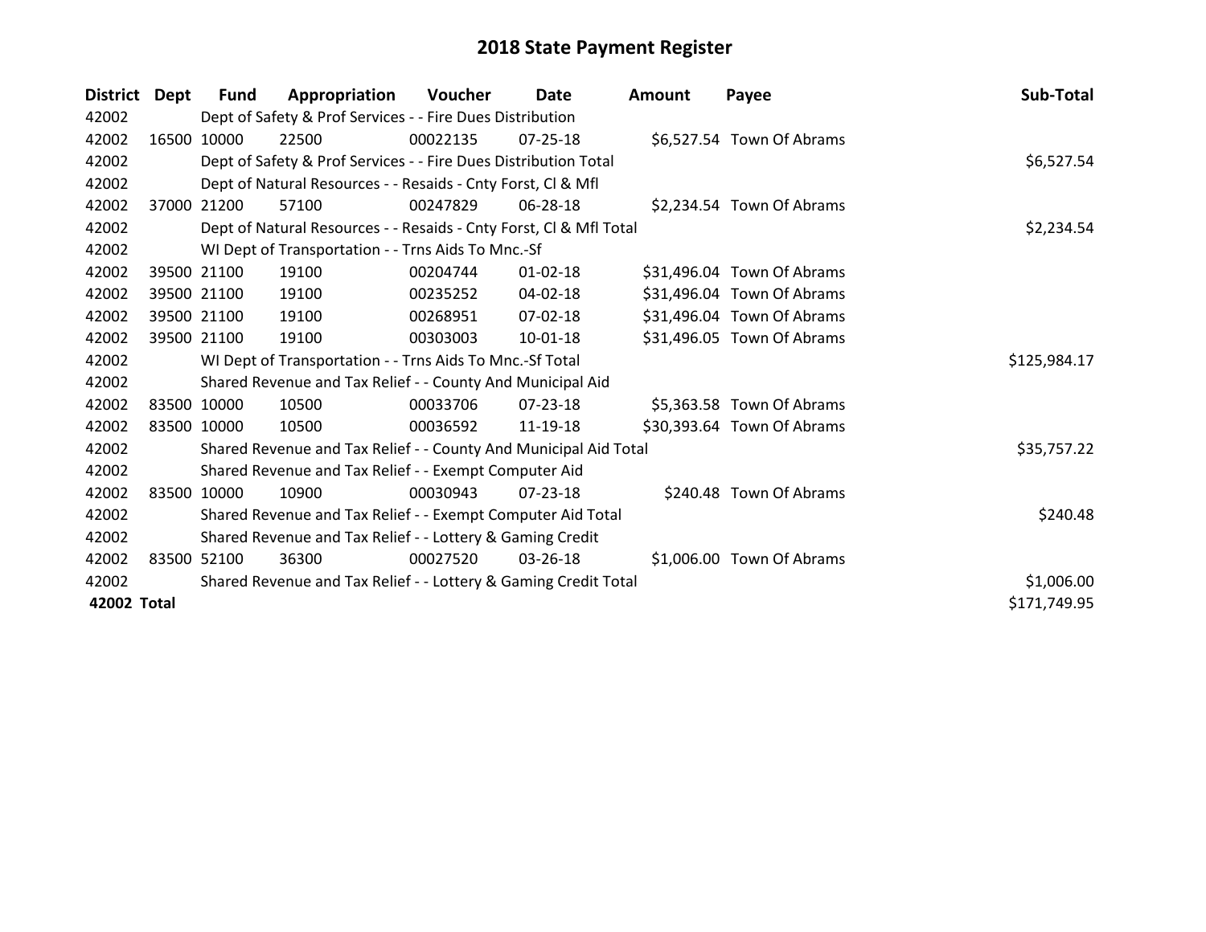# 2018 State Payment Register

| District | Dept | Fund | Appropriation | Voucher | Date | Amount | Payee | Sub-Total |
|---|---|---|---|---|---|---|---|---|
| 42002 | | Dept of Safety & Prof Services - - Fire Dues Distribution | | | | | | |
| 42002 | 16500 | 10000 | 22500 | 00022135 | 07-25-18 | $6,527.54 | Town Of Abrams | |
| 42002 | | Dept of Safety & Prof Services - - Fire Dues Distribution Total | | | | | | $6,527.54 |
| 42002 | | Dept of Natural Resources - - Resaids - Cnty Forst, Cl & Mfl | | | | | | |
| 42002 | 37000 | 21200 | 57100 | 00247829 | 06-28-18 | $2,234.54 | Town Of Abrams | |
| 42002 | | Dept of Natural Resources - - Resaids - Cnty Forst, Cl & Mfl Total | | | | | | $2,234.54 |
| 42002 | | WI Dept of Transportation - - Trns Aids To Mnc.-Sf | | | | | | |
| 42002 | 39500 | 21100 | 19100 | 00204744 | 01-02-18 | $31,496.04 | Town Of Abrams | |
| 42002 | 39500 | 21100 | 19100 | 00235252 | 04-02-18 | $31,496.04 | Town Of Abrams | |
| 42002 | 39500 | 21100 | 19100 | 00268951 | 07-02-18 | $31,496.04 | Town Of Abrams | |
| 42002 | 39500 | 21100 | 19100 | 00303003 | 10-01-18 | $31,496.05 | Town Of Abrams | |
| 42002 | | WI Dept of Transportation - - Trns Aids To Mnc.-Sf Total | | | | | | $125,984.17 |
| 42002 | | Shared Revenue and Tax Relief - - County And Municipal Aid | | | | | | |
| 42002 | 83500 | 10000 | 10500 | 00033706 | 07-23-18 | $5,363.58 | Town Of Abrams | |
| 42002 | 83500 | 10000 | 10500 | 00036592 | 11-19-18 | $30,393.64 | Town Of Abrams | |
| 42002 | | Shared Revenue and Tax Relief - - County And Municipal Aid Total | | | | | | $35,757.22 |
| 42002 | | Shared Revenue and Tax Relief - - Exempt Computer Aid | | | | | | |
| 42002 | 83500 | 10000 | 10900 | 00030943 | 07-23-18 | $240.48 | Town Of Abrams | |
| 42002 | | Shared Revenue and Tax Relief - - Exempt Computer Aid Total | | | | | | $240.48 |
| 42002 | | Shared Revenue and Tax Relief - - Lottery & Gaming Credit | | | | | | |
| 42002 | 83500 | 52100 | 36300 | 00027520 | 03-26-18 | $1,006.00 | Town Of Abrams | |
| 42002 | | Shared Revenue and Tax Relief - - Lottery & Gaming Credit Total | | | | | | $1,006.00 |
| **42002 Total** | | | | | | | | $171,749.95 |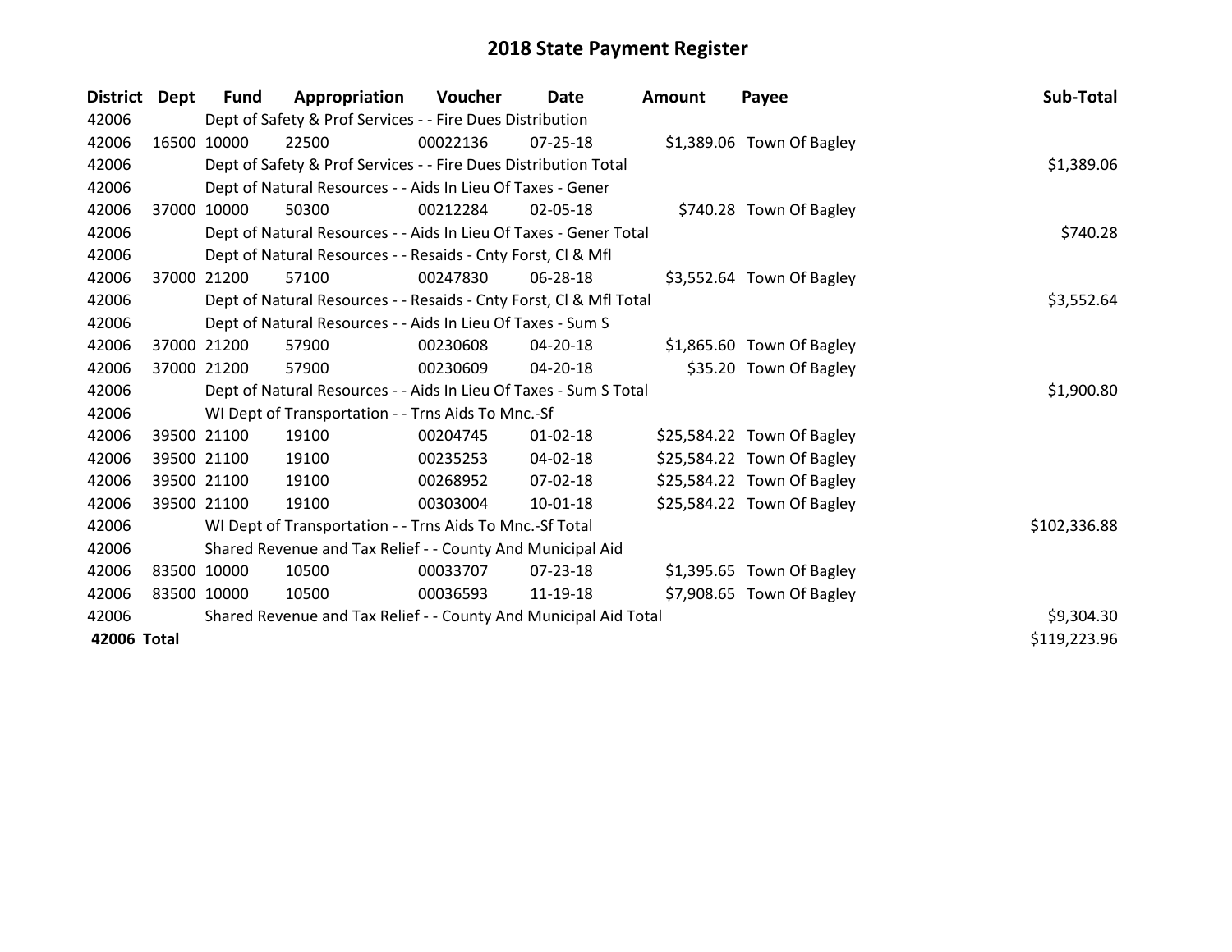# 2018 State Payment Register

| District | Dept | Fund | Appropriation | Voucher | Date | Amount | Payee | Sub-Total |
|---|---|---|---|---|---|---|---|---|
| 42006 | | Dept of Safety & Prof Services - - Fire Dues Distribution | | | | | | |
| 42006 | 16500 | 10000 | 22500 | 00022136 | 07-25-18 | $1,389.06 | Town Of Bagley | |
| 42006 | | Dept of Safety & Prof Services - - Fire Dues Distribution Total | | | | | | $1,389.06 |
| 42006 | | Dept of Natural Resources - - Aids In Lieu Of Taxes - Gener | | | | | | |
| 42006 | 37000 | 10000 | 50300 | 00212284 | 02-05-18 | $740.28 | Town Of Bagley | |
| 42006 | | Dept of Natural Resources - - Aids In Lieu Of Taxes - Gener Total | | | | | | $740.28 |
| 42006 | | Dept of Natural Resources - - Resaids - Cnty Forst, Cl & Mfl | | | | | | |
| 42006 | 37000 | 21200 | 57100 | 00247830 | 06-28-18 | $3,552.64 | Town Of Bagley | |
| 42006 | | Dept of Natural Resources - - Resaids - Cnty Forst, Cl & Mfl Total | | | | | | $3,552.64 |
| 42006 | | Dept of Natural Resources - - Aids In Lieu Of Taxes - Sum S | | | | | | |
| 42006 | 37000 | 21200 | 57900 | 00230608 | 04-20-18 | $1,865.60 | Town Of Bagley | |
| 42006 | 37000 | 21200 | 57900 | 00230609 | 04-20-18 | $35.20 | Town Of Bagley | |
| 42006 | | Dept of Natural Resources - - Aids In Lieu Of Taxes - Sum S Total | | | | | | $1,900.80 |
| 42006 | | WI Dept of Transportation - - Trns Aids To Mnc.-Sf | | | | | | |
| 42006 | 39500 | 21100 | 19100 | 00204745 | 01-02-18 | $25,584.22 | Town Of Bagley | |
| 42006 | 39500 | 21100 | 19100 | 00235253 | 04-02-18 | $25,584.22 | Town Of Bagley | |
| 42006 | 39500 | 21100 | 19100 | 00268952 | 07-02-18 | $25,584.22 | Town Of Bagley | |
| 42006 | 39500 | 21100 | 19100 | 00303004 | 10-01-18 | $25,584.22 | Town Of Bagley | |
| 42006 | | WI Dept of Transportation - - Trns Aids To Mnc.-Sf Total | | | | | | $102,336.88 |
| 42006 | | Shared Revenue and Tax Relief - - County And Municipal Aid | | | | | | |
| 42006 | 83500 | 10000 | 10500 | 00033707 | 07-23-18 | $1,395.65 | Town Of Bagley | |
| 42006 | 83500 | 10000 | 10500 | 00036593 | 11-19-18 | $7,908.65 | Town Of Bagley | |
| 42006 | | Shared Revenue and Tax Relief - - County And Municipal Aid Total | | | | | | $9,304.30 |
| **42006 Total** | | | | | | | | $119,223.96 |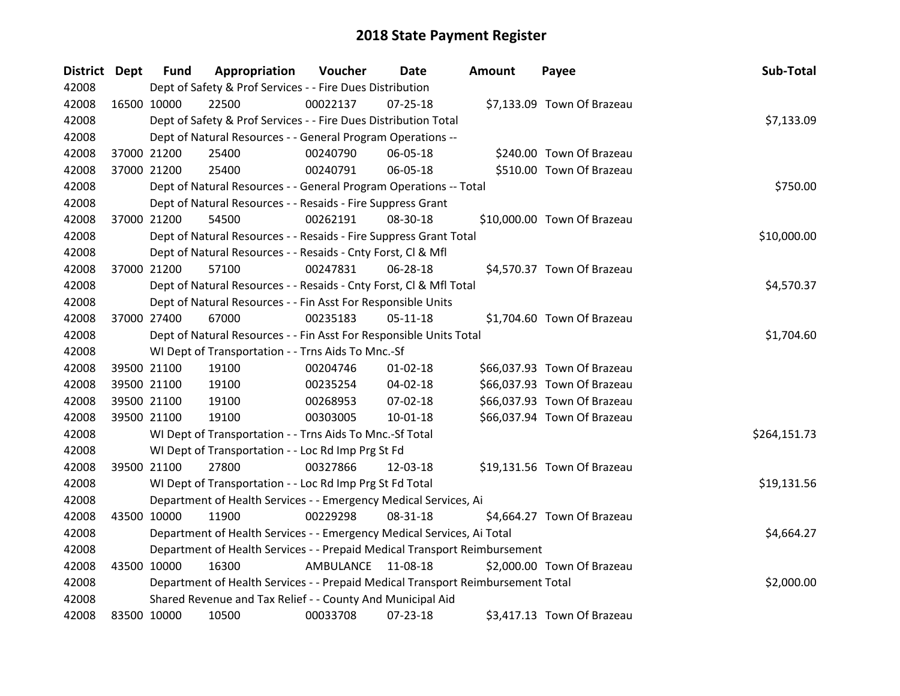# 2018 State Payment Register

| District | Dept | Fund | Appropriation | Voucher | Date | Amount | Payee | Sub-Total |
|---|---|---|---|---|---|---|---|---|
| 42008 | | Dept of Safety & Prof Services - - Fire Dues Distribution | | | | | | |
| 42008 | 16500 | 10000 | 22500 | 00022137 | 07-25-18 | $7,133.09 | Town Of Brazeau | |
| 42008 | | Dept of Safety & Prof Services - - Fire Dues Distribution Total | | | | | | $7,133.09 |
| 42008 | | Dept of Natural Resources - - General Program Operations -- | | | | | | |
| 42008 | 37000 | 21200 | 25400 | 00240790 | 06-05-18 | $240.00 | Town Of Brazeau | |
| 42008 | 37000 | 21200 | 25400 | 00240791 | 06-05-18 | $510.00 | Town Of Brazeau | |
| 42008 | | Dept of Natural Resources - - General Program Operations -- Total | | | | | | $750.00 |
| 42008 | | Dept of Natural Resources - - Resaids - Fire Suppress Grant | | | | | | |
| 42008 | 37000 | 21200 | 54500 | 00262191 | 08-30-18 | $10,000.00 | Town Of Brazeau | |
| 42008 | | Dept of Natural Resources - - Resaids - Fire Suppress Grant Total | | | | | | $10,000.00 |
| 42008 | | Dept of Natural Resources - - Resaids - Cnty Forst, Cl & Mfl | | | | | | |
| 42008 | 37000 | 21200 | 57100 | 00247831 | 06-28-18 | $4,570.37 | Town Of Brazeau | |
| 42008 | | Dept of Natural Resources - - Resaids - Cnty Forst, Cl & Mfl Total | | | | | | $4,570.37 |
| 42008 | | Dept of Natural Resources - - Fin Asst For Responsible Units | | | | | | |
| 42008 | 37000 | 27400 | 67000 | 00235183 | 05-11-18 | $1,704.60 | Town Of Brazeau | |
| 42008 | | Dept of Natural Resources - - Fin Asst For Responsible Units Total | | | | | | $1,704.60 |
| 42008 | | WI Dept of Transportation - - Trns Aids To Mnc.-Sf | | | | | | |
| 42008 | 39500 | 21100 | 19100 | 00204746 | 01-02-18 | $66,037.93 | Town Of Brazeau | |
| 42008 | 39500 | 21100 | 19100 | 00235254 | 04-02-18 | $66,037.93 | Town Of Brazeau | |
| 42008 | 39500 | 21100 | 19100 | 00268953 | 07-02-18 | $66,037.93 | Town Of Brazeau | |
| 42008 | 39500 | 21100 | 19100 | 00303005 | 10-01-18 | $66,037.94 | Town Of Brazeau | |
| 42008 | | WI Dept of Transportation - - Trns Aids To Mnc.-Sf Total | | | | | | $264,151.73 |
| 42008 | | WI Dept of Transportation - - Loc Rd Imp Prg St Fd | | | | | | |
| 42008 | 39500 | 21100 | 27800 | 00327866 | 12-03-18 | $19,131.56 | Town Of Brazeau | |
| 42008 | | WI Dept of Transportation - - Loc Rd Imp Prg St Fd Total | | | | | | $19,131.56 |
| 42008 | | Department of Health Services - - Emergency Medical Services, Ai | | | | | | |
| 42008 | 43500 | 10000 | 11900 | 00229298 | 08-31-18 | $4,664.27 | Town Of Brazeau | |
| 42008 | | Department of Health Services - - Emergency Medical Services, Ai Total | | | | | | $4,664.27 |
| 42008 | | Department of Health Services - - Prepaid Medical Transport Reimbursement | | | | | | |
| 42008 | 43500 | 10000 | 16300 | AMBULANCE | 11-08-18 | $2,000.00 | Town Of Brazeau | |
| 42008 | | Department of Health Services - - Prepaid Medical Transport Reimbursement Total | | | | | | $2,000.00 |
| 42008 | | Shared Revenue and Tax Relief - - County And Municipal Aid | | | | | | |
| 42008 | 83500 | 10000 | 10500 | 00033708 | 07-23-18 | $3,417.13 | Town Of Brazeau | |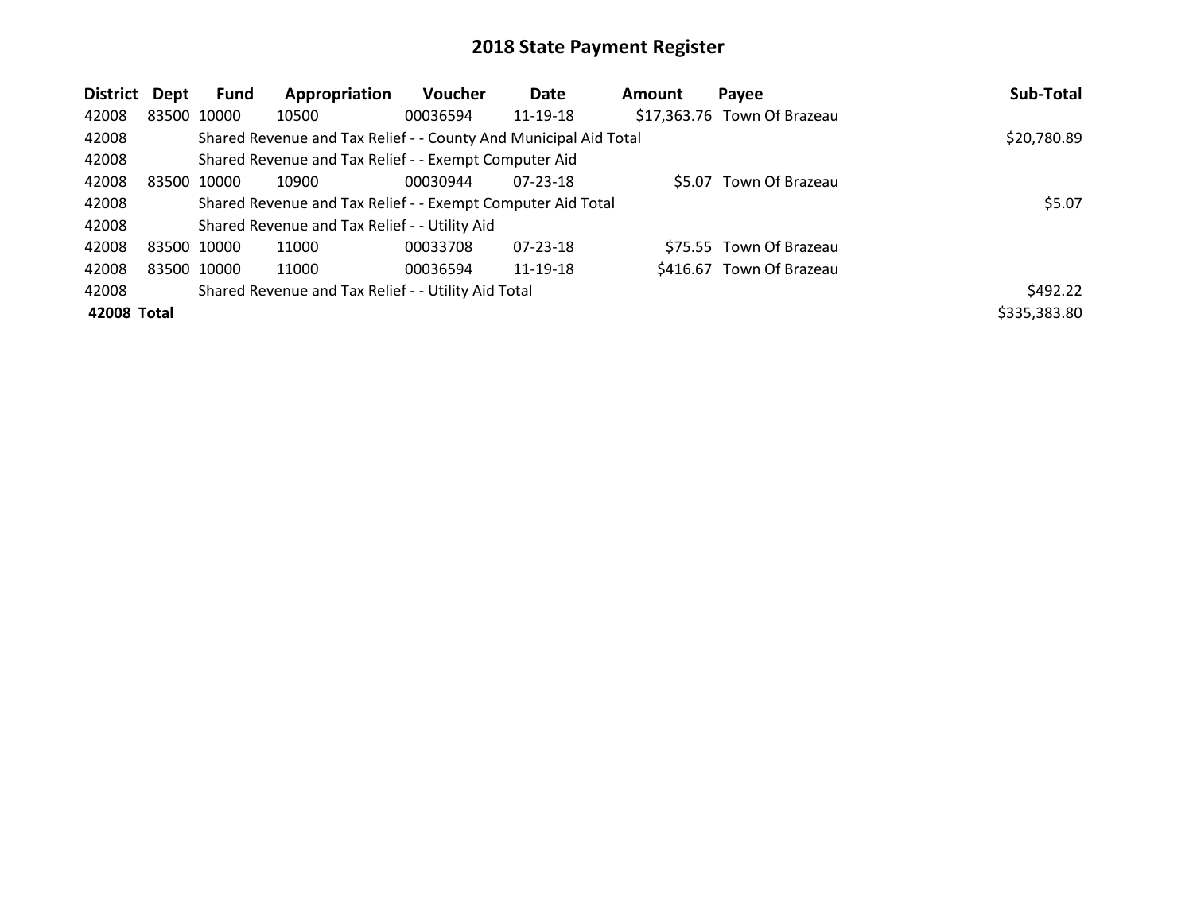# 2018 State Payment Register

| District | Dept | Fund | Appropriation | Voucher | Date | Amount | Payee | Sub-Total |
|---|---|---|---|---|---|---|---|---|
| 42008 | 83500 | 10000 | 10500 | 00036594 | 11-19-18 | $17,363.76 | Town Of Brazeau | |
| 42008 | | Shared Revenue and Tax Relief - - County And Municipal Aid Total | | | | | | $20,780.89 |
| 42008 | | Shared Revenue and Tax Relief - - Exempt Computer Aid | | | | | | |
| 42008 | 83500 | 10000 | 10900 | 00030944 | 07-23-18 | $5.07 | Town Of Brazeau | |
| 42008 | | Shared Revenue and Tax Relief - - Exempt Computer Aid Total | | | | | | $5.07 |
| 42008 | | Shared Revenue and Tax Relief - - Utility Aid | | | | | | |
| 42008 | 83500 | 10000 | 11000 | 00033708 | 07-23-18 | $75.55 | Town Of Brazeau | |
| 42008 | 83500 | 10000 | 11000 | 00036594 | 11-19-18 | $416.67 | Town Of Brazeau | |
| 42008 | | Shared Revenue and Tax Relief - - Utility Aid Total | | | | | | $492.22 |
| **42008 Total** | | | | | | | | $335,383.80 |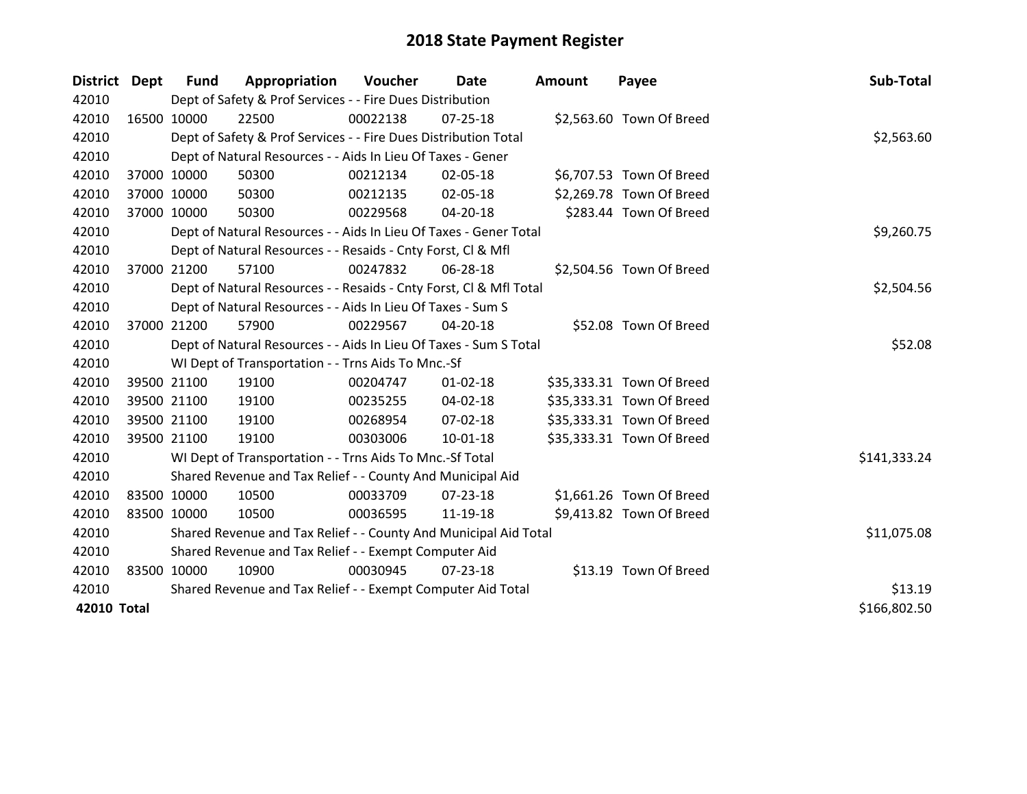# 2018 State Payment Register

| District | Dept | Fund | Appropriation | Voucher | Date | Amount | Payee | Sub-Total |
|---|---|---|---|---|---|---|---|---|
| 42010 | | Dept of Safety & Prof Services - - Fire Dues Distribution | | | | | | |
| 42010 | 16500 | 10000 | 22500 | 00022138 | 07-25-18 | $2,563.60 | Town Of Breed | |
| 42010 | | Dept of Safety & Prof Services - - Fire Dues Distribution Total | | | | | | $2,563.60 |
| 42010 | | Dept of Natural Resources - - Aids In Lieu Of Taxes - Gener | | | | | | |
| 42010 | 37000 | 10000 | 50300 | 00212134 | 02-05-18 | $6,707.53 | Town Of Breed | |
| 42010 | 37000 | 10000 | 50300 | 00212135 | 02-05-18 | $2,269.78 | Town Of Breed | |
| 42010 | 37000 | 10000 | 50300 | 00229568 | 04-20-18 | $283.44 | Town Of Breed | |
| 42010 | | Dept of Natural Resources - - Aids In Lieu Of Taxes - Gener Total | | | | | | $9,260.75 |
| 42010 | | Dept of Natural Resources - - Resaids - Cnty Forst, Cl & Mfl | | | | | | |
| 42010 | 37000 | 21200 | 57100 | 00247832 | 06-28-18 | $2,504.56 | Town Of Breed | |
| 42010 | | Dept of Natural Resources - - Resaids - Cnty Forst, Cl & Mfl Total | | | | | | $2,504.56 |
| 42010 | | Dept of Natural Resources - - Aids In Lieu Of Taxes - Sum S | | | | | | |
| 42010 | 37000 | 21200 | 57900 | 00229567 | 04-20-18 | $52.08 | Town Of Breed | |
| 42010 | | Dept of Natural Resources - - Aids In Lieu Of Taxes - Sum S Total | | | | | | $52.08 |
| 42010 | | WI Dept of Transportation - - Trns Aids To Mnc.-Sf | | | | | | |
| 42010 | 39500 | 21100 | 19100 | 00204747 | 01-02-18 | $35,333.31 | Town Of Breed | |
| 42010 | 39500 | 21100 | 19100 | 00235255 | 04-02-18 | $35,333.31 | Town Of Breed | |
| 42010 | 39500 | 21100 | 19100 | 00268954 | 07-02-18 | $35,333.31 | Town Of Breed | |
| 42010 | 39500 | 21100 | 19100 | 00303006 | 10-01-18 | $35,333.31 | Town Of Breed | |
| 42010 | | WI Dept of Transportation - - Trns Aids To Mnc.-Sf Total | | | | | | $141,333.24 |
| 42010 | | Shared Revenue and Tax Relief - - County And Municipal Aid | | | | | | |
| 42010 | 83500 | 10000 | 10500 | 00033709 | 07-23-18 | $1,661.26 | Town Of Breed | |
| 42010 | 83500 | 10000 | 10500 | 00036595 | 11-19-18 | $9,413.82 | Town Of Breed | |
| 42010 | | Shared Revenue and Tax Relief - - County And Municipal Aid Total | | | | | | $11,075.08 |
| 42010 | | Shared Revenue and Tax Relief - - Exempt Computer Aid | | | | | | |
| 42010 | 83500 | 10000 | 10900 | 00030945 | 07-23-18 | $13.19 | Town Of Breed | |
| 42010 | | Shared Revenue and Tax Relief - - Exempt Computer Aid Total | | | | | | $13.19 |
| **42010 Total** | | | | | | | | $166,802.50 |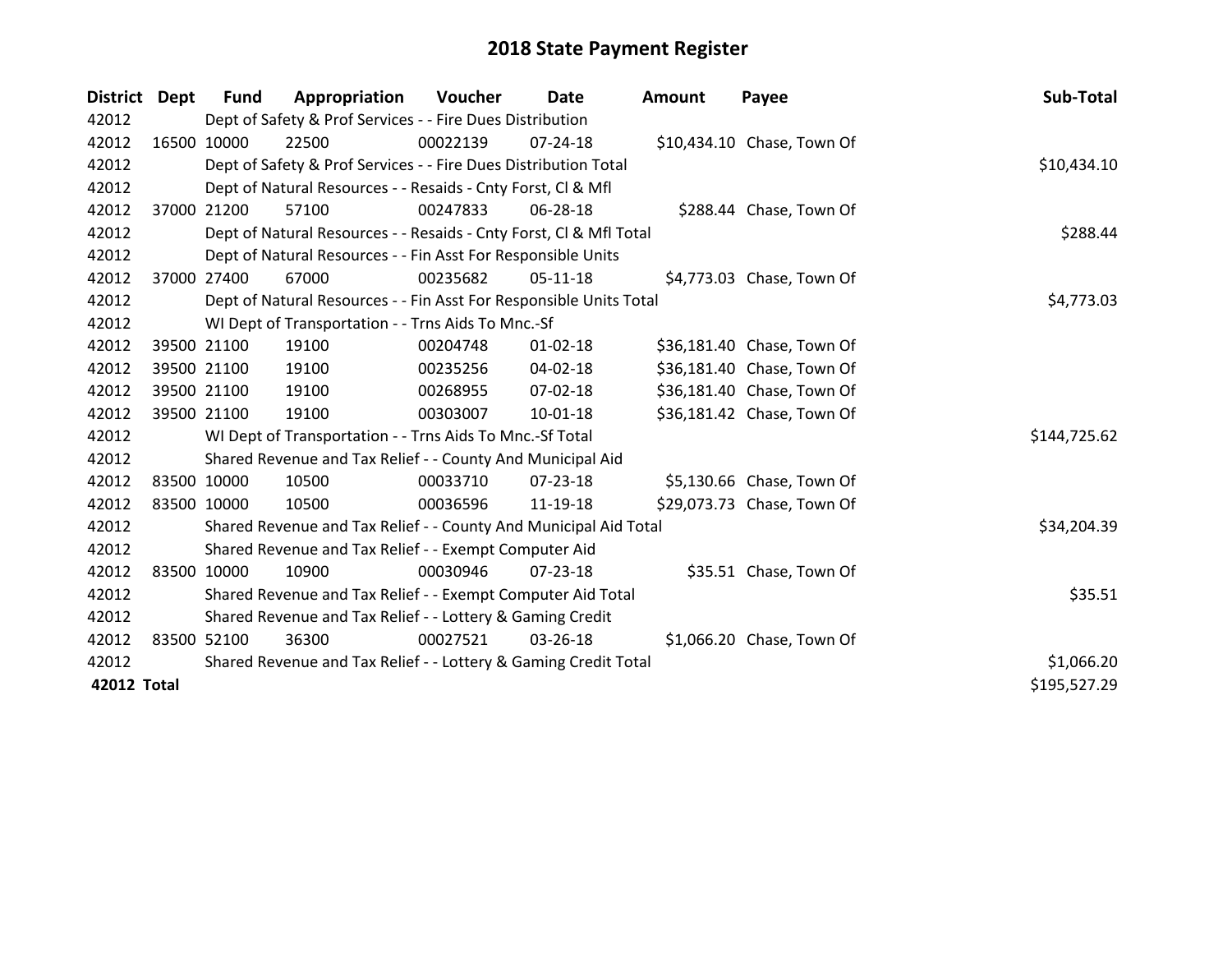# 2018 State Payment Register

| District | Dept | Fund | Appropriation | Voucher | Date | Amount | Payee | Sub-Total |
|---|---|---|---|---|---|---|---|---|
| 42012 | | Dept of Safety & Prof Services - - Fire Dues Distribution | | | | | | |
| 42012 | 16500 | 10000 | 22500 | 00022139 | 07-24-18 | $10,434.10 | Chase, Town Of | |
| 42012 | | Dept of Safety & Prof Services - - Fire Dues Distribution Total | | | | | | $10,434.10 |
| 42012 | | Dept of Natural Resources - - Resaids - Cnty Forst, Cl & Mfl | | | | | | |
| 42012 | 37000 | 21200 | 57100 | 00247833 | 06-28-18 | $288.44 | Chase, Town Of | |
| 42012 | | Dept of Natural Resources - - Resaids - Cnty Forst, Cl & Mfl Total | | | | | | $288.44 |
| 42012 | | Dept of Natural Resources - - Fin Asst For Responsible Units | | | | | | |
| 42012 | 37000 | 27400 | 67000 | 00235682 | 05-11-18 | $4,773.03 | Chase, Town Of | |
| 42012 | | Dept of Natural Resources - - Fin Asst For Responsible Units Total | | | | | | $4,773.03 |
| 42012 | | WI Dept of Transportation - - Trns Aids To Mnc.-Sf | | | | | | |
| 42012 | 39500 | 21100 | 19100 | 00204748 | 01-02-18 | $36,181.40 | Chase, Town Of | |
| 42012 | 39500 | 21100 | 19100 | 00235256 | 04-02-18 | $36,181.40 | Chase, Town Of | |
| 42012 | 39500 | 21100 | 19100 | 00268955 | 07-02-18 | $36,181.40 | Chase, Town Of | |
| 42012 | 39500 | 21100 | 19100 | 00303007 | 10-01-18 | $36,181.42 | Chase, Town Of | |
| 42012 | | WI Dept of Transportation - - Trns Aids To Mnc.-Sf Total | | | | | | $144,725.62 |
| 42012 | | Shared Revenue and Tax Relief - - County And Municipal Aid | | | | | | |
| 42012 | 83500 | 10000 | 10500 | 00033710 | 07-23-18 | $5,130.66 | Chase, Town Of | |
| 42012 | 83500 | 10000 | 10500 | 00036596 | 11-19-18 | $29,073.73 | Chase, Town Of | |
| 42012 | | Shared Revenue and Tax Relief - - County And Municipal Aid Total | | | | | | $34,204.39 |
| 42012 | | Shared Revenue and Tax Relief - - Exempt Computer Aid | | | | | | |
| 42012 | 83500 | 10000 | 10900 | 00030946 | 07-23-18 | $35.51 | Chase, Town Of | |
| 42012 | | Shared Revenue and Tax Relief - - Exempt Computer Aid Total | | | | | | $35.51 |
| 42012 | | Shared Revenue and Tax Relief - - Lottery & Gaming Credit | | | | | | |
| 42012 | 83500 | 52100 | 36300 | 00027521 | 03-26-18 | $1,066.20 | Chase, Town Of | |
| 42012 | | Shared Revenue and Tax Relief - - Lottery & Gaming Credit Total | | | | | | $1,066.20 |
| **42012** | **Total** | | | | | | | $195,527.29 |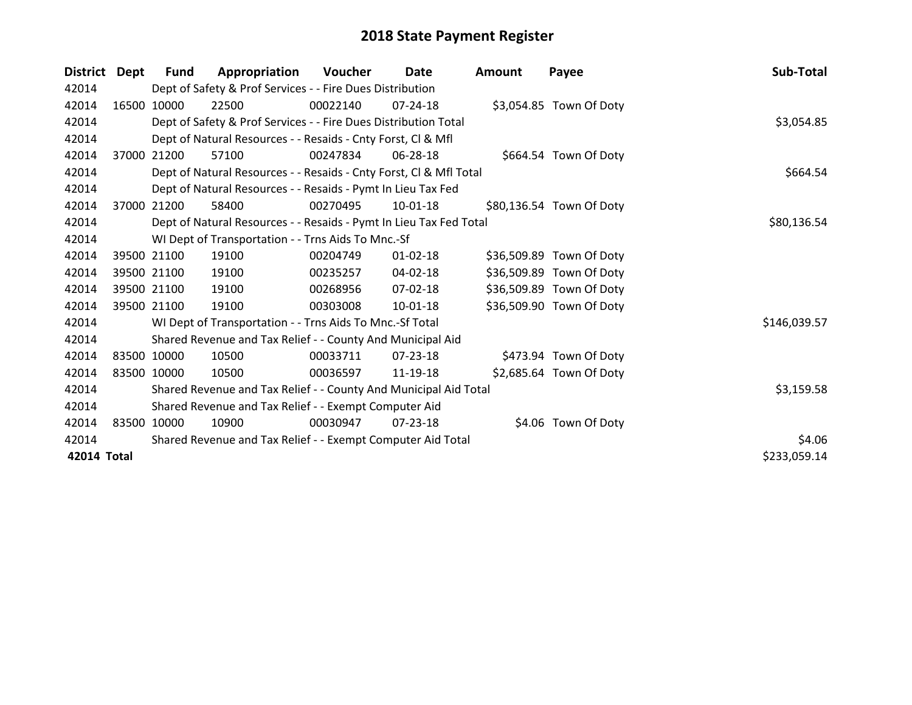# 2018 State Payment Register

| District | Dept | Fund | Appropriation | Voucher | Date | Amount | Payee | Sub-Total |
|---|---|---|---|---|---|---|---|---|
| 42014 | | Dept of Safety & Prof Services - - Fire Dues Distribution | | | | | | |
| 42014 | 16500 | 10000 | 22500 | 00022140 | 07-24-18 | $3,054.85 | Town Of Doty | |
| 42014 | | Dept of Safety & Prof Services - - Fire Dues Distribution Total | | | | | | $3,054.85 |
| 42014 | | Dept of Natural Resources - - Resaids - Cnty Forst, Cl & Mfl | | | | | | |
| 42014 | 37000 | 21200 | 57100 | 00247834 | 06-28-18 | $664.54 | Town Of Doty | |
| 42014 | | Dept of Natural Resources - - Resaids - Cnty Forst, Cl & Mfl Total | | | | | | $664.54 |
| 42014 | | Dept of Natural Resources - - Resaids - Pymt In Lieu Tax Fed | | | | | | |
| 42014 | 37000 | 21200 | 58400 | 00270495 | 10-01-18 | $80,136.54 | Town Of Doty | |
| 42014 | | Dept of Natural Resources - - Resaids - Pymt In Lieu Tax Fed Total | | | | | | $80,136.54 |
| 42014 | | WI Dept of Transportation - - Trns Aids To Mnc.-Sf | | | | | | |
| 42014 | 39500 | 21100 | 19100 | 00204749 | 01-02-18 | $36,509.89 | Town Of Doty | |
| 42014 | 39500 | 21100 | 19100 | 00235257 | 04-02-18 | $36,509.89 | Town Of Doty | |
| 42014 | 39500 | 21100 | 19100 | 00268956 | 07-02-18 | $36,509.89 | Town Of Doty | |
| 42014 | 39500 | 21100 | 19100 | 00303008 | 10-01-18 | $36,509.90 | Town Of Doty | |
| 42014 | | WI Dept of Transportation - - Trns Aids To Mnc.-Sf Total | | | | | | $146,039.57 |
| 42014 | | Shared Revenue and Tax Relief - - County And Municipal Aid | | | | | | |
| 42014 | 83500 | 10000 | 10500 | 00033711 | 07-23-18 | $473.94 | Town Of Doty | |
| 42014 | 83500 | 10000 | 10500 | 00036597 | 11-19-18 | $2,685.64 | Town Of Doty | |
| 42014 | | Shared Revenue and Tax Relief - - County And Municipal Aid Total | | | | | | $3,159.58 |
| 42014 | | Shared Revenue and Tax Relief - - Exempt Computer Aid | | | | | | |
| 42014 | 83500 | 10000 | 10900 | 00030947 | 07-23-18 | $4.06 | Town Of Doty | |
| 42014 | | Shared Revenue and Tax Relief - - Exempt Computer Aid Total | | | | | | $4.06 |
| **42014 Total** | | | | | | | | $233,059.14 |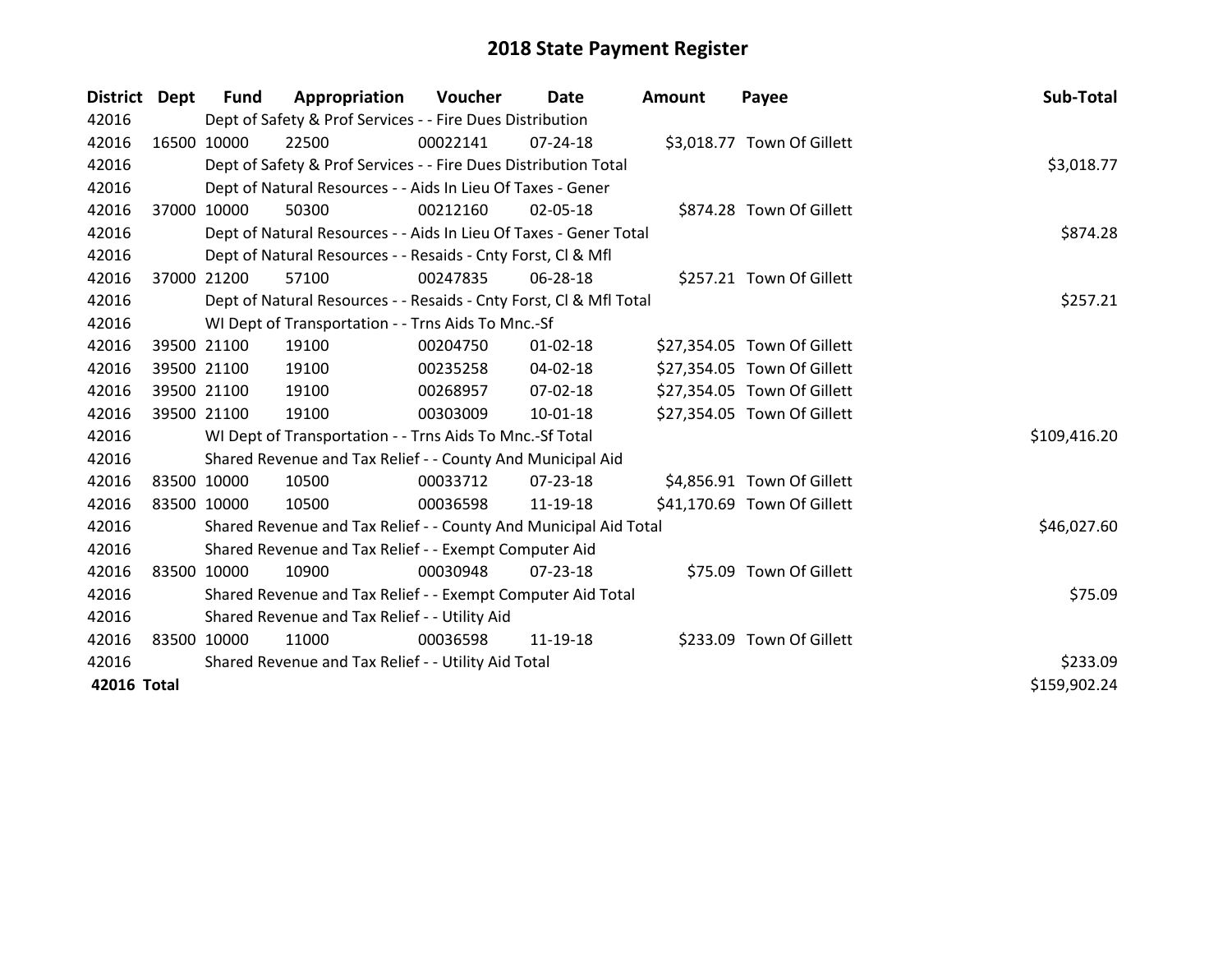# 2018 State Payment Register

| District | Dept | Fund | Appropriation | Voucher | Date | Amount | Payee | Sub-Total |
|---|---|---|---|---|---|---|---|---|
| 42016 | | Dept of Safety & Prof Services - - Fire Dues Distribution | | | | | | |
| 42016 | 16500 | 10000 | 22500 | 00022141 | 07-24-18 | $3,018.77 | Town Of Gillett | |
| 42016 | | Dept of Safety & Prof Services - - Fire Dues Distribution Total | | | | | | $3,018.77 |
| 42016 | | Dept of Natural Resources - - Aids In Lieu Of Taxes - Gener | | | | | | |
| 42016 | 37000 | 10000 | 50300 | 00212160 | 02-05-18 | $874.28 | Town Of Gillett | |
| 42016 | | Dept of Natural Resources - - Aids In Lieu Of Taxes - Gener Total | | | | | | $874.28 |
| 42016 | | Dept of Natural Resources - - Resaids - Cnty Forst, Cl & Mfl | | | | | | |
| 42016 | 37000 | 21200 | 57100 | 00247835 | 06-28-18 | $257.21 | Town Of Gillett | |
| 42016 | | Dept of Natural Resources - - Resaids - Cnty Forst, Cl & Mfl Total | | | | | | $257.21 |
| 42016 | | WI Dept of Transportation - - Trns Aids To Mnc.-Sf | | | | | | |
| 42016 | 39500 | 21100 | 19100 | 00204750 | 01-02-18 | $27,354.05 | Town Of Gillett | |
| 42016 | 39500 | 21100 | 19100 | 00235258 | 04-02-18 | $27,354.05 | Town Of Gillett | |
| 42016 | 39500 | 21100 | 19100 | 00268957 | 07-02-18 | $27,354.05 | Town Of Gillett | |
| 42016 | 39500 | 21100 | 19100 | 00303009 | 10-01-18 | $27,354.05 | Town Of Gillett | |
| 42016 | | WI Dept of Transportation - - Trns Aids To Mnc.-Sf Total | | | | | | $109,416.20 |
| 42016 | | Shared Revenue and Tax Relief - - County And Municipal Aid | | | | | | |
| 42016 | 83500 | 10000 | 10500 | 00033712 | 07-23-18 | $4,856.91 | Town Of Gillett | |
| 42016 | 83500 | 10000 | 10500 | 00036598 | 11-19-18 | $41,170.69 | Town Of Gillett | |
| 42016 | | Shared Revenue and Tax Relief - - County And Municipal Aid Total | | | | | | $46,027.60 |
| 42016 | | Shared Revenue and Tax Relief - - Exempt Computer Aid | | | | | | |
| 42016 | 83500 | 10000 | 10900 | 00030948 | 07-23-18 | $75.09 | Town Of Gillett | |
| 42016 | | Shared Revenue and Tax Relief - - Exempt Computer Aid Total | | | | | | $75.09 |
| 42016 | | Shared Revenue and Tax Relief - - Utility Aid | | | | | | |
| 42016 | 83500 | 10000 | 11000 | 00036598 | 11-19-18 | $233.09 | Town Of Gillett | |
| 42016 | | Shared Revenue and Tax Relief - - Utility Aid Total | | | | | | $233.09 |
| **42016** | **Total** | | | | | | | $159,902.24 |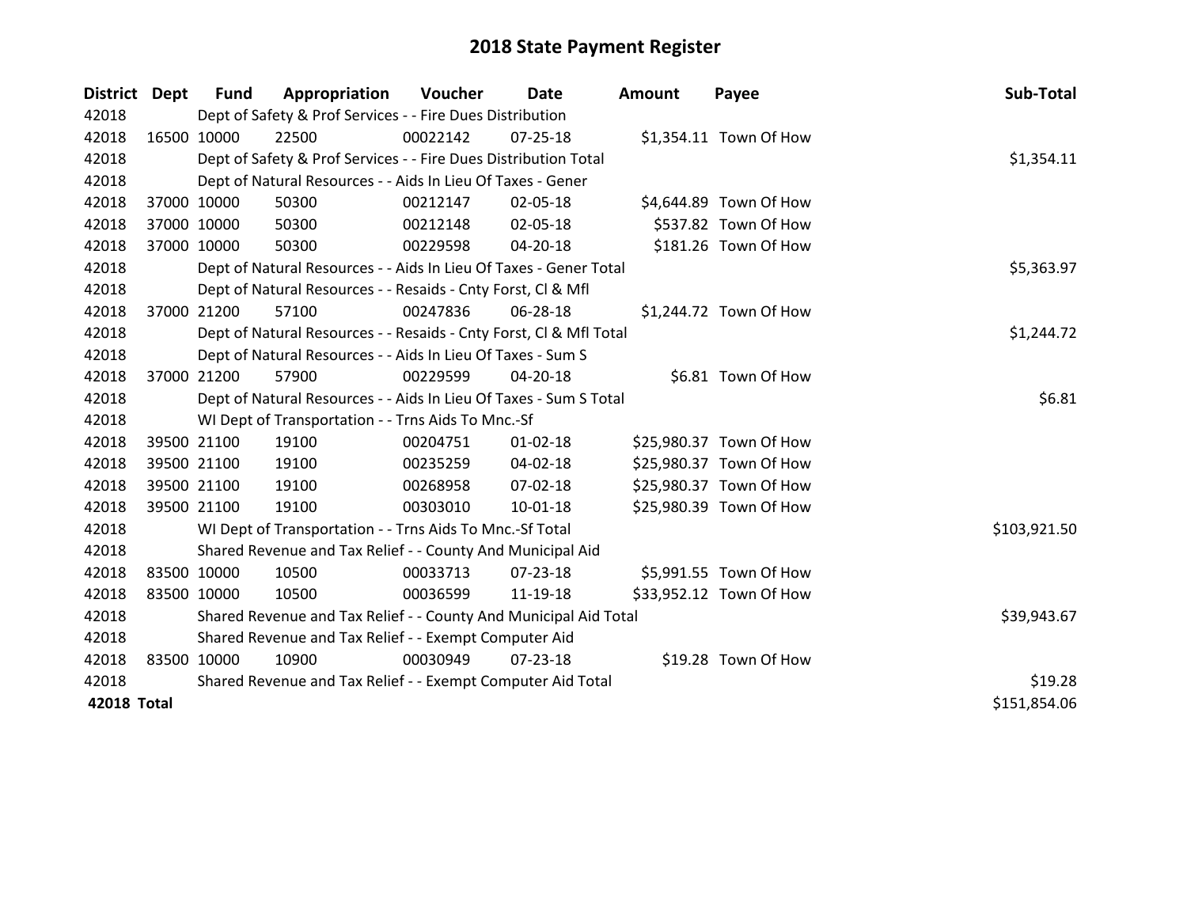# 2018 State Payment Register

| District | Dept | Fund | Appropriation | Voucher | Date | Amount | Payee | Sub-Total |
|---|---|---|---|---|---|---|---|---|
| 42018 | | Dept of Safety & Prof Services - - Fire Dues Distribution | | | | | | |
| 42018 | 16500 | 10000 | 22500 | 00022142 | 07-25-18 | $1,354.11 | Town Of How | |
| 42018 | | Dept of Safety & Prof Services - - Fire Dues Distribution Total | | | | | | $1,354.11 |
| 42018 | | Dept of Natural Resources - - Aids In Lieu Of Taxes - Gener | | | | | | |
| 42018 | 37000 | 10000 | 50300 | 00212147 | 02-05-18 | $4,644.89 | Town Of How | |
| 42018 | 37000 | 10000 | 50300 | 00212148 | 02-05-18 | $537.82 | Town Of How | |
| 42018 | 37000 | 10000 | 50300 | 00229598 | 04-20-18 | $181.26 | Town Of How | |
| 42018 | | Dept of Natural Resources - - Aids In Lieu Of Taxes - Gener Total | | | | | | $5,363.97 |
| 42018 | | Dept of Natural Resources - - Resaids - Cnty Forst, Cl & Mfl | | | | | | |
| 42018 | 37000 | 21200 | 57100 | 00247836 | 06-28-18 | $1,244.72 | Town Of How | |
| 42018 | | Dept of Natural Resources - - Resaids - Cnty Forst, Cl & Mfl Total | | | | | | $1,244.72 |
| 42018 | | Dept of Natural Resources - - Aids In Lieu Of Taxes - Sum S | | | | | | |
| 42018 | 37000 | 21200 | 57900 | 00229599 | 04-20-18 | $6.81 | Town Of How | |
| 42018 | | Dept of Natural Resources - - Aids In Lieu Of Taxes - Sum S Total | | | | | | $6.81 |
| 42018 | | WI Dept of Transportation - - Trns Aids To Mnc.-Sf | | | | | | |
| 42018 | 39500 | 21100 | 19100 | 00204751 | 01-02-18 | $25,980.37 | Town Of How | |
| 42018 | 39500 | 21100 | 19100 | 00235259 | 04-02-18 | $25,980.37 | Town Of How | |
| 42018 | 39500 | 21100 | 19100 | 00268958 | 07-02-18 | $25,980.37 | Town Of How | |
| 42018 | 39500 | 21100 | 19100 | 00303010 | 10-01-18 | $25,980.39 | Town Of How | |
| 42018 | | WI Dept of Transportation - - Trns Aids To Mnc.-Sf Total | | | | | | $103,921.50 |
| 42018 | | Shared Revenue and Tax Relief - - County And Municipal Aid | | | | | | |
| 42018 | 83500 | 10000 | 10500 | 00033713 | 07-23-18 | $5,991.55 | Town Of How | |
| 42018 | 83500 | 10000 | 10500 | 00036599 | 11-19-18 | $33,952.12 | Town Of How | |
| 42018 | | Shared Revenue and Tax Relief - - County And Municipal Aid Total | | | | | | $39,943.67 |
| 42018 | | Shared Revenue and Tax Relief - - Exempt Computer Aid | | | | | | |
| 42018 | 83500 | 10000 | 10900 | 00030949 | 07-23-18 | $19.28 | Town Of How | |
| 42018 | | Shared Revenue and Tax Relief - - Exempt Computer Aid Total | | | | | | $19.28 |
| **42018 Total** | | | | | | | | $151,854.06 |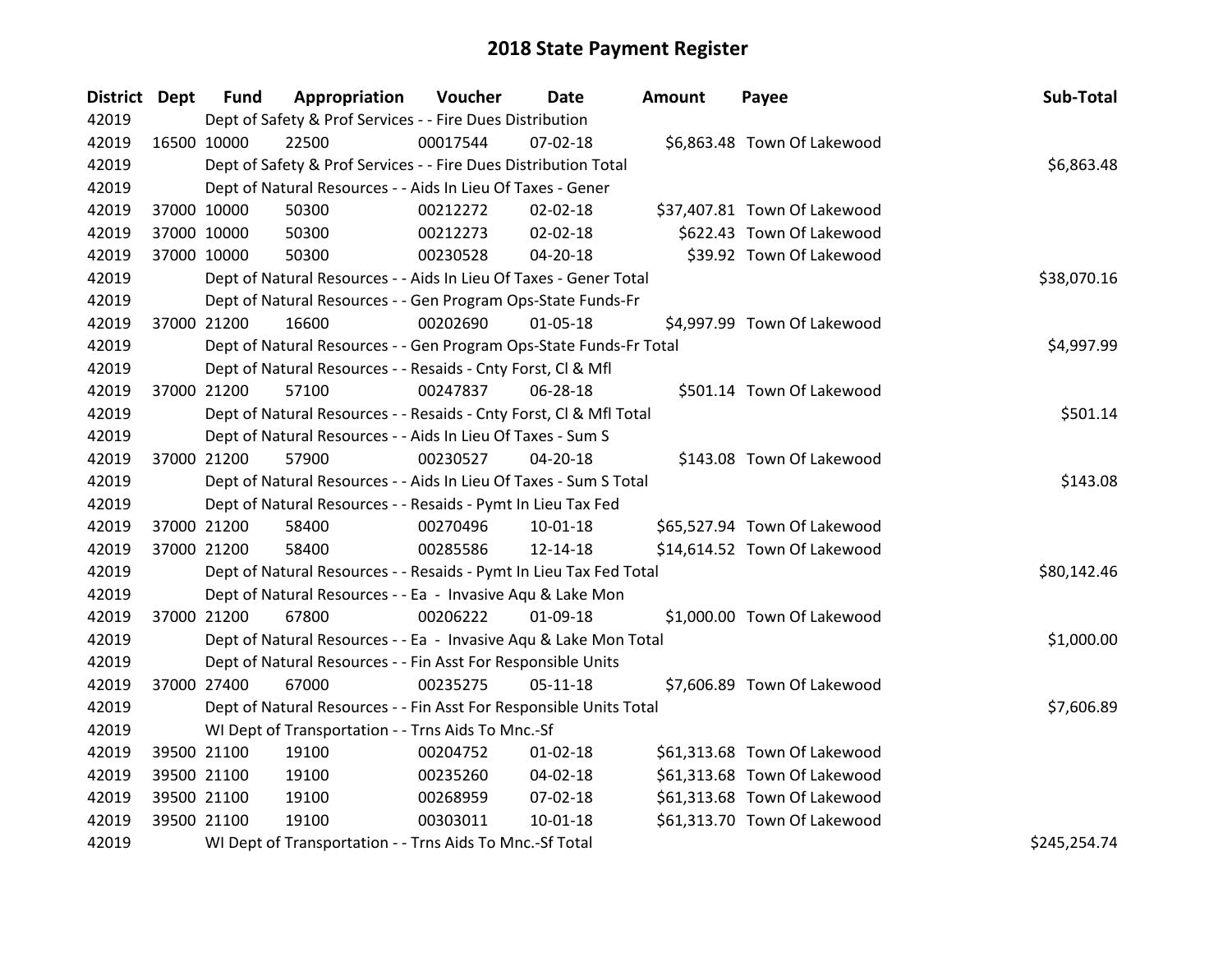# 2018 State Payment Register

| District | Dept | Fund | Appropriation | Voucher | Date | Amount | Payee | Sub-Total |
|---|---|---|---|---|---|---|---|---|
| 42019 | Dept of Safety & Prof Services - - Fire Dues Distribution | | | | | | | |
| 42019 | 16500 | 10000 | 22500 | 00017544 | 07-02-18 | $6,863.48 | Town Of Lakewood | |
| 42019 | Dept of Safety & Prof Services - - Fire Dues Distribution Total | | | | | | | $6,863.48 |
| 42019 | Dept of Natural Resources - - Aids In Lieu Of Taxes - Gener | | | | | | | |
| 42019 | 37000 | 10000 | 50300 | 00212272 | 02-02-18 | $37,407.81 | Town Of Lakewood | |
| 42019 | 37000 | 10000 | 50300 | 00212273 | 02-02-18 | $622.43 | Town Of Lakewood | |
| 42019 | 37000 | 10000 | 50300 | 00230528 | 04-20-18 | $39.92 | Town Of Lakewood | |
| 42019 | Dept of Natural Resources - - Aids In Lieu Of Taxes - Gener Total | | | | | | | $38,070.16 |
| 42019 | Dept of Natural Resources - - Gen Program Ops-State Funds-Fr | | | | | | | |
| 42019 | 37000 | 21200 | 16600 | 00202690 | 01-05-18 | $4,997.99 | Town Of Lakewood | |
| 42019 | Dept of Natural Resources - - Gen Program Ops-State Funds-Fr Total | | | | | | | $4,997.99 |
| 42019 | Dept of Natural Resources - - Resaids - Cnty Forst, Cl & Mfl | | | | | | | |
| 42019 | 37000 | 21200 | 57100 | 00247837 | 06-28-18 | $501.14 | Town Of Lakewood | |
| 42019 | Dept of Natural Resources - - Resaids - Cnty Forst, Cl & Mfl Total | | | | | | | $501.14 |
| 42019 | Dept of Natural Resources - - Aids In Lieu Of Taxes - Sum S | | | | | | | |
| 42019 | 37000 | 21200 | 57900 | 00230527 | 04-20-18 | $143.08 | Town Of Lakewood | |
| 42019 | Dept of Natural Resources - - Aids In Lieu Of Taxes - Sum S Total | | | | | | | $143.08 |
| 42019 | Dept of Natural Resources - - Resaids - Pymt In Lieu Tax Fed | | | | | | | |
| 42019 | 37000 | 21200 | 58400 | 00270496 | 10-01-18 | $65,527.94 | Town Of Lakewood | |
| 42019 | 37000 | 21200 | 58400 | 00285586 | 12-14-18 | $14,614.52 | Town Of Lakewood | |
| 42019 | Dept of Natural Resources - - Resaids - Pymt In Lieu Tax Fed Total | | | | | | | $80,142.46 |
| 42019 | Dept of Natural Resources - - Ea - Invasive Aqu & Lake Mon | | | | | | | |
| 42019 | 37000 | 21200 | 67800 | 00206222 | 01-09-18 | $1,000.00 | Town Of Lakewood | |
| 42019 | Dept of Natural Resources - - Ea - Invasive Aqu & Lake Mon Total | | | | | | | $1,000.00 |
| 42019 | Dept of Natural Resources - - Fin Asst For Responsible Units | | | | | | | |
| 42019 | 37000 | 27400 | 67000 | 00235275 | 05-11-18 | $7,606.89 | Town Of Lakewood | |
| 42019 | Dept of Natural Resources - - Fin Asst For Responsible Units Total | | | | | | | $7,606.89 |
| 42019 | WI Dept of Transportation - - Trns Aids To Mnc.-Sf | | | | | | | |
| 42019 | 39500 | 21100 | 19100 | 00204752 | 01-02-18 | $61,313.68 | Town Of Lakewood | |
| 42019 | 39500 | 21100 | 19100 | 00235260 | 04-02-18 | $61,313.68 | Town Of Lakewood | |
| 42019 | 39500 | 21100 | 19100 | 00268959 | 07-02-18 | $61,313.68 | Town Of Lakewood | |
| 42019 | 39500 | 21100 | 19100 | 00303011 | 10-01-18 | $61,313.70 | Town Of Lakewood | |
| 42019 | WI Dept of Transportation - - Trns Aids To Mnc.-Sf Total | | | | | | | $245,254.74 |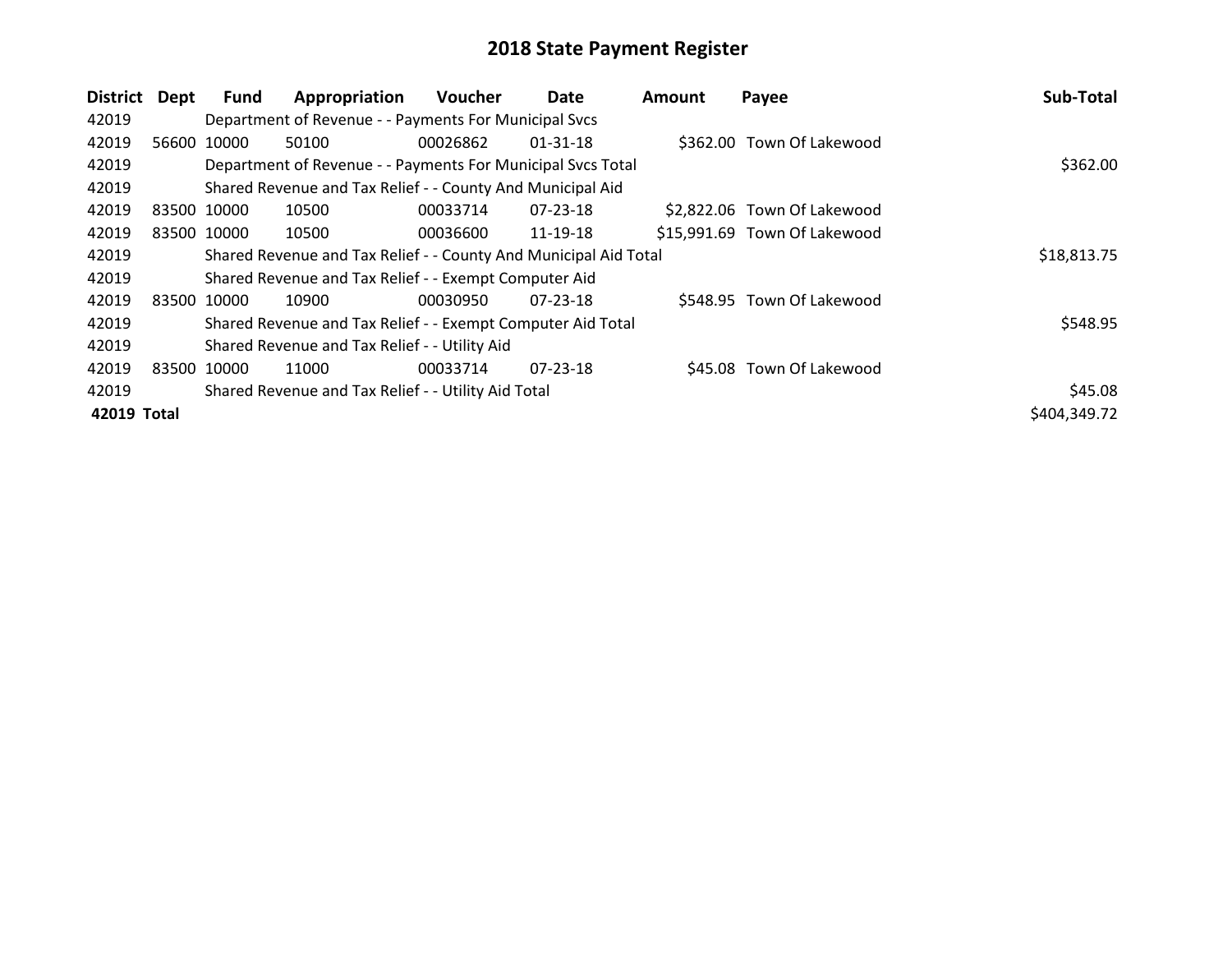# 2018 State Payment Register

| District | Dept | Fund | Appropriation | Voucher | Date | Amount | Payee | Sub-Total |
|---|---|---|---|---|---|---|---|---|
| 42019 | | Department of Revenue - - Payments For Municipal Svcs | | | | | | |
| 42019 | 56600 | 10000 | 50100 | 00026862 | 01-31-18 | $362.00 | Town Of Lakewood | |
| 42019 | | Department of Revenue - - Payments For Municipal Svcs Total | | | | | | $362.00 |
| 42019 | | Shared Revenue and Tax Relief - - County And Municipal Aid | | | | | | |
| 42019 | 83500 | 10000 | 10500 | 00033714 | 07-23-18 | $2,822.06 | Town Of Lakewood | |
| 42019 | 83500 | 10000 | 10500 | 00036600 | 11-19-18 | $15,991.69 | Town Of Lakewood | |
| 42019 | | Shared Revenue and Tax Relief - - County And Municipal Aid Total | | | | | | $18,813.75 |
| 42019 | | Shared Revenue and Tax Relief - - Exempt Computer Aid | | | | | | |
| 42019 | 83500 | 10000 | 10900 | 00030950 | 07-23-18 | $548.95 | Town Of Lakewood | |
| 42019 | | Shared Revenue and Tax Relief - - Exempt Computer Aid Total | | | | | | $548.95 |
| 42019 | | Shared Revenue and Tax Relief - - Utility Aid | | | | | | |
| 42019 | 83500 | 10000 | 11000 | 00033714 | 07-23-18 | $45.08 | Town Of Lakewood | |
| 42019 | | Shared Revenue and Tax Relief - - Utility Aid Total | | | | | | $45.08 |
| **42019 Total** | | | | | | | | $404,349.72 |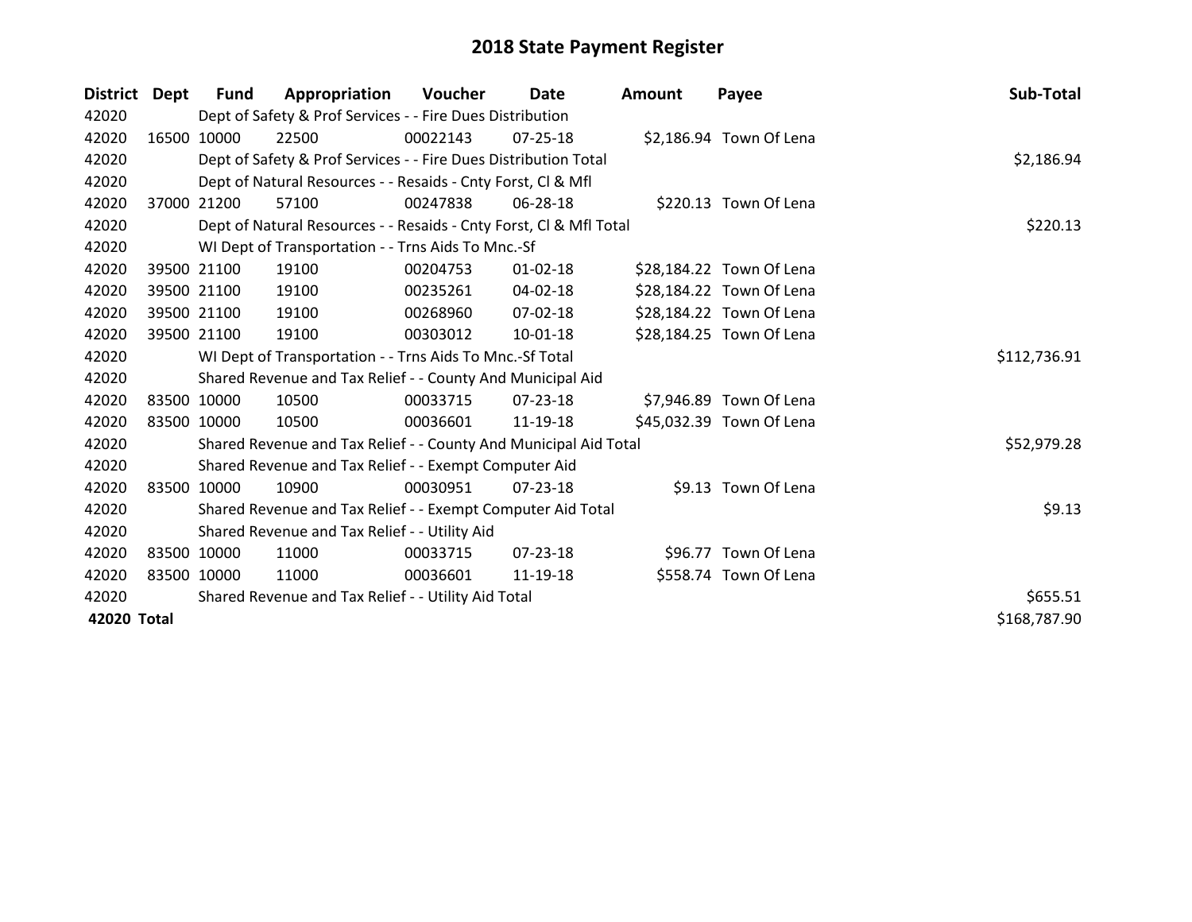# 2018 State Payment Register

| District | Dept | Fund | Appropriation | Voucher | Date | Amount | Payee | Sub-Total |
|---|---|---|---|---|---|---|---|---|
| 42020 | | Dept of Safety & Prof Services - - Fire Dues Distribution | | | | | | |
| 42020 | 16500 | 10000 | 22500 | 00022143 | 07-25-18 | $2,186.94 | Town Of Lena | |
| 42020 | | Dept of Safety & Prof Services - - Fire Dues Distribution Total | | | | | | $2,186.94 |
| 42020 | | Dept of Natural Resources - - Resaids - Cnty Forst, Cl & Mfl | | | | | | |
| 42020 | 37000 | 21200 | 57100 | 00247838 | 06-28-18 | $220.13 | Town Of Lena | |
| 42020 | | Dept of Natural Resources - - Resaids - Cnty Forst, Cl & Mfl Total | | | | | | $220.13 |
| 42020 | | WI Dept of Transportation - - Trns Aids To Mnc.-Sf | | | | | | |
| 42020 | 39500 | 21100 | 19100 | 00204753 | 01-02-18 | $28,184.22 | Town Of Lena | |
| 42020 | 39500 | 21100 | 19100 | 00235261 | 04-02-18 | $28,184.22 | Town Of Lena | |
| 42020 | 39500 | 21100 | 19100 | 00268960 | 07-02-18 | $28,184.22 | Town Of Lena | |
| 42020 | 39500 | 21100 | 19100 | 00303012 | 10-01-18 | $28,184.25 | Town Of Lena | |
| 42020 | | WI Dept of Transportation - - Trns Aids To Mnc.-Sf Total | | | | | | $112,736.91 |
| 42020 | | Shared Revenue and Tax Relief - - County And Municipal Aid | | | | | | |
| 42020 | 83500 | 10000 | 10500 | 00033715 | 07-23-18 | $7,946.89 | Town Of Lena | |
| 42020 | 83500 | 10000 | 10500 | 00036601 | 11-19-18 | $45,032.39 | Town Of Lena | |
| 42020 | | Shared Revenue and Tax Relief - - County And Municipal Aid Total | | | | | | $52,979.28 |
| 42020 | | Shared Revenue and Tax Relief - - Exempt Computer Aid | | | | | | |
| 42020 | 83500 | 10000 | 10900 | 00030951 | 07-23-18 | $9.13 | Town Of Lena | |
| 42020 | | Shared Revenue and Tax Relief - - Exempt Computer Aid Total | | | | | | $9.13 |
| 42020 | | Shared Revenue and Tax Relief - - Utility Aid | | | | | | |
| 42020 | 83500 | 10000 | 11000 | 00033715 | 07-23-18 | $96.77 | Town Of Lena | |
| 42020 | 83500 | 10000 | 11000 | 00036601 | 11-19-18 | $558.74 | Town Of Lena | |
| 42020 | | Shared Revenue and Tax Relief - - Utility Aid Total | | | | | | $655.51 |
| **42020 Total** | | | | | | | | $168,787.90 |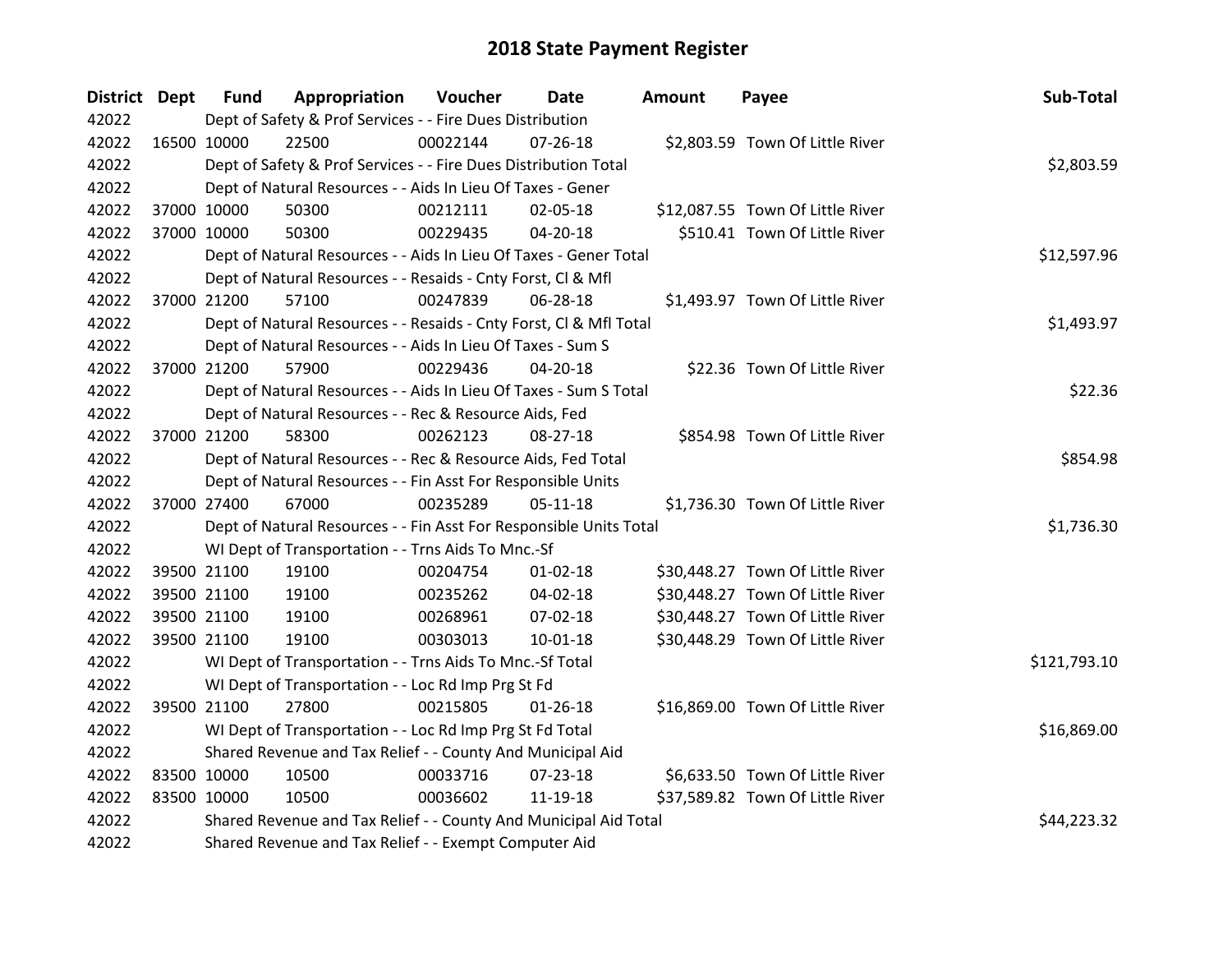# 2018 State Payment Register

| District | Dept | Fund | Appropriation | Voucher | Date | Amount | Payee | Sub-Total |
|---|---|---|---|---|---|---|---|---|
| 42022 | | Dept of Safety & Prof Services - - Fire Dues Distribution | | | | | | |
| 42022 | 16500 | 10000 | 22500 | 00022144 | 07-26-18 | $2,803.59 | Town Of Little River | |
| 42022 | | Dept of Safety & Prof Services - - Fire Dues Distribution Total | | | | | | $2,803.59 |
| 42022 | | Dept of Natural Resources - - Aids In Lieu Of Taxes - Gener | | | | | | |
| 42022 | 37000 | 10000 | 50300 | 00212111 | 02-05-18 | $12,087.55 | Town Of Little River | |
| 42022 | 37000 | 10000 | 50300 | 00229435 | 04-20-18 | $510.41 | Town Of Little River | |
| 42022 | | Dept of Natural Resources - - Aids In Lieu Of Taxes - Gener Total | | | | | | $12,597.96 |
| 42022 | | Dept of Natural Resources - - Resaids - Cnty Forst, Cl & Mfl | | | | | | |
| 42022 | 37000 | 21200 | 57100 | 00247839 | 06-28-18 | $1,493.97 | Town Of Little River | |
| 42022 | | Dept of Natural Resources - - Resaids - Cnty Forst, Cl & Mfl Total | | | | | | $1,493.97 |
| 42022 | | Dept of Natural Resources - - Aids In Lieu Of Taxes - Sum S | | | | | | |
| 42022 | 37000 | 21200 | 57900 | 00229436 | 04-20-18 | $22.36 | Town Of Little River | |
| 42022 | | Dept of Natural Resources - - Aids In Lieu Of Taxes - Sum S Total | | | | | | $22.36 |
| 42022 | | Dept of Natural Resources - - Rec & Resource Aids, Fed | | | | | | |
| 42022 | 37000 | 21200 | 58300 | 00262123 | 08-27-18 | $854.98 | Town Of Little River | |
| 42022 | | Dept of Natural Resources - - Rec & Resource Aids, Fed Total | | | | | | $854.98 |
| 42022 | | Dept of Natural Resources - - Fin Asst For Responsible Units | | | | | | |
| 42022 | 37000 | 27400 | 67000 | 00235289 | 05-11-18 | $1,736.30 | Town Of Little River | |
| 42022 | | Dept of Natural Resources - - Fin Asst For Responsible Units Total | | | | | | $1,736.30 |
| 42022 | | WI Dept of Transportation - - Trns Aids To Mnc.-Sf | | | | | | |
| 42022 | 39500 | 21100 | 19100 | 00204754 | 01-02-18 | $30,448.27 | Town Of Little River | |
| 42022 | 39500 | 21100 | 19100 | 00235262 | 04-02-18 | $30,448.27 | Town Of Little River | |
| 42022 | 39500 | 21100 | 19100 | 00268961 | 07-02-18 | $30,448.27 | Town Of Little River | |
| 42022 | 39500 | 21100 | 19100 | 00303013 | 10-01-18 | $30,448.29 | Town Of Little River | |
| 42022 | | WI Dept of Transportation - - Trns Aids To Mnc.-Sf Total | | | | | | $121,793.10 |
| 42022 | | WI Dept of Transportation - - Loc Rd Imp Prg St Fd | | | | | | |
| 42022 | 39500 | 21100 | 27800 | 00215805 | 01-26-18 | $16,869.00 | Town Of Little River | |
| 42022 | | WI Dept of Transportation - - Loc Rd Imp Prg St Fd Total | | | | | | $16,869.00 |
| 42022 | | Shared Revenue and Tax Relief - - County And Municipal Aid | | | | | | |
| 42022 | 83500 | 10000 | 10500 | 00033716 | 07-23-18 | $6,633.50 | Town Of Little River | |
| 42022 | 83500 | 10000 | 10500 | 00036602 | 11-19-18 | $37,589.82 | Town Of Little River | |
| 42022 | | Shared Revenue and Tax Relief - - County And Municipal Aid Total | | | | | | $44,223.32 |
| 42022 | | Shared Revenue and Tax Relief - - Exempt Computer Aid | | | | | | |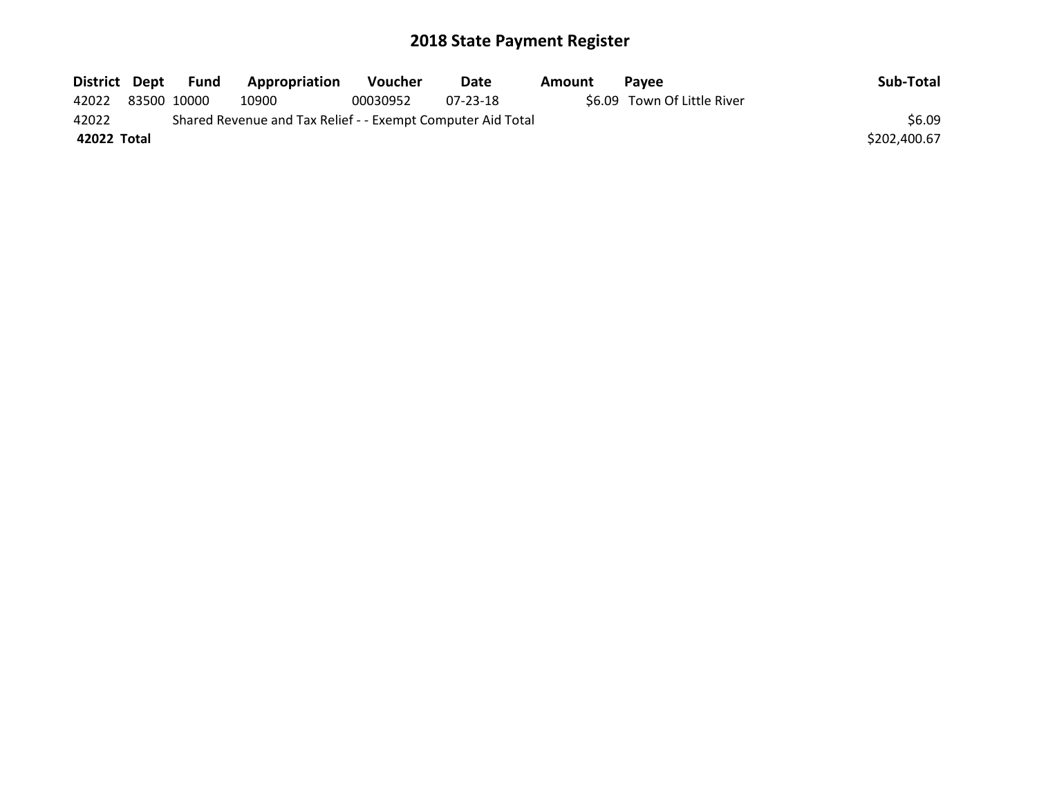# 2018 State Payment Register

| District | Dept | Fund | Appropriation | Voucher | Date | Amount | Payee | Sub-Total |
|---|---|---|---|---|---|---|---|---|
| 42022 | 83500 | 10000 | 10900 | 00030952 | 07-23-18 | $6.09 | Town Of Little River | |
| 42022 | | Shared Revenue and Tax Relief - - Exempt Computer Aid Total | | | | | | $6.09 |
| **42022 Total** | | | | | | | | $202,400.67 |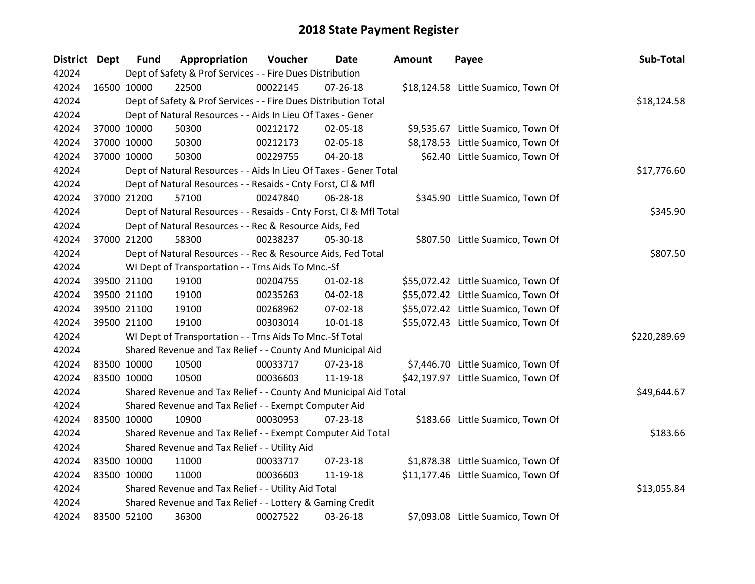# 2018 State Payment Register

| District | Dept | Fund | Appropriation | Voucher | Date | Amount | Payee | Sub-Total |
|---|---|---|---|---|---|---|---|---|
| 42024 | | Dept of Safety & Prof Services - - Fire Dues Distribution | | | | | | |
| 42024 | 16500 | 10000 | 22500 | 00022145 | 07-26-18 | $18,124.58 | Little Suamico, Town Of | |
| 42024 | | Dept of Safety & Prof Services - - Fire Dues Distribution Total | | | | | | $18,124.58 |
| 42024 | | Dept of Natural Resources - - Aids In Lieu Of Taxes - Gener | | | | | | |
| 42024 | 37000 | 10000 | 50300 | 00212172 | 02-05-18 | $9,535.67 | Little Suamico, Town Of | |
| 42024 | 37000 | 10000 | 50300 | 00212173 | 02-05-18 | $8,178.53 | Little Suamico, Town Of | |
| 42024 | 37000 | 10000 | 50300 | 00229755 | 04-20-18 | $62.40 | Little Suamico, Town Of | |
| 42024 | | Dept of Natural Resources - - Aids In Lieu Of Taxes - Gener Total | | | | | | $17,776.60 |
| 42024 | | Dept of Natural Resources - - Resaids - Cnty Forst, Cl & Mfl | | | | | | |
| 42024 | 37000 | 21200 | 57100 | 00247840 | 06-28-18 | $345.90 | Little Suamico, Town Of | |
| 42024 | | Dept of Natural Resources - - Resaids - Cnty Forst, Cl & Mfl Total | | | | | | $345.90 |
| 42024 | | Dept of Natural Resources - - Rec & Resource Aids, Fed | | | | | | |
| 42024 | 37000 | 21200 | 58300 | 00238237 | 05-30-18 | $807.50 | Little Suamico, Town Of | |
| 42024 | | Dept of Natural Resources - - Rec & Resource Aids, Fed Total | | | | | | $807.50 |
| 42024 | | WI Dept of Transportation - - Trns Aids To Mnc.-Sf | | | | | | |
| 42024 | 39500 | 21100 | 19100 | 00204755 | 01-02-18 | $55,072.42 | Little Suamico, Town Of | |
| 42024 | 39500 | 21100 | 19100 | 00235263 | 04-02-18 | $55,072.42 | Little Suamico, Town Of | |
| 42024 | 39500 | 21100 | 19100 | 00268962 | 07-02-18 | $55,072.42 | Little Suamico, Town Of | |
| 42024 | 39500 | 21100 | 19100 | 00303014 | 10-01-18 | $55,072.43 | Little Suamico, Town Of | |
| 42024 | | WI Dept of Transportation - - Trns Aids To Mnc.-Sf Total | | | | | | $220,289.69 |
| 42024 | | Shared Revenue and Tax Relief - - County And Municipal Aid | | | | | | |
| 42024 | 83500 | 10000 | 10500 | 00033717 | 07-23-18 | $7,446.70 | Little Suamico, Town Of | |
| 42024 | 83500 | 10000 | 10500 | 00036603 | 11-19-18 | $42,197.97 | Little Suamico, Town Of | |
| 42024 | | Shared Revenue and Tax Relief - - County And Municipal Aid Total | | | | | | $49,644.67 |
| 42024 | | Shared Revenue and Tax Relief - - Exempt Computer Aid | | | | | | |
| 42024 | 83500 | 10000 | 10900 | 00030953 | 07-23-18 | $183.66 | Little Suamico, Town Of | |
| 42024 | | Shared Revenue and Tax Relief - - Exempt Computer Aid Total | | | | | | $183.66 |
| 42024 | | Shared Revenue and Tax Relief - - Utility Aid | | | | | | |
| 42024 | 83500 | 10000 | 11000 | 00033717 | 07-23-18 | $1,878.38 | Little Suamico, Town Of | |
| 42024 | 83500 | 10000 | 11000 | 00036603 | 11-19-18 | $11,177.46 | Little Suamico, Town Of | |
| 42024 | | Shared Revenue and Tax Relief - - Utility Aid Total | | | | | | $13,055.84 |
| 42024 | | Shared Revenue and Tax Relief - - Lottery & Gaming Credit | | | | | | |
| 42024 | 83500 | 52100 | 36300 | 00027522 | 03-26-18 | $7,093.08 | Little Suamico, Town Of | |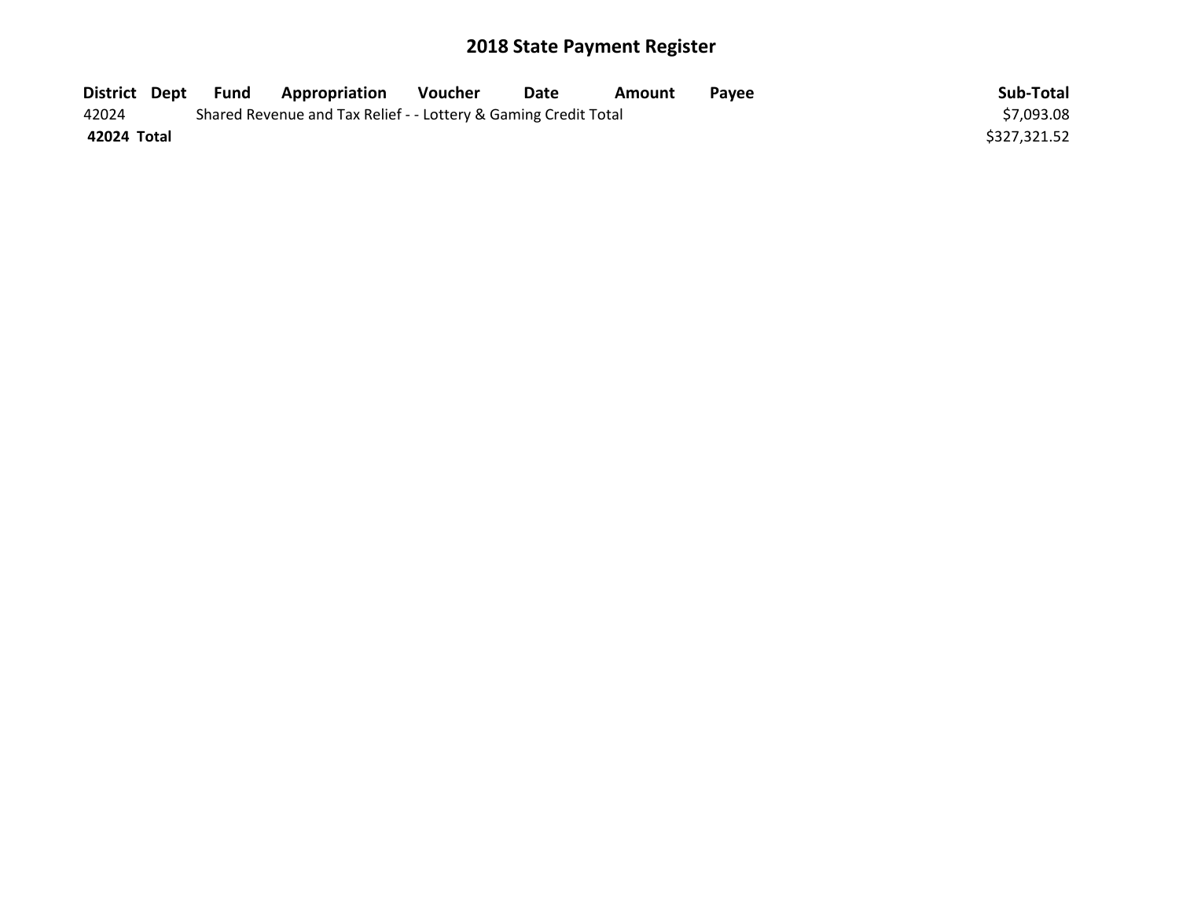# 2018 State Payment Register

| District | Dept | Fund | Appropriation | Voucher | Date | Amount | Payee | Sub-Total |
|---|---|---|---|---|---|---|---|---|
| 42024 | | Shared Revenue and Tax Relief - - Lottery & Gaming Credit Total | | | | | | $7,093.08 |
| **42024 Total** | | | | | | | | $327,321.52 |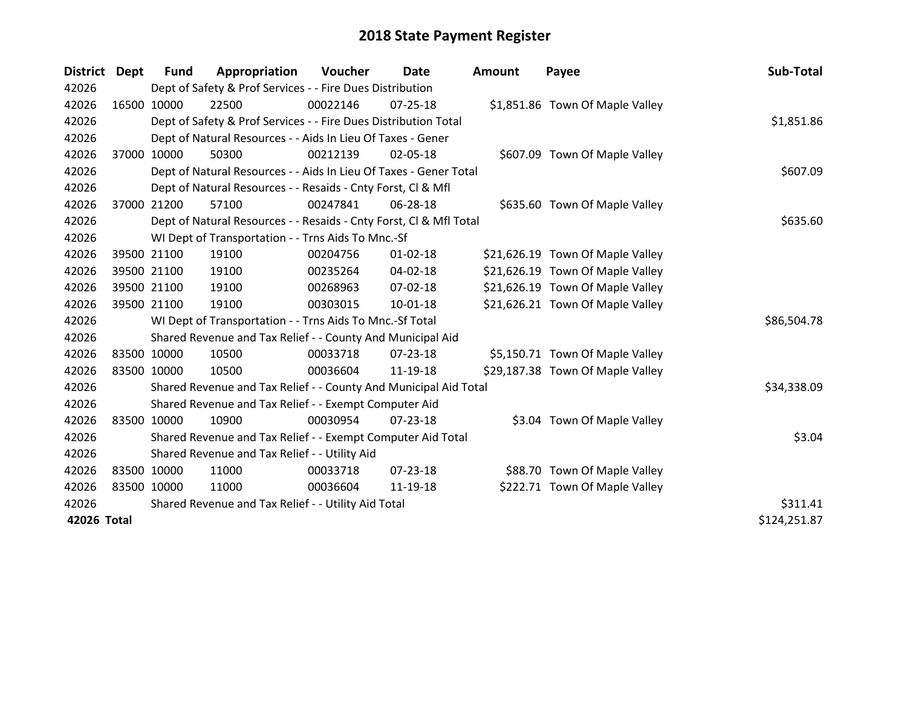# 2018 State Payment Register

| District | Dept | Fund | Appropriation | Voucher | Date | Amount | Payee | Sub-Total |
|---|---|---|---|---|---|---|---|---|
| 42026 | | Dept of Safety & Prof Services - - Fire Dues Distribution | | | | | | |
| 42026 | 16500 | 10000 | 22500 | 00022146 | 07-25-18 | $1,851.86 | Town Of Maple Valley | |
| 42026 | | Dept of Safety & Prof Services - - Fire Dues Distribution Total | | | | | | $1,851.86 |
| 42026 | | Dept of Natural Resources - - Aids In Lieu Of Taxes - Gener | | | | | | |
| 42026 | 37000 | 10000 | 50300 | 00212139 | 02-05-18 | $607.09 | Town Of Maple Valley | |
| 42026 | | Dept of Natural Resources - - Aids In Lieu Of Taxes - Gener Total | | | | | | $607.09 |
| 42026 | | Dept of Natural Resources - - Resaids - Cnty Forst, Cl & Mfl | | | | | | |
| 42026 | 37000 | 21200 | 57100 | 00247841 | 06-28-18 | $635.60 | Town Of Maple Valley | |
| 42026 | | Dept of Natural Resources - - Resaids - Cnty Forst, Cl & Mfl Total | | | | | | $635.60 |
| 42026 | | WI Dept of Transportation - - Trns Aids To Mnc.-Sf | | | | | | |
| 42026 | 39500 | 21100 | 19100 | 00204756 | 01-02-18 | $21,626.19 | Town Of Maple Valley | |
| 42026 | 39500 | 21100 | 19100 | 00235264 | 04-02-18 | $21,626.19 | Town Of Maple Valley | |
| 42026 | 39500 | 21100 | 19100 | 00268963 | 07-02-18 | $21,626.19 | Town Of Maple Valley | |
| 42026 | 39500 | 21100 | 19100 | 00303015 | 10-01-18 | $21,626.21 | Town Of Maple Valley | |
| 42026 | | WI Dept of Transportation - - Trns Aids To Mnc.-Sf Total | | | | | | $86,504.78 |
| 42026 | | Shared Revenue and Tax Relief - - County And Municipal Aid | | | | | | |
| 42026 | 83500 | 10000 | 10500 | 00033718 | 07-23-18 | $5,150.71 | Town Of Maple Valley | |
| 42026 | 83500 | 10000 | 10500 | 00036604 | 11-19-18 | $29,187.38 | Town Of Maple Valley | |
| 42026 | | Shared Revenue and Tax Relief - - County And Municipal Aid Total | | | | | | $34,338.09 |
| 42026 | | Shared Revenue and Tax Relief - - Exempt Computer Aid | | | | | | |
| 42026 | 83500 | 10000 | 10900 | 00030954 | 07-23-18 | $3.04 | Town Of Maple Valley | |
| 42026 | | Shared Revenue and Tax Relief - - Exempt Computer Aid Total | | | | | | $3.04 |
| 42026 | | Shared Revenue and Tax Relief - - Utility Aid | | | | | | |
| 42026 | 83500 | 10000 | 11000 | 00033718 | 07-23-18 | $88.70 | Town Of Maple Valley | |
| 42026 | 83500 | 10000 | 11000 | 00036604 | 11-19-18 | $222.71 | Town Of Maple Valley | |
| 42026 | | Shared Revenue and Tax Relief - - Utility Aid Total | | | | | | $311.41 |
| **42026 Total** | | | | | | | | $124,251.87 |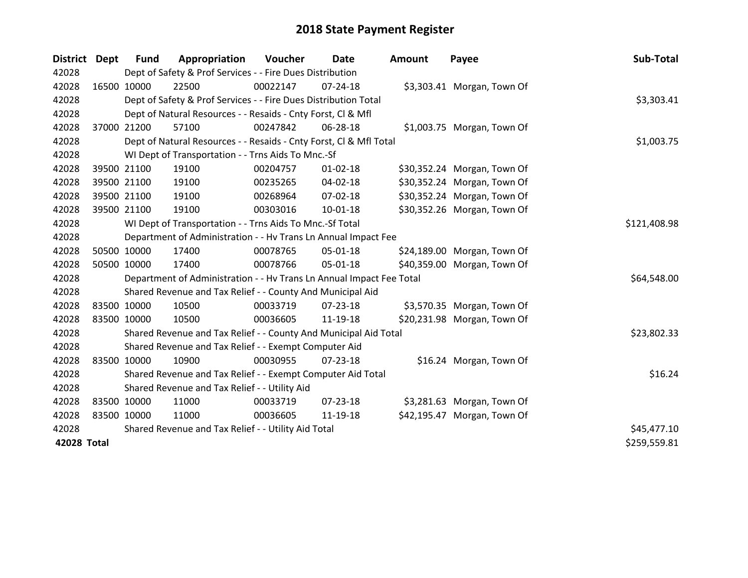# 2018 State Payment Register

| District | Dept | Fund | Appropriation | Voucher | Date | Amount | Payee | Sub-Total |
|---|---|---|---|---|---|---|---|---|
| 42028 | Dept of Safety & Prof Services - - Fire Dues Distribution | | | | | | | |
| 42028 | 16500 | 10000 | 22500 | 00022147 | 07-24-18 | $3,303.41 | Morgan, Town Of | |
| 42028 | Dept of Safety & Prof Services - - Fire Dues Distribution Total | | | | | | | $3,303.41 |
| 42028 | Dept of Natural Resources - - Resaids - Cnty Forst, Cl & Mfl | | | | | | | |
| 42028 | 37000 | 21200 | 57100 | 00247842 | 06-28-18 | $1,003.75 | Morgan, Town Of | |
| 42028 | Dept of Natural Resources - - Resaids - Cnty Forst, Cl & Mfl Total | | | | | | | $1,003.75 |
| 42028 | WI Dept of Transportation - - Trns Aids To Mnc.-Sf | | | | | | | |
| 42028 | 39500 | 21100 | 19100 | 00204757 | 01-02-18 | $30,352.24 | Morgan, Town Of | |
| 42028 | 39500 | 21100 | 19100 | 00235265 | 04-02-18 | $30,352.24 | Morgan, Town Of | |
| 42028 | 39500 | 21100 | 19100 | 00268964 | 07-02-18 | $30,352.24 | Morgan, Town Of | |
| 42028 | 39500 | 21100 | 19100 | 00303016 | 10-01-18 | $30,352.26 | Morgan, Town Of | |
| 42028 | WI Dept of Transportation - - Trns Aids To Mnc.-Sf Total | | | | | | | $121,408.98 |
| 42028 | Department of Administration - - Hv Trans Ln Annual Impact Fee | | | | | | | |
| 42028 | 50500 | 10000 | 17400 | 00078765 | 05-01-18 | $24,189.00 | Morgan, Town Of | |
| 42028 | 50500 | 10000 | 17400 | 00078766 | 05-01-18 | $40,359.00 | Morgan, Town Of | |
| 42028 | Department of Administration - - Hv Trans Ln Annual Impact Fee Total | | | | | | | $64,548.00 |
| 42028 | Shared Revenue and Tax Relief - - County And Municipal Aid | | | | | | | |
| 42028 | 83500 | 10000 | 10500 | 00033719 | 07-23-18 | $3,570.35 | Morgan, Town Of | |
| 42028 | 83500 | 10000 | 10500 | 00036605 | 11-19-18 | $20,231.98 | Morgan, Town Of | |
| 42028 | Shared Revenue and Tax Relief - - County And Municipal Aid Total | | | | | | | $23,802.33 |
| 42028 | Shared Revenue and Tax Relief - - Exempt Computer Aid | | | | | | | |
| 42028 | 83500 | 10000 | 10900 | 00030955 | 07-23-18 | $16.24 | Morgan, Town Of | |
| 42028 | Shared Revenue and Tax Relief - - Exempt Computer Aid Total | | | | | | | $16.24 |
| 42028 | Shared Revenue and Tax Relief - - Utility Aid | | | | | | | |
| 42028 | 83500 | 10000 | 11000 | 00033719 | 07-23-18 | $3,281.63 | Morgan, Town Of | |
| 42028 | 83500 | 10000 | 11000 | 00036605 | 11-19-18 | $42,195.47 | Morgan, Town Of | |
| 42028 | Shared Revenue and Tax Relief - - Utility Aid Total | | | | | | | $45,477.10 |
| **42028 Total** | | | | | | | | $259,559.81 |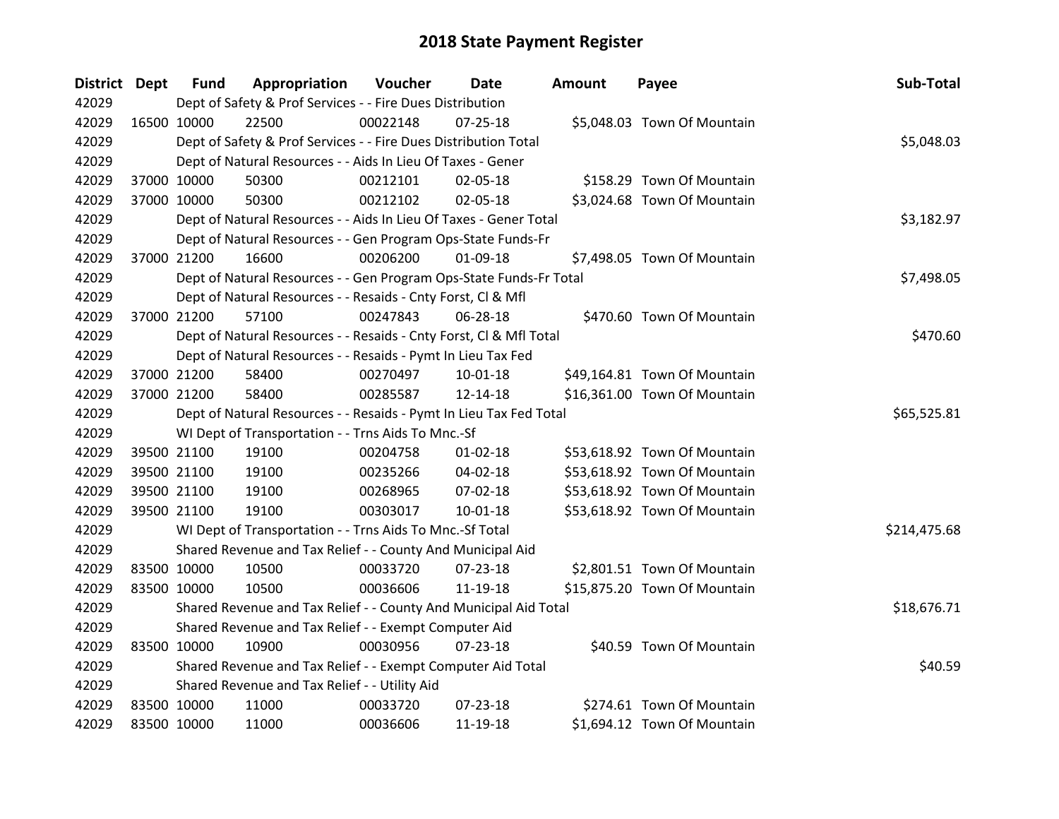# 2018 State Payment Register

| District | Dept | Fund | Appropriation | Voucher | Date | Amount | Payee | Sub-Total |
|---|---|---|---|---|---|---|---|---|
| 42029 | | Dept of Safety & Prof Services - - Fire Dues Distribution | | | | | | |
| 42029 | 16500 | 10000 | 22500 | 00022148 | 07-25-18 | $5,048.03 | Town Of Mountain | |
| 42029 | | Dept of Safety & Prof Services - - Fire Dues Distribution Total | | | | | | $5,048.03 |
| 42029 | | Dept of Natural Resources - - Aids In Lieu Of Taxes - Gener | | | | | | |
| 42029 | 37000 | 10000 | 50300 | 00212101 | 02-05-18 | $158.29 | Town Of Mountain | |
| 42029 | 37000 | 10000 | 50300 | 00212102 | 02-05-18 | $3,024.68 | Town Of Mountain | |
| 42029 | | Dept of Natural Resources - - Aids In Lieu Of Taxes - Gener Total | | | | | | $3,182.97 |
| 42029 | | Dept of Natural Resources - - Gen Program Ops-State Funds-Fr | | | | | | |
| 42029 | 37000 | 21200 | 16600 | 00206200 | 01-09-18 | $7,498.05 | Town Of Mountain | |
| 42029 | | Dept of Natural Resources - - Gen Program Ops-State Funds-Fr Total | | | | | | $7,498.05 |
| 42029 | | Dept of Natural Resources - - Resaids - Cnty Forst, Cl & Mfl | | | | | | |
| 42029 | 37000 | 21200 | 57100 | 00247843 | 06-28-18 | $470.60 | Town Of Mountain | |
| 42029 | | Dept of Natural Resources - - Resaids - Cnty Forst, Cl & Mfl Total | | | | | | $470.60 |
| 42029 | | Dept of Natural Resources - - Resaids - Pymt In Lieu Tax Fed | | | | | | |
| 42029 | 37000 | 21200 | 58400 | 00270497 | 10-01-18 | $49,164.81 | Town Of Mountain | |
| 42029 | 37000 | 21200 | 58400 | 00285587 | 12-14-18 | $16,361.00 | Town Of Mountain | |
| 42029 | | Dept of Natural Resources - - Resaids - Pymt In Lieu Tax Fed Total | | | | | | $65,525.81 |
| 42029 | | WI Dept of Transportation - - Trns Aids To Mnc.-Sf | | | | | | |
| 42029 | 39500 | 21100 | 19100 | 00204758 | 01-02-18 | $53,618.92 | Town Of Mountain | |
| 42029 | 39500 | 21100 | 19100 | 00235266 | 04-02-18 | $53,618.92 | Town Of Mountain | |
| 42029 | 39500 | 21100 | 19100 | 00268965 | 07-02-18 | $53,618.92 | Town Of Mountain | |
| 42029 | 39500 | 21100 | 19100 | 00303017 | 10-01-18 | $53,618.92 | Town Of Mountain | |
| 42029 | | WI Dept of Transportation - - Trns Aids To Mnc.-Sf Total | | | | | | $214,475.68 |
| 42029 | | Shared Revenue and Tax Relief - - County And Municipal Aid | | | | | | |
| 42029 | 83500 | 10000 | 10500 | 00033720 | 07-23-18 | $2,801.51 | Town Of Mountain | |
| 42029 | 83500 | 10000 | 10500 | 00036606 | 11-19-18 | $15,875.20 | Town Of Mountain | |
| 42029 | | Shared Revenue and Tax Relief - - County And Municipal Aid Total | | | | | | $18,676.71 |
| 42029 | | Shared Revenue and Tax Relief - - Exempt Computer Aid | | | | | | |
| 42029 | 83500 | 10000 | 10900 | 00030956 | 07-23-18 | $40.59 | Town Of Mountain | |
| 42029 | | Shared Revenue and Tax Relief - - Exempt Computer Aid Total | | | | | | $40.59 |
| 42029 | | Shared Revenue and Tax Relief - - Utility Aid | | | | | | |
| 42029 | 83500 | 10000 | 11000 | 00033720 | 07-23-18 | $274.61 | Town Of Mountain | |
| 42029 | 83500 | 10000 | 11000 | 00036606 | 11-19-18 | $1,694.12 | Town Of Mountain | |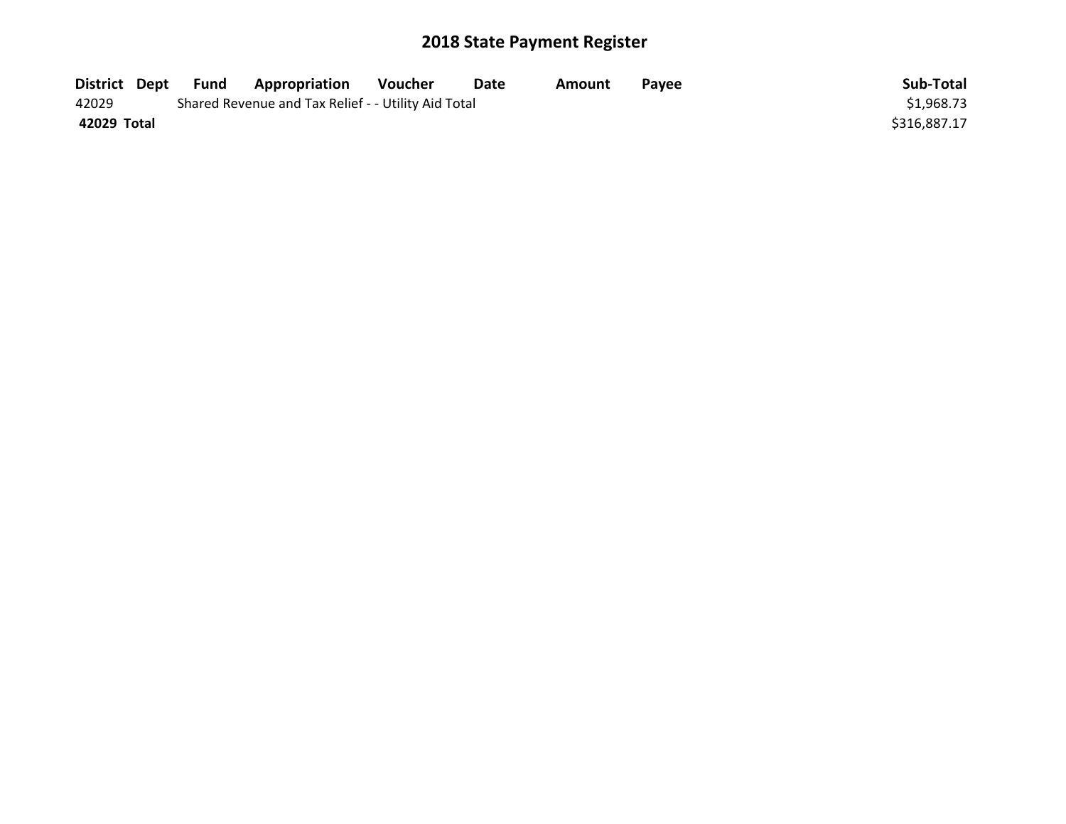# 2018 State Payment Register

| District | Dept | Fund | Appropriation | Voucher | Date | Amount | Payee | Sub-Total |
| --- | --- | --- | --- | --- | --- | --- | --- | --- |
| 42029 | | Shared Revenue and Tax Relief - - Utility Aid Total | | | | | | $1,968.73 |
| **42029 Total** | | | | | | | | $316,887.17 |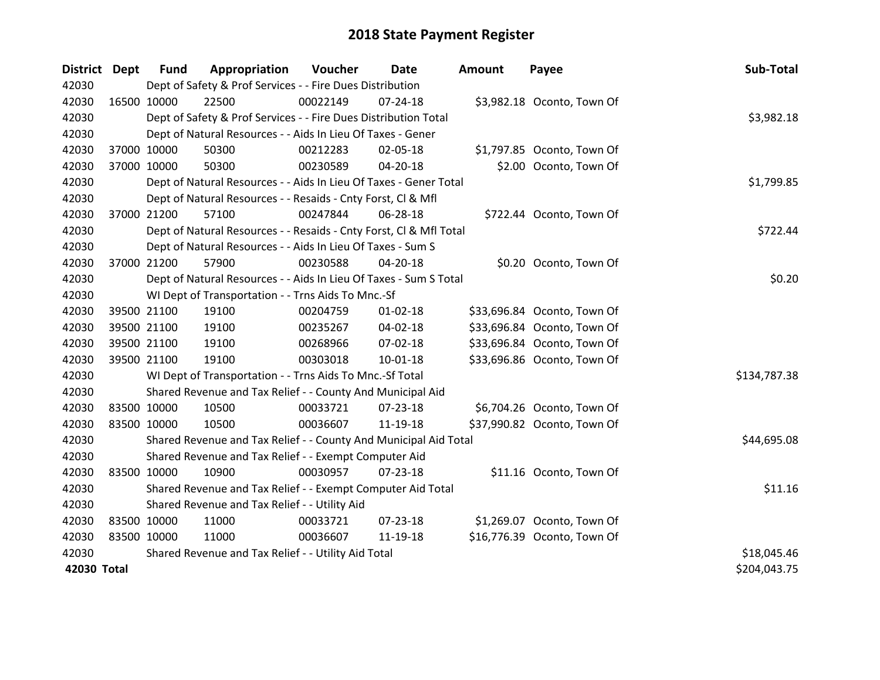# 2018 State Payment Register

| District | Dept | Fund | Appropriation | Voucher | Date | Amount | Payee | Sub-Total |
|---|---|---|---|---|---|---|---|---|
| 42030 | Dept of Safety & Prof Services - - Fire Dues Distribution | | | | | | | |
| 42030 | 16500 | 10000 | 22500 | 00022149 | 07-24-18 | $3,982.18 | Oconto, Town Of | |
| 42030 | Dept of Safety & Prof Services - - Fire Dues Distribution Total | | | | | | | $3,982.18 |
| 42030 | Dept of Natural Resources - - Aids In Lieu Of Taxes - Gener | | | | | | | |
| 42030 | 37000 | 10000 | 50300 | 00212283 | 02-05-18 | $1,797.85 | Oconto, Town Of | |
| 42030 | 37000 | 10000 | 50300 | 00230589 | 04-20-18 | $2.00 | Oconto, Town Of | |
| 42030 | Dept of Natural Resources - - Aids In Lieu Of Taxes - Gener Total | | | | | | | $1,799.85 |
| 42030 | Dept of Natural Resources - - Resaids - Cnty Forst, Cl & Mfl | | | | | | | |
| 42030 | 37000 | 21200 | 57100 | 00247844 | 06-28-18 | $722.44 | Oconto, Town Of | |
| 42030 | Dept of Natural Resources - - Resaids - Cnty Forst, Cl & Mfl Total | | | | | | | $722.44 |
| 42030 | Dept of Natural Resources - - Aids In Lieu Of Taxes - Sum S | | | | | | | |
| 42030 | 37000 | 21200 | 57900 | 00230588 | 04-20-18 | $0.20 | Oconto, Town Of | |
| 42030 | Dept of Natural Resources - - Aids In Lieu Of Taxes - Sum S Total | | | | | | | $0.20 |
| 42030 | WI Dept of Transportation - - Trns Aids To Mnc.-Sf | | | | | | | |
| 42030 | 39500 | 21100 | 19100 | 00204759 | 01-02-18 | $33,696.84 | Oconto, Town Of | |
| 42030 | 39500 | 21100 | 19100 | 00235267 | 04-02-18 | $33,696.84 | Oconto, Town Of | |
| 42030 | 39500 | 21100 | 19100 | 00268966 | 07-02-18 | $33,696.84 | Oconto, Town Of | |
| 42030 | 39500 | 21100 | 19100 | 00303018 | 10-01-18 | $33,696.86 | Oconto, Town Of | |
| 42030 | WI Dept of Transportation - - Trns Aids To Mnc.-Sf Total | | | | | | | $134,787.38 |
| 42030 | Shared Revenue and Tax Relief - - County And Municipal Aid | | | | | | | |
| 42030 | 83500 | 10000 | 10500 | 00033721 | 07-23-18 | $6,704.26 | Oconto, Town Of | |
| 42030 | 83500 | 10000 | 10500 | 00036607 | 11-19-18 | $37,990.82 | Oconto, Town Of | |
| 42030 | Shared Revenue and Tax Relief - - County And Municipal Aid Total | | | | | | | $44,695.08 |
| 42030 | Shared Revenue and Tax Relief - - Exempt Computer Aid | | | | | | | |
| 42030 | 83500 | 10000 | 10900 | 00030957 | 07-23-18 | $11.16 | Oconto, Town Of | |
| 42030 | Shared Revenue and Tax Relief - - Exempt Computer Aid Total | | | | | | | $11.16 |
| 42030 | Shared Revenue and Tax Relief - - Utility Aid | | | | | | | |
| 42030 | 83500 | 10000 | 11000 | 00033721 | 07-23-18 | $1,269.07 | Oconto, Town Of | |
| 42030 | 83500 | 10000 | 11000 | 00036607 | 11-19-18 | $16,776.39 | Oconto, Town Of | |
| 42030 | Shared Revenue and Tax Relief - - Utility Aid Total | | | | | | | $18,045.46 |
| **42030 Total** | | | | | | | | $204,043.75 |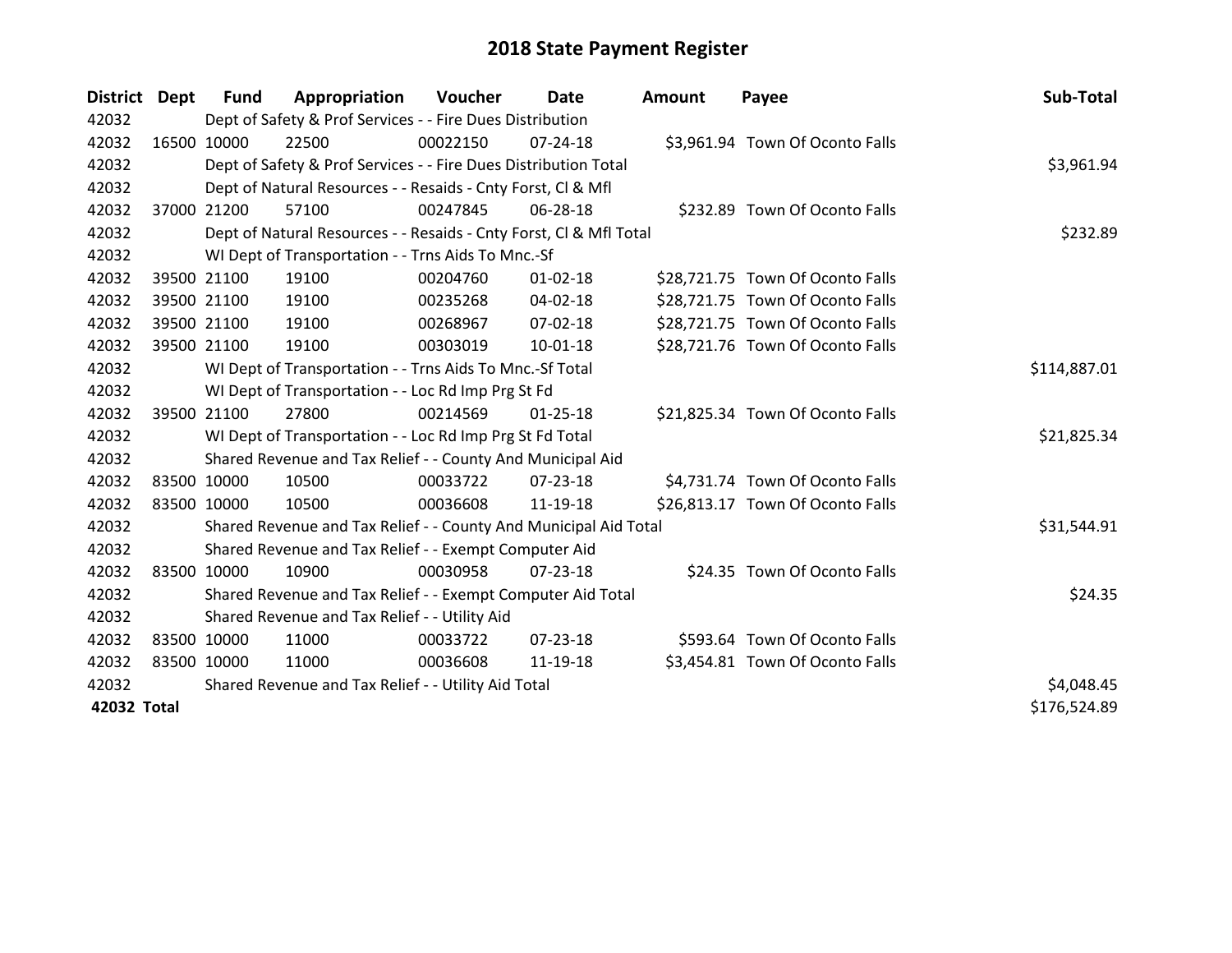# 2018 State Payment Register

| District | Dept | Fund | Appropriation | Voucher | Date | Amount | Payee | Sub-Total |
|---|---|---|---|---|---|---|---|---|
| 42032 | | Dept of Safety & Prof Services - - Fire Dues Distribution | | | | | | |
| 42032 | 16500 | 10000 | 22500 | 00022150 | 07-24-18 | $3,961.94 | Town Of Oconto Falls | |
| 42032 | | Dept of Safety & Prof Services - - Fire Dues Distribution Total | | | | | | $3,961.94 |
| 42032 | | Dept of Natural Resources - - Resaids - Cnty Forst, Cl & Mfl | | | | | | |
| 42032 | 37000 | 21200 | 57100 | 00247845 | 06-28-18 | $232.89 | Town Of Oconto Falls | |
| 42032 | | Dept of Natural Resources - - Resaids - Cnty Forst, Cl & Mfl Total | | | | | | $232.89 |
| 42032 | | WI Dept of Transportation - - Trns Aids To Mnc.-Sf | | | | | | |
| 42032 | 39500 | 21100 | 19100 | 00204760 | 01-02-18 | $28,721.75 | Town Of Oconto Falls | |
| 42032 | 39500 | 21100 | 19100 | 00235268 | 04-02-18 | $28,721.75 | Town Of Oconto Falls | |
| 42032 | 39500 | 21100 | 19100 | 00268967 | 07-02-18 | $28,721.75 | Town Of Oconto Falls | |
| 42032 | 39500 | 21100 | 19100 | 00303019 | 10-01-18 | $28,721.76 | Town Of Oconto Falls | |
| 42032 | | WI Dept of Transportation - - Trns Aids To Mnc.-Sf Total | | | | | | $114,887.01 |
| 42032 | | WI Dept of Transportation - - Loc Rd Imp Prg St Fd | | | | | | |
| 42032 | 39500 | 21100 | 27800 | 00214569 | 01-25-18 | $21,825.34 | Town Of Oconto Falls | |
| 42032 | | WI Dept of Transportation - - Loc Rd Imp Prg St Fd Total | | | | | | $21,825.34 |
| 42032 | | Shared Revenue and Tax Relief - - County And Municipal Aid | | | | | | |
| 42032 | 83500 | 10000 | 10500 | 00033722 | 07-23-18 | $4,731.74 | Town Of Oconto Falls | |
| 42032 | 83500 | 10000 | 10500 | 00036608 | 11-19-18 | $26,813.17 | Town Of Oconto Falls | |
| 42032 | | Shared Revenue and Tax Relief - - County And Municipal Aid Total | | | | | | $31,544.91 |
| 42032 | | Shared Revenue and Tax Relief - - Exempt Computer Aid | | | | | | |
| 42032 | 83500 | 10000 | 10900 | 00030958 | 07-23-18 | $24.35 | Town Of Oconto Falls | |
| 42032 | | Shared Revenue and Tax Relief - - Exempt Computer Aid Total | | | | | | $24.35 |
| 42032 | | Shared Revenue and Tax Relief - - Utility Aid | | | | | | |
| 42032 | 83500 | 10000 | 11000 | 00033722 | 07-23-18 | $593.64 | Town Of Oconto Falls | |
| 42032 | 83500 | 10000 | 11000 | 00036608 | 11-19-18 | $3,454.81 | Town Of Oconto Falls | |
| 42032 | | Shared Revenue and Tax Relief - - Utility Aid Total | | | | | | $4,048.45 |
| **42032 Total** | | | | | | | | $176,524.89 |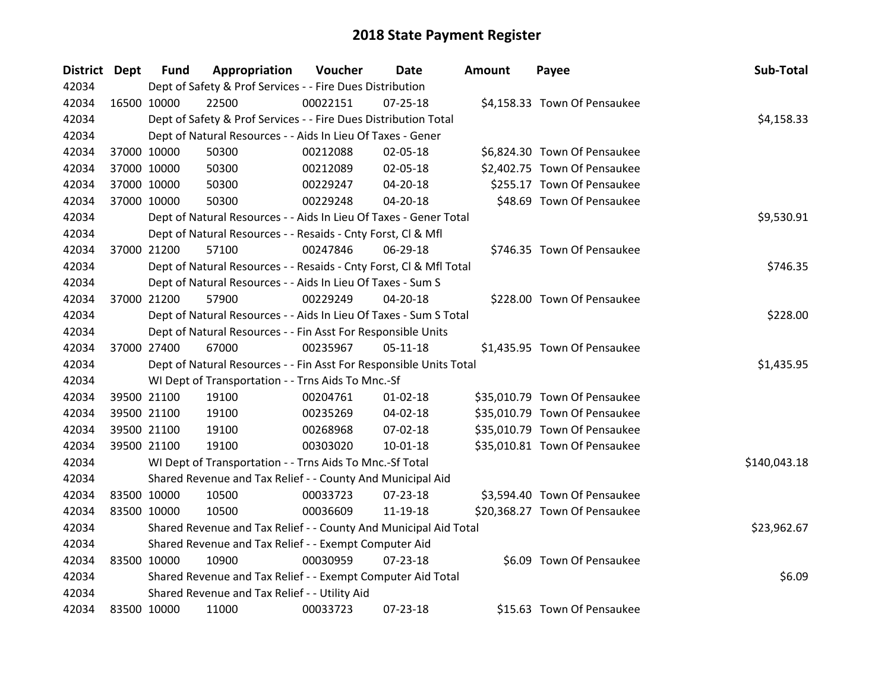# 2018 State Payment Register

| District | Dept | Fund | Appropriation | Voucher | Date | Amount | Payee | Sub-Total |
|---|---|---|---|---|---|---|---|---|
| 42034 | | Dept of Safety & Prof Services - - Fire Dues Distribution | | | | | | |
| 42034 | 16500 | 10000 | 22500 | 00022151 | 07-25-18 | $4,158.33 | Town Of Pensaukee | |
| 42034 | | Dept of Safety & Prof Services - - Fire Dues Distribution Total | | | | | | $4,158.33 |
| 42034 | | Dept of Natural Resources - - Aids In Lieu Of Taxes - Gener | | | | | | |
| 42034 | 37000 | 10000 | 50300 | 00212088 | 02-05-18 | $6,824.30 | Town Of Pensaukee | |
| 42034 | 37000 | 10000 | 50300 | 00212089 | 02-05-18 | $2,402.75 | Town Of Pensaukee | |
| 42034 | 37000 | 10000 | 50300 | 00229247 | 04-20-18 | $255.17 | Town Of Pensaukee | |
| 42034 | 37000 | 10000 | 50300 | 00229248 | 04-20-18 | $48.69 | Town Of Pensaukee | |
| 42034 | | Dept of Natural Resources - - Aids In Lieu Of Taxes - Gener Total | | | | | | $9,530.91 |
| 42034 | | Dept of Natural Resources - - Resaids - Cnty Forst, Cl & Mfl | | | | | | |
| 42034 | 37000 | 21200 | 57100 | 00247846 | 06-29-18 | $746.35 | Town Of Pensaukee | |
| 42034 | | Dept of Natural Resources - - Resaids - Cnty Forst, Cl & Mfl Total | | | | | | $746.35 |
| 42034 | | Dept of Natural Resources - - Aids In Lieu Of Taxes - Sum S | | | | | | |
| 42034 | 37000 | 21200 | 57900 | 00229249 | 04-20-18 | $228.00 | Town Of Pensaukee | |
| 42034 | | Dept of Natural Resources - - Aids In Lieu Of Taxes - Sum S Total | | | | | | $228.00 |
| 42034 | | Dept of Natural Resources - - Fin Asst For Responsible Units | | | | | | |
| 42034 | 37000 | 27400 | 67000 | 00235967 | 05-11-18 | $1,435.95 | Town Of Pensaukee | |
| 42034 | | Dept of Natural Resources - - Fin Asst For Responsible Units Total | | | | | | $1,435.95 |
| 42034 | | WI Dept of Transportation - - Trns Aids To Mnc.-Sf | | | | | | |
| 42034 | 39500 | 21100 | 19100 | 00204761 | 01-02-18 | $35,010.79 | Town Of Pensaukee | |
| 42034 | 39500 | 21100 | 19100 | 00235269 | 04-02-18 | $35,010.79 | Town Of Pensaukee | |
| 42034 | 39500 | 21100 | 19100 | 00268968 | 07-02-18 | $35,010.79 | Town Of Pensaukee | |
| 42034 | 39500 | 21100 | 19100 | 00303020 | 10-01-18 | $35,010.81 | Town Of Pensaukee | |
| 42034 | | WI Dept of Transportation - - Trns Aids To Mnc.-Sf Total | | | | | | $140,043.18 |
| 42034 | | Shared Revenue and Tax Relief - - County And Municipal Aid | | | | | | |
| 42034 | 83500 | 10000 | 10500 | 00033723 | 07-23-18 | $3,594.40 | Town Of Pensaukee | |
| 42034 | 83500 | 10000 | 10500 | 00036609 | 11-19-18 | $20,368.27 | Town Of Pensaukee | |
| 42034 | | Shared Revenue and Tax Relief - - County And Municipal Aid Total | | | | | | $23,962.67 |
| 42034 | | Shared Revenue and Tax Relief - - Exempt Computer Aid | | | | | | |
| 42034 | 83500 | 10000 | 10900 | 00030959 | 07-23-18 | $6.09 | Town Of Pensaukee | |
| 42034 | | Shared Revenue and Tax Relief - - Exempt Computer Aid Total | | | | | | $6.09 |
| 42034 | | Shared Revenue and Tax Relief - - Utility Aid | | | | | | |
| 42034 | 83500 | 10000 | 11000 | 00033723 | 07-23-18 | $15.63 | Town Of Pensaukee | |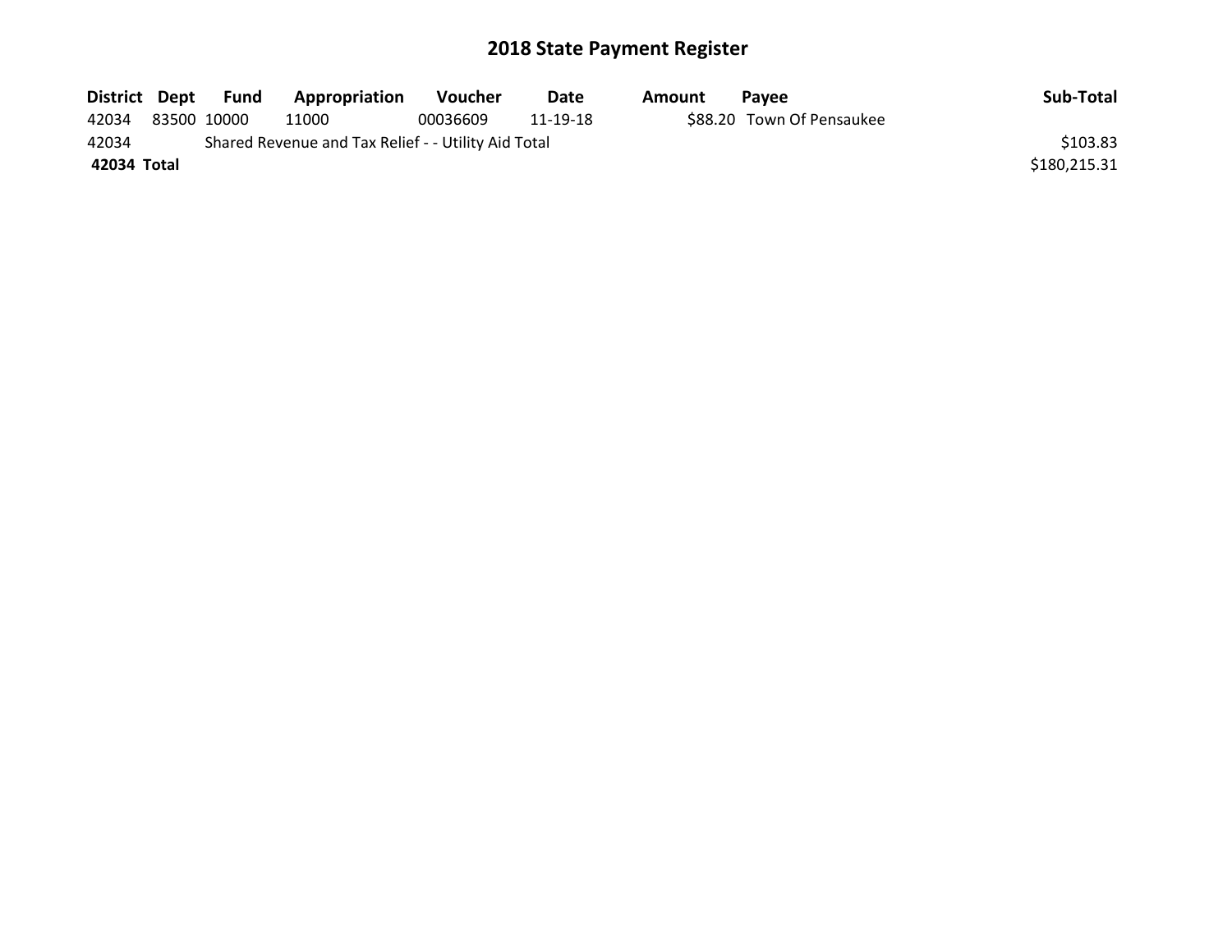# 2018 State Payment Register

| District | Dept | Fund | Appropriation | Voucher | Date | Amount | Payee | Sub-Total |
|---|---|---|---|---|---|---|---|---|
| 42034 | 83500 | 10000 | 11000 | 00036609 | 11-19-18 | $88.20 | Town Of Pensaukee | |
| 42034 | | Shared Revenue and Tax Relief - - Utility Aid Total | | | | | | $103.83 |
| **42034 Total** | | | | | | | | $180,215.31 |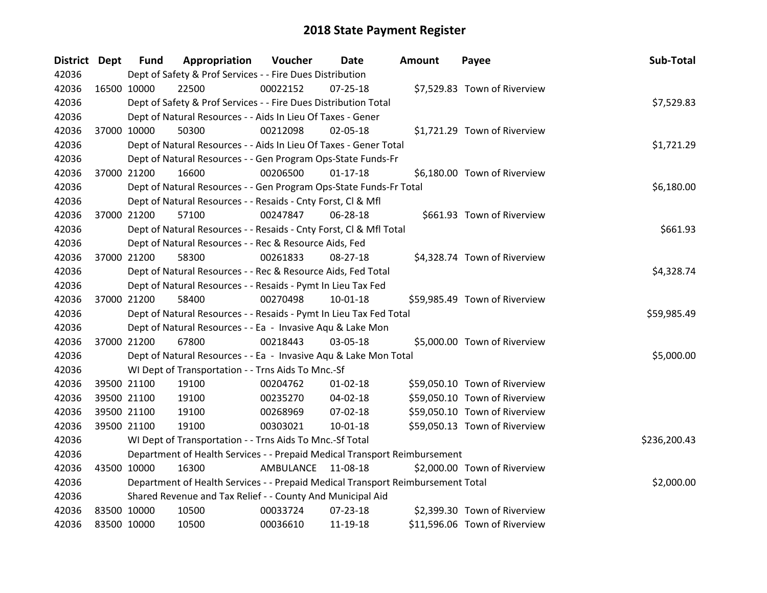# 2018 State Payment Register

| District | Dept | Fund | Appropriation | Voucher | Date | Amount | Payee | Sub-Total |
|---|---|---|---|---|---|---|---|---|
| 42036 | | Dept of Safety & Prof Services - - Fire Dues Distribution | | | | | | |
| 42036 | 16500 | 10000 | 22500 | 00022152 | 07-25-18 | $7,529.83 | Town of Riverview | |
| 42036 | | Dept of Safety & Prof Services - - Fire Dues Distribution Total | | | | | | $7,529.83 |
| 42036 | | Dept of Natural Resources - - Aids In Lieu Of Taxes - Gener | | | | | | |
| 42036 | 37000 | 10000 | 50300 | 00212098 | 02-05-18 | $1,721.29 | Town of Riverview | |
| 42036 | | Dept of Natural Resources - - Aids In Lieu Of Taxes - Gener Total | | | | | | $1,721.29 |
| 42036 | | Dept of Natural Resources - - Gen Program Ops-State Funds-Fr | | | | | | |
| 42036 | 37000 | 21200 | 16600 | 00206500 | 01-17-18 | $6,180.00 | Town of Riverview | |
| 42036 | | Dept of Natural Resources - - Gen Program Ops-State Funds-Fr Total | | | | | | $6,180.00 |
| 42036 | | Dept of Natural Resources - - Resaids - Cnty Forst, Cl & Mfl | | | | | | |
| 42036 | 37000 | 21200 | 57100 | 00247847 | 06-28-18 | $661.93 | Town of Riverview | |
| 42036 | | Dept of Natural Resources - - Resaids - Cnty Forst, Cl & Mfl Total | | | | | | $661.93 |
| 42036 | | Dept of Natural Resources - - Rec & Resource Aids, Fed | | | | | | |
| 42036 | 37000 | 21200 | 58300 | 00261833 | 08-27-18 | $4,328.74 | Town of Riverview | |
| 42036 | | Dept of Natural Resources - - Rec & Resource Aids, Fed Total | | | | | | $4,328.74 |
| 42036 | | Dept of Natural Resources - - Resaids - Pymt In Lieu Tax Fed | | | | | | |
| 42036 | 37000 | 21200 | 58400 | 00270498 | 10-01-18 | $59,985.49 | Town of Riverview | |
| 42036 | | Dept of Natural Resources - - Resaids - Pymt In Lieu Tax Fed Total | | | | | | $59,985.49 |
| 42036 | | Dept of Natural Resources - - Ea - Invasive Aqu & Lake Mon | | | | | | |
| 42036 | 37000 | 21200 | 67800 | 00218443 | 03-05-18 | $5,000.00 | Town of Riverview | |
| 42036 | | Dept of Natural Resources - - Ea - Invasive Aqu & Lake Mon Total | | | | | | $5,000.00 |
| 42036 | | WI Dept of Transportation - - Trns Aids To Mnc.-Sf | | | | | | |
| 42036 | 39500 | 21100 | 19100 | 00204762 | 01-02-18 | $59,050.10 | Town of Riverview | |
| 42036 | 39500 | 21100 | 19100 | 00235270 | 04-02-18 | $59,050.10 | Town of Riverview | |
| 42036 | 39500 | 21100 | 19100 | 00268969 | 07-02-18 | $59,050.10 | Town of Riverview | |
| 42036 | 39500 | 21100 | 19100 | 00303021 | 10-01-18 | $59,050.13 | Town of Riverview | |
| 42036 | | WI Dept of Transportation - - Trns Aids To Mnc.-Sf Total | | | | | | $236,200.43 |
| 42036 | | Department of Health Services - - Prepaid Medical Transport Reimbursement | | | | | | |
| 42036 | 43500 | 10000 | 16300 | AMBULANCE | 11-08-18 | $2,000.00 | Town of Riverview | |
| 42036 | | Department of Health Services - - Prepaid Medical Transport Reimbursement Total | | | | | | $2,000.00 |
| 42036 | | Shared Revenue and Tax Relief - - County And Municipal Aid | | | | | | |
| 42036 | 83500 | 10000 | 10500 | 00033724 | 07-23-18 | $2,399.30 | Town of Riverview | |
| 42036 | 83500 | 10000 | 10500 | 00036610 | 11-19-18 | $11,596.06 | Town of Riverview | |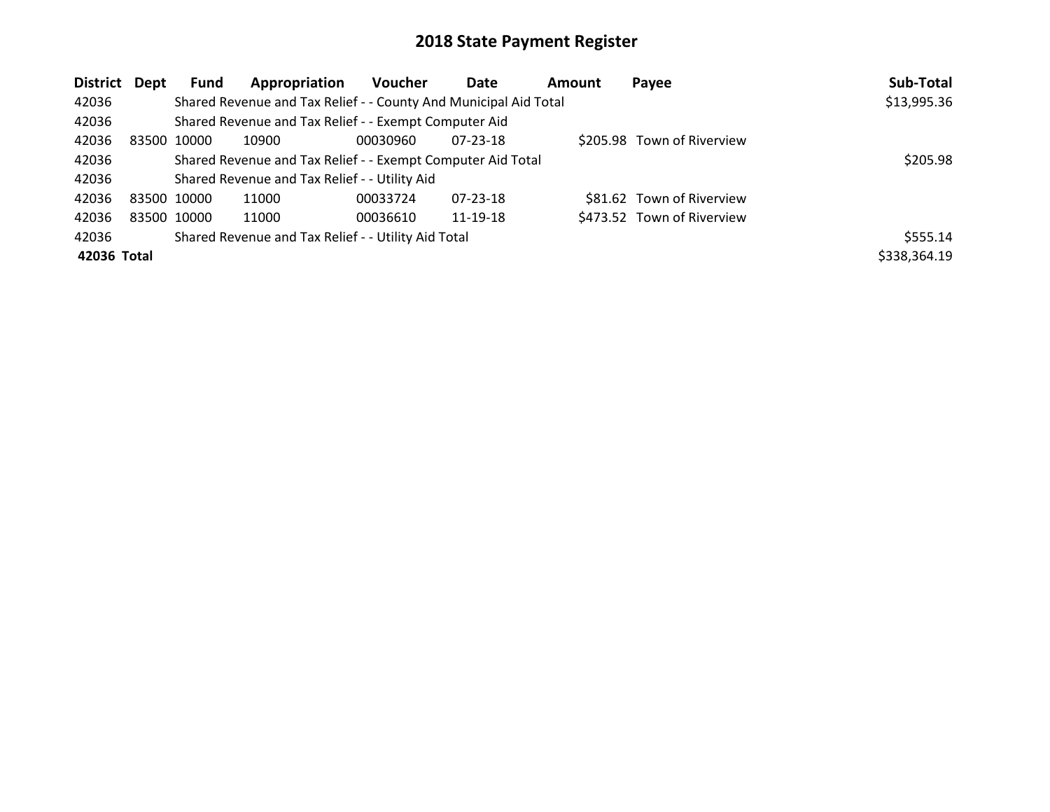# 2018 State Payment Register

| District | Dept | Fund | Appropriation | Voucher | Date | Amount | Payee | Sub-Total |
|---|---|---|---|---|---|---|---|---|
| 42036 | | Shared Revenue and Tax Relief - - County And Municipal Aid Total | | | | | | $13,995.36 |
| 42036 | | Shared Revenue and Tax Relief - - Exempt Computer Aid | | | | | | |
| 42036 | 83500 | 10000 | 10900 | 00030960 | 07-23-18 | $205.98 | Town of Riverview | |
| 42036 | | Shared Revenue and Tax Relief - - Exempt Computer Aid Total | | | | | | $205.98 |
| 42036 | | Shared Revenue and Tax Relief - - Utility Aid | | | | | | |
| 42036 | 83500 | 10000 | 11000 | 00033724 | 07-23-18 | $81.62 | Town of Riverview | |
| 42036 | 83500 | 10000 | 11000 | 00036610 | 11-19-18 | $473.52 | Town of Riverview | |
| 42036 | | Shared Revenue and Tax Relief - - Utility Aid Total | | | | | | $555.14 |
| **42036 Total** | | | | | | | | $338,364.19 |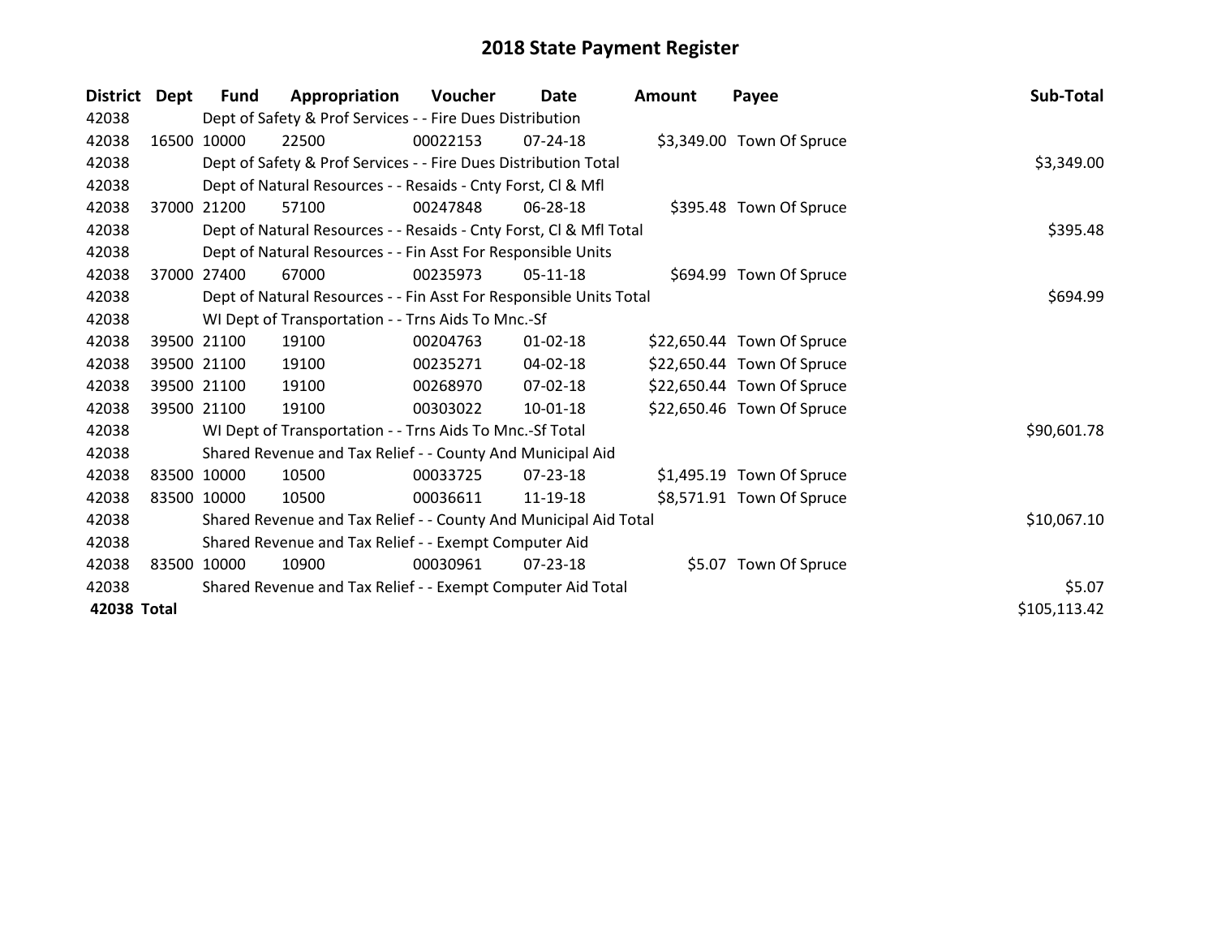# 2018 State Payment Register

| District | Dept | Fund | Appropriation | Voucher | Date | Amount | Payee | Sub-Total |
|---|---|---|---|---|---|---|---|---|
| 42038 | | Dept of Safety & Prof Services - - Fire Dues Distribution | | | | | | |
| 42038 | 16500 | 10000 | 22500 | 00022153 | 07-24-18 | $3,349.00 | Town Of Spruce | |
| 42038 | | Dept of Safety & Prof Services - - Fire Dues Distribution Total | | | | | | $3,349.00 |
| 42038 | | Dept of Natural Resources - - Resaids - Cnty Forst, Cl & Mfl | | | | | | |
| 42038 | 37000 | 21200 | 57100 | 00247848 | 06-28-18 | $395.48 | Town Of Spruce | |
| 42038 | | Dept of Natural Resources - - Resaids - Cnty Forst, Cl & Mfl Total | | | | | | $395.48 |
| 42038 | | Dept of Natural Resources - - Fin Asst For Responsible Units | | | | | | |
| 42038 | 37000 | 27400 | 67000 | 00235973 | 05-11-18 | $694.99 | Town Of Spruce | |
| 42038 | | Dept of Natural Resources - - Fin Asst For Responsible Units Total | | | | | | $694.99 |
| 42038 | | WI Dept of Transportation - - Trns Aids To Mnc.-Sf | | | | | | |
| 42038 | 39500 | 21100 | 19100 | 00204763 | 01-02-18 | $22,650.44 | Town Of Spruce | |
| 42038 | 39500 | 21100 | 19100 | 00235271 | 04-02-18 | $22,650.44 | Town Of Spruce | |
| 42038 | 39500 | 21100 | 19100 | 00268970 | 07-02-18 | $22,650.44 | Town Of Spruce | |
| 42038 | 39500 | 21100 | 19100 | 00303022 | 10-01-18 | $22,650.46 | Town Of Spruce | |
| 42038 | | WI Dept of Transportation - - Trns Aids To Mnc.-Sf Total | | | | | | $90,601.78 |
| 42038 | | Shared Revenue and Tax Relief - - County And Municipal Aid | | | | | | |
| 42038 | 83500 | 10000 | 10500 | 00033725 | 07-23-18 | $1,495.19 | Town Of Spruce | |
| 42038 | 83500 | 10000 | 10500 | 00036611 | 11-19-18 | $8,571.91 | Town Of Spruce | |
| 42038 | | Shared Revenue and Tax Relief - - County And Municipal Aid Total | | | | | | $10,067.10 |
| 42038 | | Shared Revenue and Tax Relief - - Exempt Computer Aid | | | | | | |
| 42038 | 83500 | 10000 | 10900 | 00030961 | 07-23-18 | $5.07 | Town Of Spruce | |
| 42038 | | Shared Revenue and Tax Relief - - Exempt Computer Aid Total | | | | | | $5.07 |
| **42038 Total** | | | | | | | | $105,113.42 |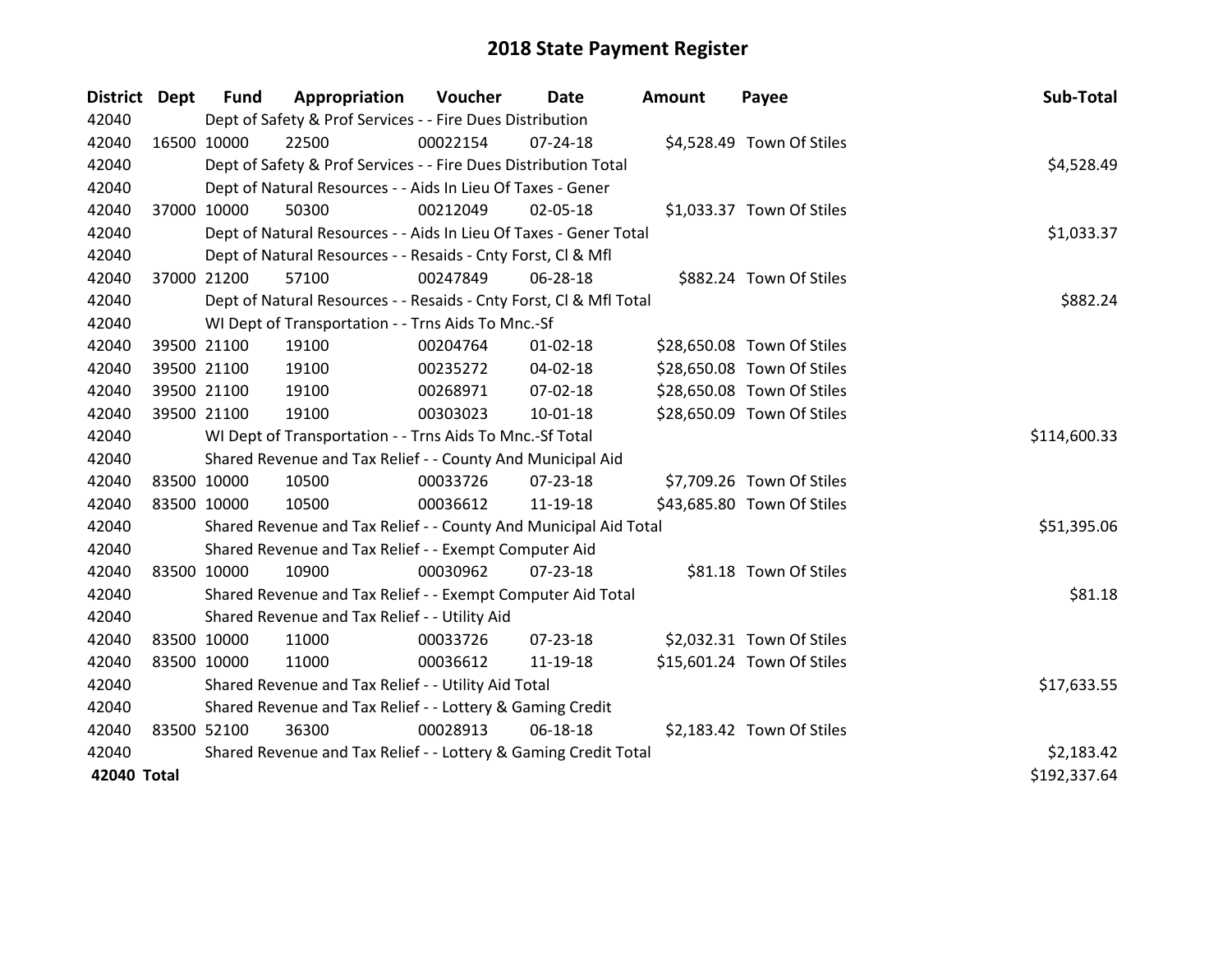# 2018 State Payment Register

| District | Dept | Fund | Appropriation | Voucher | Date | Amount | Payee | Sub-Total |
|---|---|---|---|---|---|---|---|---|
| 42040 | | Dept of Safety & Prof Services - - Fire Dues Distribution | | | | | | |
| 42040 | 16500 | 10000 | 22500 | 00022154 | 07-24-18 | $4,528.49 | Town Of Stiles | |
| 42040 | | Dept of Safety & Prof Services - - Fire Dues Distribution Total | | | | | | $4,528.49 |
| 42040 | | Dept of Natural Resources - - Aids In Lieu Of Taxes - Gener | | | | | | |
| 42040 | 37000 | 10000 | 50300 | 00212049 | 02-05-18 | $1,033.37 | Town Of Stiles | |
| 42040 | | Dept of Natural Resources - - Aids In Lieu Of Taxes - Gener Total | | | | | | $1,033.37 |
| 42040 | | Dept of Natural Resources - - Resaids - Cnty Forst, Cl & Mfl | | | | | | |
| 42040 | 37000 | 21200 | 57100 | 00247849 | 06-28-18 | $882.24 | Town Of Stiles | |
| 42040 | | Dept of Natural Resources - - Resaids - Cnty Forst, Cl & Mfl Total | | | | | | $882.24 |
| 42040 | | WI Dept of Transportation - - Trns Aids To Mnc.-Sf | | | | | | |
| 42040 | 39500 | 21100 | 19100 | 00204764 | 01-02-18 | $28,650.08 | Town Of Stiles | |
| 42040 | 39500 | 21100 | 19100 | 00235272 | 04-02-18 | $28,650.08 | Town Of Stiles | |
| 42040 | 39500 | 21100 | 19100 | 00268971 | 07-02-18 | $28,650.08 | Town Of Stiles | |
| 42040 | 39500 | 21100 | 19100 | 00303023 | 10-01-18 | $28,650.09 | Town Of Stiles | |
| 42040 | | WI Dept of Transportation - - Trns Aids To Mnc.-Sf Total | | | | | | $114,600.33 |
| 42040 | | Shared Revenue and Tax Relief - - County And Municipal Aid | | | | | | |
| 42040 | 83500 | 10000 | 10500 | 00033726 | 07-23-18 | $7,709.26 | Town Of Stiles | |
| 42040 | 83500 | 10000 | 10500 | 00036612 | 11-19-18 | $43,685.80 | Town Of Stiles | |
| 42040 | | Shared Revenue and Tax Relief - - County And Municipal Aid Total | | | | | | $51,395.06 |
| 42040 | | Shared Revenue and Tax Relief - - Exempt Computer Aid | | | | | | |
| 42040 | 83500 | 10000 | 10900 | 00030962 | 07-23-18 | $81.18 | Town Of Stiles | |
| 42040 | | Shared Revenue and Tax Relief - - Exempt Computer Aid Total | | | | | | $81.18 |
| 42040 | | Shared Revenue and Tax Relief - - Utility Aid | | | | | | |
| 42040 | 83500 | 10000 | 11000 | 00033726 | 07-23-18 | $2,032.31 | Town Of Stiles | |
| 42040 | 83500 | 10000 | 11000 | 00036612 | 11-19-18 | $15,601.24 | Town Of Stiles | |
| 42040 | | Shared Revenue and Tax Relief - - Utility Aid Total | | | | | | $17,633.55 |
| 42040 | | Shared Revenue and Tax Relief - - Lottery & Gaming Credit | | | | | | |
| 42040 | 83500 | 52100 | 36300 | 00028913 | 06-18-18 | $2,183.42 | Town Of Stiles | |
| 42040 | | Shared Revenue and Tax Relief - - Lottery & Gaming Credit Total | | | | | | $2,183.42 |
| **42040 Total** | | | | | | | | $192,337.64 |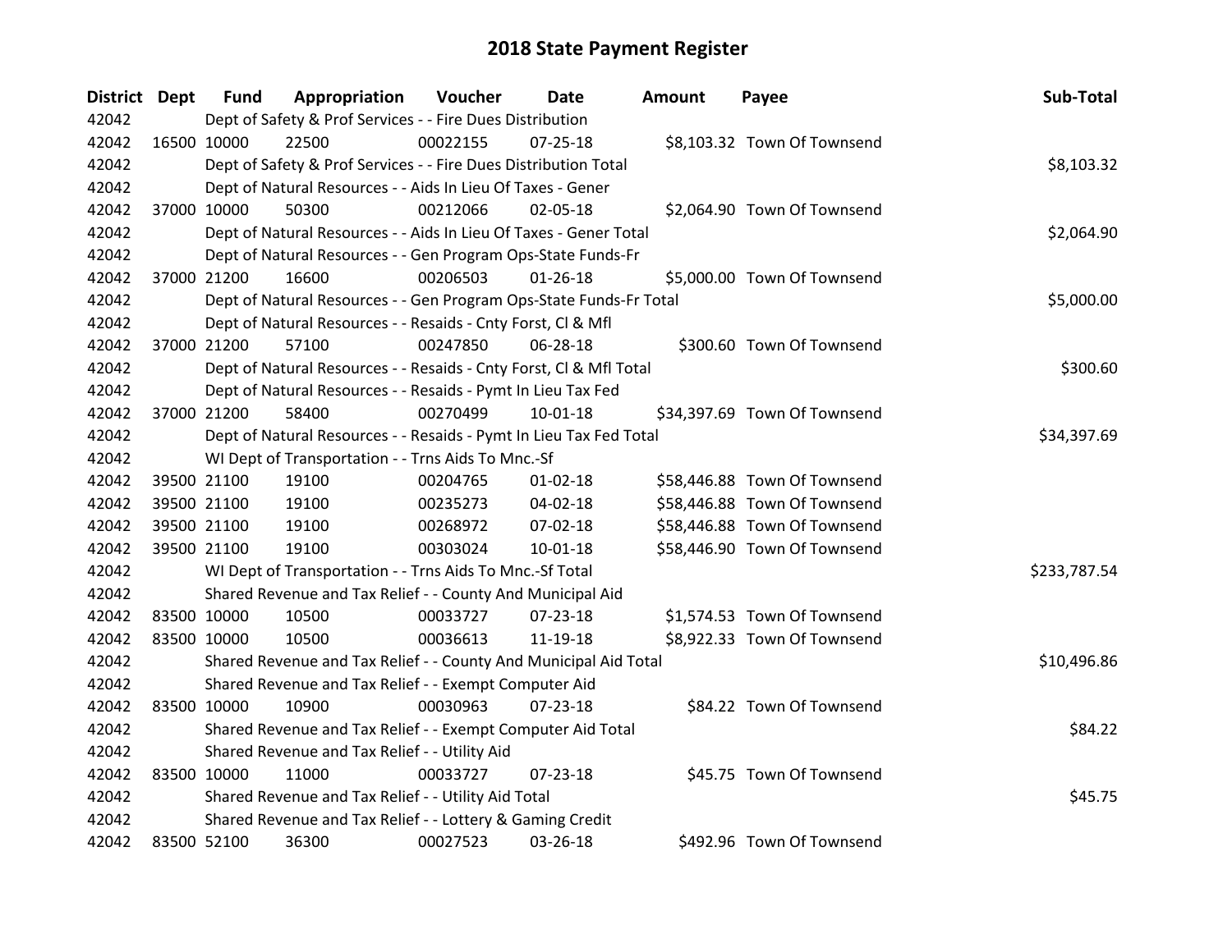# 2018 State Payment Register

| District | Dept | Fund | Appropriation | Voucher | Date | Amount | Payee | Sub-Total |
|---|---|---|---|---|---|---|---|---|
| 42042 | Dept of Safety & Prof Services - - Fire Dues Distribution | | | | | | | |
| 42042 | 16500 | 10000 | 22500 | 00022155 | 07-25-18 | $8,103.32 | Town Of Townsend | |
| 42042 | Dept of Safety & Prof Services - - Fire Dues Distribution Total | | | | | | | $8,103.32 |
| 42042 | Dept of Natural Resources - - Aids In Lieu Of Taxes - Gener | | | | | | | |
| 42042 | 37000 | 10000 | 50300 | 00212066 | 02-05-18 | $2,064.90 | Town Of Townsend | |
| 42042 | Dept of Natural Resources - - Aids In Lieu Of Taxes - Gener Total | | | | | | | $2,064.90 |
| 42042 | Dept of Natural Resources - - Gen Program Ops-State Funds-Fr | | | | | | | |
| 42042 | 37000 | 21200 | 16600 | 00206503 | 01-26-18 | $5,000.00 | Town Of Townsend | |
| 42042 | Dept of Natural Resources - - Gen Program Ops-State Funds-Fr Total | | | | | | | $5,000.00 |
| 42042 | Dept of Natural Resources - - Resaids - Cnty Forst, Cl & Mfl | | | | | | | |
| 42042 | 37000 | 21200 | 57100 | 00247850 | 06-28-18 | $300.60 | Town Of Townsend | |
| 42042 | Dept of Natural Resources - - Resaids - Cnty Forst, Cl & Mfl Total | | | | | | | $300.60 |
| 42042 | Dept of Natural Resources - - Resaids - Pymt In Lieu Tax Fed | | | | | | | |
| 42042 | 37000 | 21200 | 58400 | 00270499 | 10-01-18 | $34,397.69 | Town Of Townsend | |
| 42042 | Dept of Natural Resources - - Resaids - Pymt In Lieu Tax Fed Total | | | | | | | $34,397.69 |
| 42042 | WI Dept of Transportation - - Trns Aids To Mnc.-Sf | | | | | | | |
| 42042 | 39500 | 21100 | 19100 | 00204765 | 01-02-18 | $58,446.88 | Town Of Townsend | |
| 42042 | 39500 | 21100 | 19100 | 00235273 | 04-02-18 | $58,446.88 | Town Of Townsend | |
| 42042 | 39500 | 21100 | 19100 | 00268972 | 07-02-18 | $58,446.88 | Town Of Townsend | |
| 42042 | 39500 | 21100 | 19100 | 00303024 | 10-01-18 | $58,446.90 | Town Of Townsend | |
| 42042 | WI Dept of Transportation - - Trns Aids To Mnc.-Sf Total | | | | | | | $233,787.54 |
| 42042 | Shared Revenue and Tax Relief - - County And Municipal Aid | | | | | | | |
| 42042 | 83500 | 10000 | 10500 | 00033727 | 07-23-18 | $1,574.53 | Town Of Townsend | |
| 42042 | 83500 | 10000 | 10500 | 00036613 | 11-19-18 | $8,922.33 | Town Of Townsend | |
| 42042 | Shared Revenue and Tax Relief - - County And Municipal Aid Total | | | | | | | $10,496.86 |
| 42042 | Shared Revenue and Tax Relief - - Exempt Computer Aid | | | | | | | |
| 42042 | 83500 | 10000 | 10900 | 00030963 | 07-23-18 | $84.22 | Town Of Townsend | |
| 42042 | Shared Revenue and Tax Relief - - Exempt Computer Aid Total | | | | | | | $84.22 |
| 42042 | Shared Revenue and Tax Relief - - Utility Aid | | | | | | | |
| 42042 | 83500 | 10000 | 11000 | 00033727 | 07-23-18 | $45.75 | Town Of Townsend | |
| 42042 | Shared Revenue and Tax Relief - - Utility Aid Total | | | | | | | $45.75 |
| 42042 | Shared Revenue and Tax Relief - - Lottery & Gaming Credit | | | | | | | |
| 42042 | 83500 | 52100 | 36300 | 00027523 | 03-26-18 | $492.96 | Town Of Townsend | |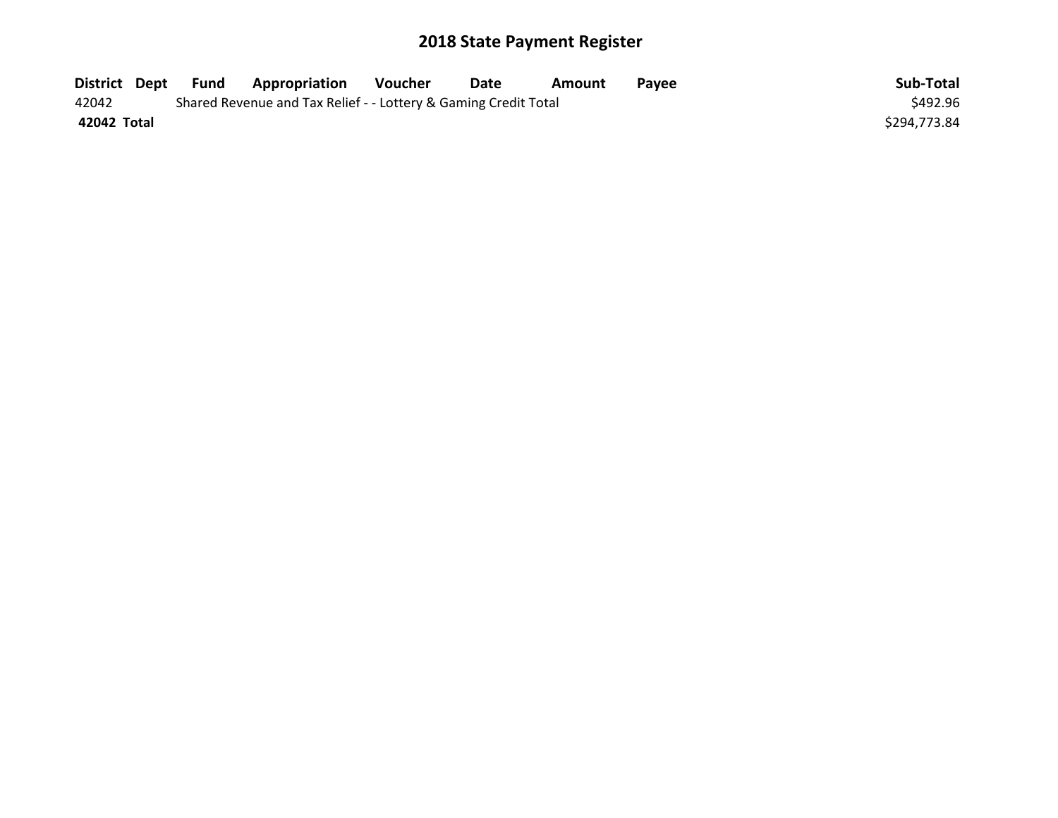# 2018 State Payment Register

| District | Dept | Fund | Appropriation | Voucher | Date | Amount | Payee | Sub-Total |
|---|---|---|---|---|---|---|---|---|
| 42042 | | Shared Revenue and Tax Relief - - Lottery & Gaming Credit Total | | | | | | $492.96 |
| **42042 Total** | | | | | | | | $294,773.84 |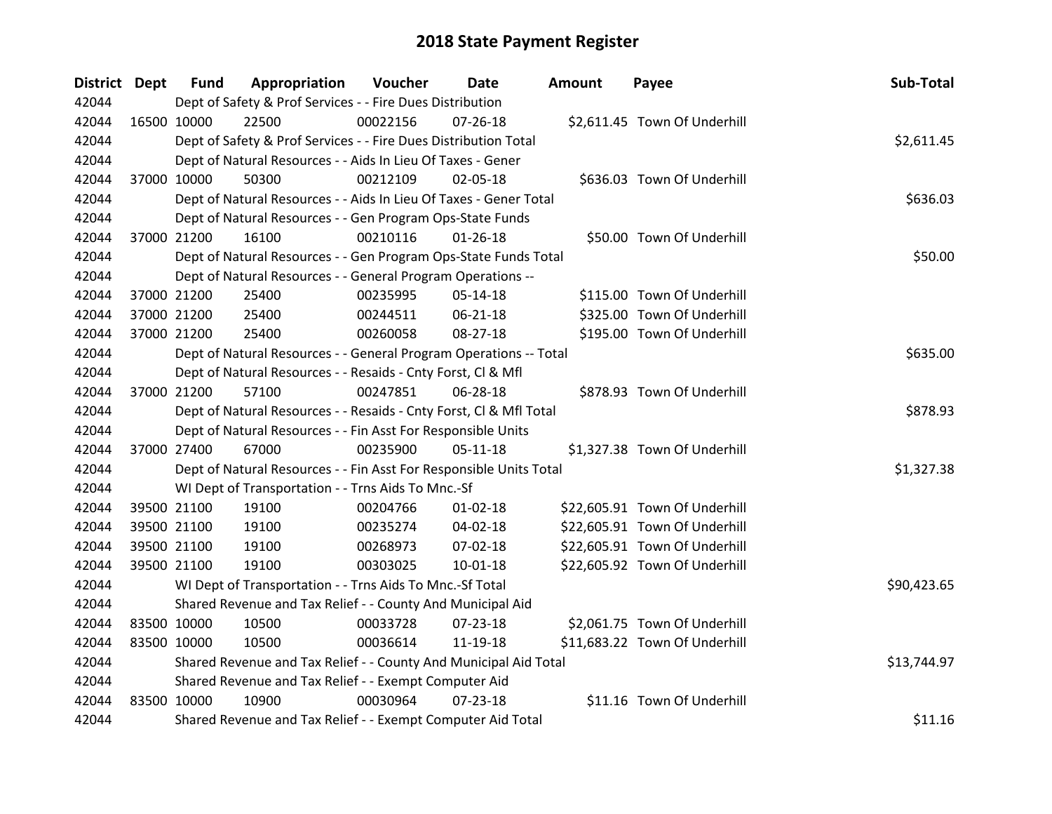# 2018 State Payment Register

| District | Dept | Fund | Appropriation | Voucher | Date | Amount | Payee | Sub-Total |
|---|---|---|---|---|---|---|---|---|
| 42044 | | Dept of Safety & Prof Services - - Fire Dues Distribution | | | | | | |
| 42044 | 16500 | 10000 | 22500 | 00022156 | 07-26-18 | $2,611.45 | Town Of Underhill | |
| 42044 | | Dept of Safety & Prof Services - - Fire Dues Distribution Total | | | | | | $2,611.45 |
| 42044 | | Dept of Natural Resources - - Aids In Lieu Of Taxes - Gener | | | | | | |
| 42044 | 37000 | 10000 | 50300 | 00212109 | 02-05-18 | $636.03 | Town Of Underhill | |
| 42044 | | Dept of Natural Resources - - Aids In Lieu Of Taxes - Gener Total | | | | | | $636.03 |
| 42044 | | Dept of Natural Resources - - Gen Program Ops-State Funds | | | | | | |
| 42044 | 37000 | 21200 | 16100 | 00210116 | 01-26-18 | $50.00 | Town Of Underhill | |
| 42044 | | Dept of Natural Resources - - Gen Program Ops-State Funds Total | | | | | | $50.00 |
| 42044 | | Dept of Natural Resources - - General Program Operations -- | | | | | | |
| 42044 | 37000 | 21200 | 25400 | 00235995 | 05-14-18 | $115.00 | Town Of Underhill | |
| 42044 | 37000 | 21200 | 25400 | 00244511 | 06-21-18 | $325.00 | Town Of Underhill | |
| 42044 | 37000 | 21200 | 25400 | 00260058 | 08-27-18 | $195.00 | Town Of Underhill | |
| 42044 | | Dept of Natural Resources - - General Program Operations -- Total | | | | | | $635.00 |
| 42044 | | Dept of Natural Resources - - Resaids - Cnty Forst, Cl & Mfl | | | | | | |
| 42044 | 37000 | 21200 | 57100 | 00247851 | 06-28-18 | $878.93 | Town Of Underhill | |
| 42044 | | Dept of Natural Resources - - Resaids - Cnty Forst, Cl & Mfl Total | | | | | | $878.93 |
| 42044 | | Dept of Natural Resources - - Fin Asst For Responsible Units | | | | | | |
| 42044 | 37000 | 27400 | 67000 | 00235900 | 05-11-18 | $1,327.38 | Town Of Underhill | |
| 42044 | | Dept of Natural Resources - - Fin Asst For Responsible Units Total | | | | | | $1,327.38 |
| 42044 | | WI Dept of Transportation - - Trns Aids To Mnc.-Sf | | | | | | |
| 42044 | 39500 | 21100 | 19100 | 00204766 | 01-02-18 | $22,605.91 | Town Of Underhill | |
| 42044 | 39500 | 21100 | 19100 | 00235274 | 04-02-18 | $22,605.91 | Town Of Underhill | |
| 42044 | 39500 | 21100 | 19100 | 00268973 | 07-02-18 | $22,605.91 | Town Of Underhill | |
| 42044 | 39500 | 21100 | 19100 | 00303025 | 10-01-18 | $22,605.92 | Town Of Underhill | |
| 42044 | | WI Dept of Transportation - - Trns Aids To Mnc.-Sf Total | | | | | | $90,423.65 |
| 42044 | | Shared Revenue and Tax Relief - - County And Municipal Aid | | | | | | |
| 42044 | 83500 | 10000 | 10500 | 00033728 | 07-23-18 | $2,061.75 | Town Of Underhill | |
| 42044 | 83500 | 10000 | 10500 | 00036614 | 11-19-18 | $11,683.22 | Town Of Underhill | |
| 42044 | | Shared Revenue and Tax Relief - - County And Municipal Aid Total | | | | | | $13,744.97 |
| 42044 | | Shared Revenue and Tax Relief - - Exempt Computer Aid | | | | | | |
| 42044 | 83500 | 10000 | 10900 | 00030964 | 07-23-18 | $11.16 | Town Of Underhill | |
| 42044 | | Shared Revenue and Tax Relief - - Exempt Computer Aid Total | | | | | | $11.16 |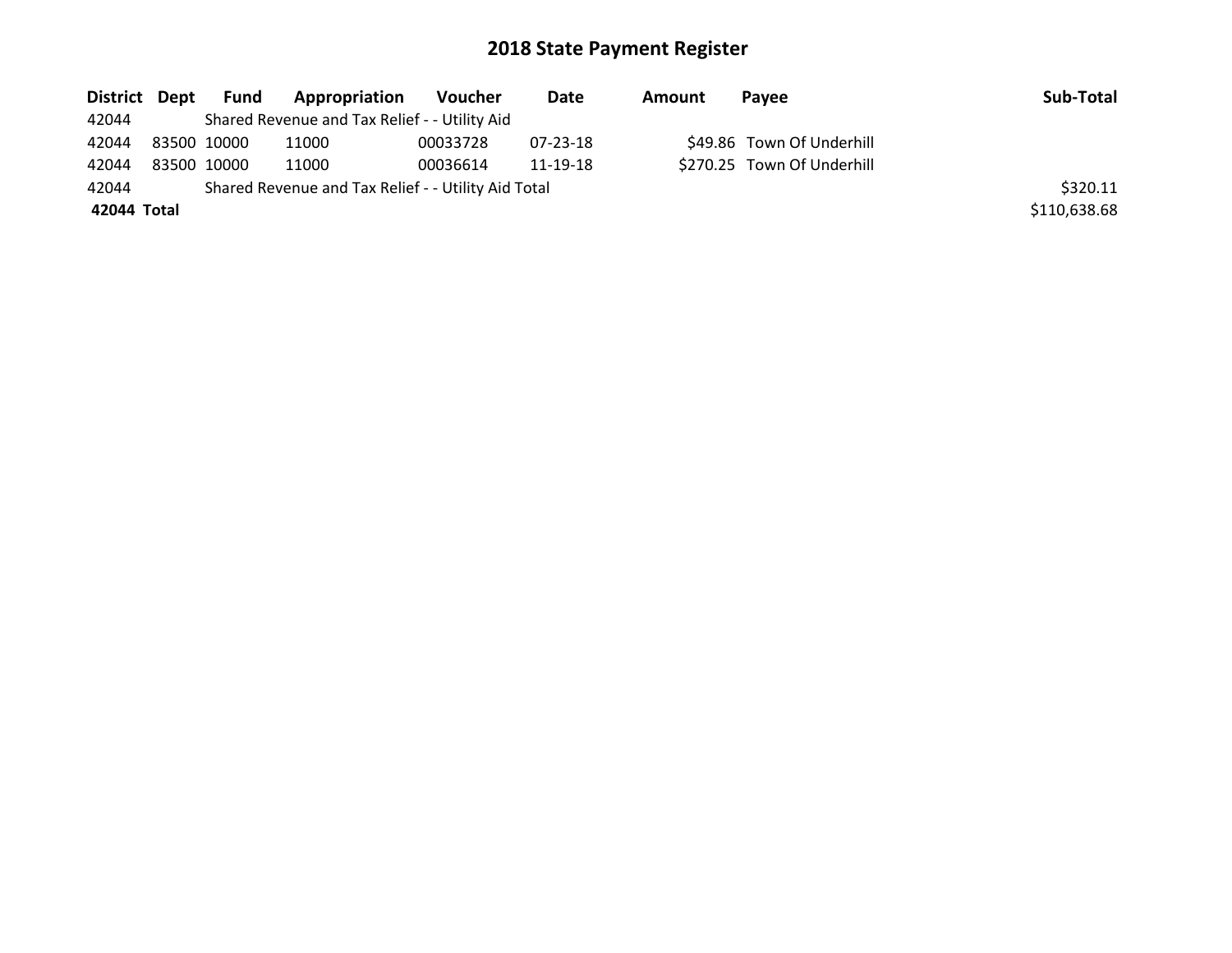# 2018 State Payment Register

| District | Dept | Fund | Appropriation | Voucher | Date | Amount | Payee | Sub-Total |
|---|---|---|---|---|---|---|---|---|
| 42044 | | Shared Revenue and Tax Relief - - Utility Aid | | | | | | |
| 42044 | 83500 | 10000 | 11000 | 00033728 | 07-23-18 | $49.86 | Town Of Underhill | |
| 42044 | 83500 | 10000 | 11000 | 00036614 | 11-19-18 | $270.25 | Town Of Underhill | |
| 42044 | | Shared Revenue and Tax Relief - - Utility Aid Total | | | | | | $320.11 |
| **42044** | **Total** | | | | | | | $110,638.68 |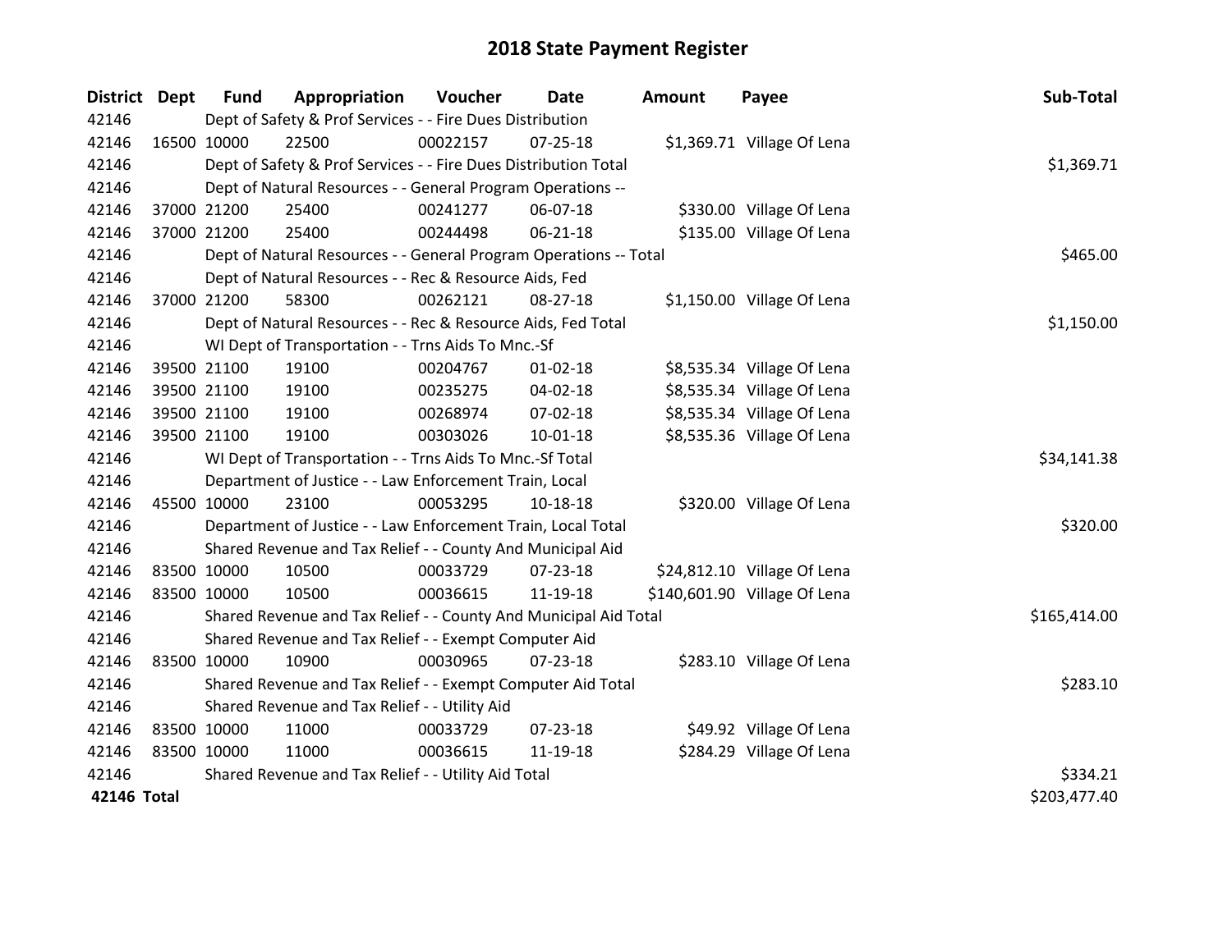# 2018 State Payment Register

| District | Dept | Fund | Appropriation | Voucher | Date | Amount | Payee | Sub-Total |
|---|---|---|---|---|---|---|---|---|
| 42146 | | Dept of Safety & Prof Services - - Fire Dues Distribution | | | | | | |
| 42146 | 16500 | 10000 | 22500 | 00022157 | 07-25-18 | $1,369.71 | Village Of Lena | |
| 42146 | | Dept of Safety & Prof Services - - Fire Dues Distribution Total | | | | | | $1,369.71 |
| 42146 | | Dept of Natural Resources - - General Program Operations -- | | | | | | |
| 42146 | 37000 | 21200 | 25400 | 00241277 | 06-07-18 | $330.00 | Village Of Lena | |
| 42146 | 37000 | 21200 | 25400 | 00244498 | 06-21-18 | $135.00 | Village Of Lena | |
| 42146 | | Dept of Natural Resources - - General Program Operations -- Total | | | | | | $465.00 |
| 42146 | | Dept of Natural Resources - - Rec & Resource Aids, Fed | | | | | | |
| 42146 | 37000 | 21200 | 58300 | 00262121 | 08-27-18 | $1,150.00 | Village Of Lena | |
| 42146 | | Dept of Natural Resources - - Rec & Resource Aids, Fed Total | | | | | | $1,150.00 |
| 42146 | | WI Dept of Transportation - - Trns Aids To Mnc.-Sf | | | | | | |
| 42146 | 39500 | 21100 | 19100 | 00204767 | 01-02-18 | $8,535.34 | Village Of Lena | |
| 42146 | 39500 | 21100 | 19100 | 00235275 | 04-02-18 | $8,535.34 | Village Of Lena | |
| 42146 | 39500 | 21100 | 19100 | 00268974 | 07-02-18 | $8,535.34 | Village Of Lena | |
| 42146 | 39500 | 21100 | 19100 | 00303026 | 10-01-18 | $8,535.36 | Village Of Lena | |
| 42146 | | WI Dept of Transportation - - Trns Aids To Mnc.-Sf Total | | | | | | $34,141.38 |
| 42146 | | Department of Justice - - Law Enforcement Train, Local | | | | | | |
| 42146 | 45500 | 10000 | 23100 | 00053295 | 10-18-18 | $320.00 | Village Of Lena | |
| 42146 | | Department of Justice - - Law Enforcement Train, Local Total | | | | | | $320.00 |
| 42146 | | Shared Revenue and Tax Relief - - County And Municipal Aid | | | | | | |
| 42146 | 83500 | 10000 | 10500 | 00033729 | 07-23-18 | $24,812.10 | Village Of Lena | |
| 42146 | 83500 | 10000 | 10500 | 00036615 | 11-19-18 | $140,601.90 | Village Of Lena | |
| 42146 | | Shared Revenue and Tax Relief - - County And Municipal Aid Total | | | | | | $165,414.00 |
| 42146 | | Shared Revenue and Tax Relief - - Exempt Computer Aid | | | | | | |
| 42146 | 83500 | 10000 | 10900 | 00030965 | 07-23-18 | $283.10 | Village Of Lena | |
| 42146 | | Shared Revenue and Tax Relief - - Exempt Computer Aid Total | | | | | | $283.10 |
| 42146 | | Shared Revenue and Tax Relief - - Utility Aid | | | | | | |
| 42146 | 83500 | 10000 | 11000 | 00033729 | 07-23-18 | $49.92 | Village Of Lena | |
| 42146 | 83500 | 10000 | 11000 | 00036615 | 11-19-18 | $284.29 | Village Of Lena | |
| 42146 | | Shared Revenue and Tax Relief - - Utility Aid Total | | | | | | $334.21 |
| **42146 Total** | | | | | | | | $203,477.40 |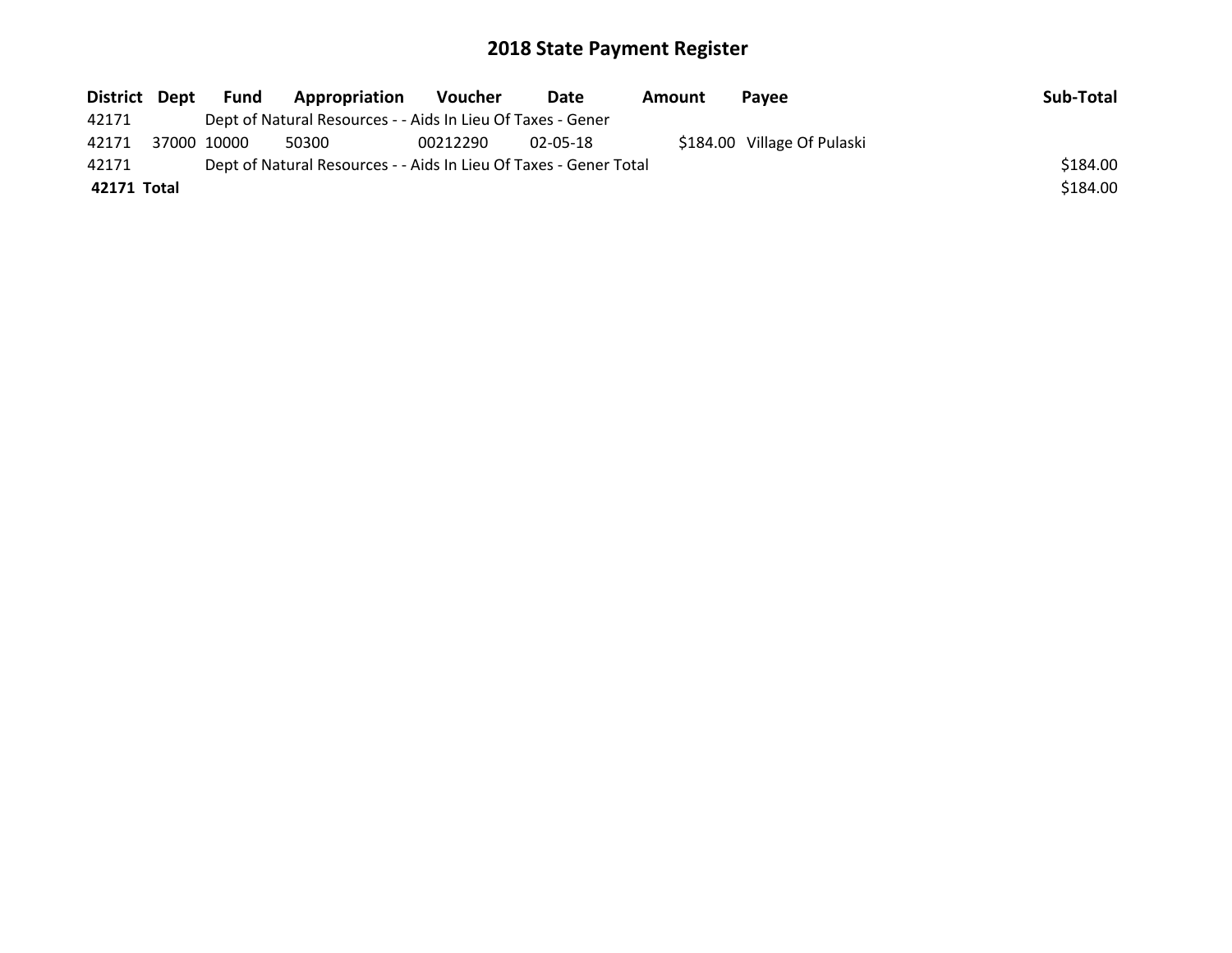# 2018 State Payment Register

| District | Dept | Fund | Appropriation | Voucher | Date | Amount | Payee | Sub-Total |
|---|---|---|---|---|---|---|---|---|
| 42171 | | Dept of Natural Resources - - Aids In Lieu Of Taxes - Gener | | | | | | |
| 42171 | 37000 | 10000 | 50300 | 00212290 | 02-05-18 | $184.00 | Village Of Pulaski | |
| 42171 | | Dept of Natural Resources - - Aids In Lieu Of Taxes - Gener Total | | | | | | $184.00 |
| **42171 Total** | | | | | | | | $184.00 |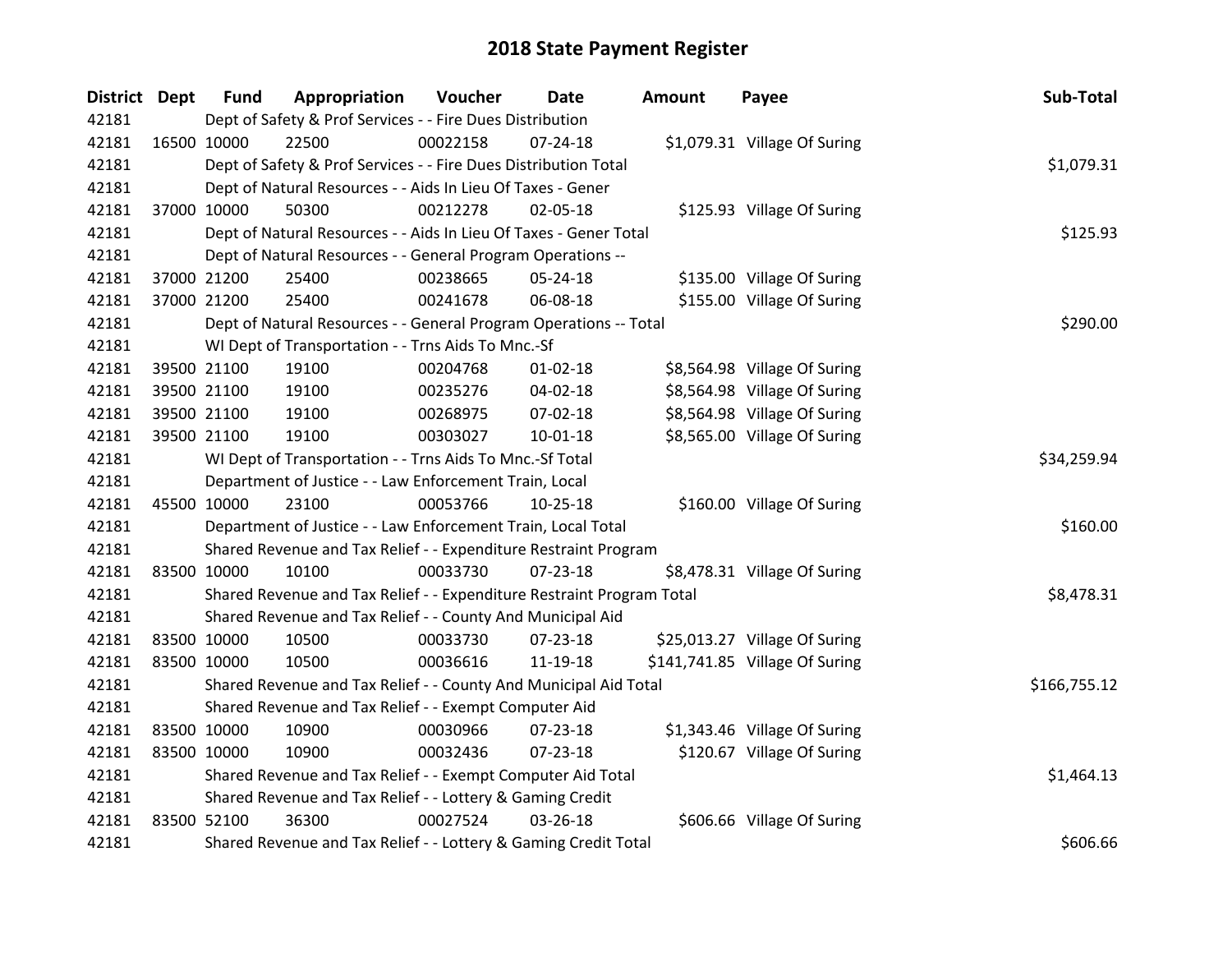# 2018 State Payment Register

| District | Dept | Fund | Appropriation | Voucher | Date | Amount | Payee | Sub-Total |
|---|---|---|---|---|---|---|---|---|
| 42181 | | Dept of Safety & Prof Services - - Fire Dues Distribution | | | | | | |
| 42181 | 16500 | 10000 | 22500 | 00022158 | 07-24-18 | $1,079.31 | Village Of Suring | |
| 42181 | | Dept of Safety & Prof Services - - Fire Dues Distribution Total | | | | | | $1,079.31 |
| 42181 | | Dept of Natural Resources - - Aids In Lieu Of Taxes - Gener | | | | | | |
| 42181 | 37000 | 10000 | 50300 | 00212278 | 02-05-18 | $125.93 | Village Of Suring | |
| 42181 | | Dept of Natural Resources - - Aids In Lieu Of Taxes - Gener Total | | | | | | $125.93 |
| 42181 | | Dept of Natural Resources - - General Program Operations -- | | | | | | |
| 42181 | 37000 | 21200 | 25400 | 00238665 | 05-24-18 | $135.00 | Village Of Suring | |
| 42181 | 37000 | 21200 | 25400 | 00241678 | 06-08-18 | $155.00 | Village Of Suring | |
| 42181 | | Dept of Natural Resources - - General Program Operations -- Total | | | | | | $290.00 |
| 42181 | | WI Dept of Transportation - - Trns Aids To Mnc.-Sf | | | | | | |
| 42181 | 39500 | 21100 | 19100 | 00204768 | 01-02-18 | $8,564.98 | Village Of Suring | |
| 42181 | 39500 | 21100 | 19100 | 00235276 | 04-02-18 | $8,564.98 | Village Of Suring | |
| 42181 | 39500 | 21100 | 19100 | 00268975 | 07-02-18 | $8,564.98 | Village Of Suring | |
| 42181 | 39500 | 21100 | 19100 | 00303027 | 10-01-18 | $8,565.00 | Village Of Suring | |
| 42181 | | WI Dept of Transportation - - Trns Aids To Mnc.-Sf Total | | | | | | $34,259.94 |
| 42181 | | Department of Justice - - Law Enforcement Train, Local | | | | | | |
| 42181 | 45500 | 10000 | 23100 | 00053766 | 10-25-18 | $160.00 | Village Of Suring | |
| 42181 | | Department of Justice - - Law Enforcement Train, Local Total | | | | | | $160.00 |
| 42181 | | Shared Revenue and Tax Relief - - Expenditure Restraint Program | | | | | | |
| 42181 | 83500 | 10000 | 10100 | 00033730 | 07-23-18 | $8,478.31 | Village Of Suring | |
| 42181 | | Shared Revenue and Tax Relief - - Expenditure Restraint Program Total | | | | | | $8,478.31 |
| 42181 | | Shared Revenue and Tax Relief - - County And Municipal Aid | | | | | | |
| 42181 | 83500 | 10000 | 10500 | 00033730 | 07-23-18 | $25,013.27 | Village Of Suring | |
| 42181 | 83500 | 10000 | 10500 | 00036616 | 11-19-18 | $141,741.85 | Village Of Suring | |
| 42181 | | Shared Revenue and Tax Relief - - County And Municipal Aid Total | | | | | | $166,755.12 |
| 42181 | | Shared Revenue and Tax Relief - - Exempt Computer Aid | | | | | | |
| 42181 | 83500 | 10000 | 10900 | 00030966 | 07-23-18 | $1,343.46 | Village Of Suring | |
| 42181 | 83500 | 10000 | 10900 | 00032436 | 07-23-18 | $120.67 | Village Of Suring | |
| 42181 | | Shared Revenue and Tax Relief - - Exempt Computer Aid Total | | | | | | $1,464.13 |
| 42181 | | Shared Revenue and Tax Relief - - Lottery & Gaming Credit | | | | | | |
| 42181 | 83500 | 52100 | 36300 | 00027524 | 03-26-18 | $606.66 | Village Of Suring | |
| 42181 | | Shared Revenue and Tax Relief - - Lottery & Gaming Credit Total | | | | | | $606.66 |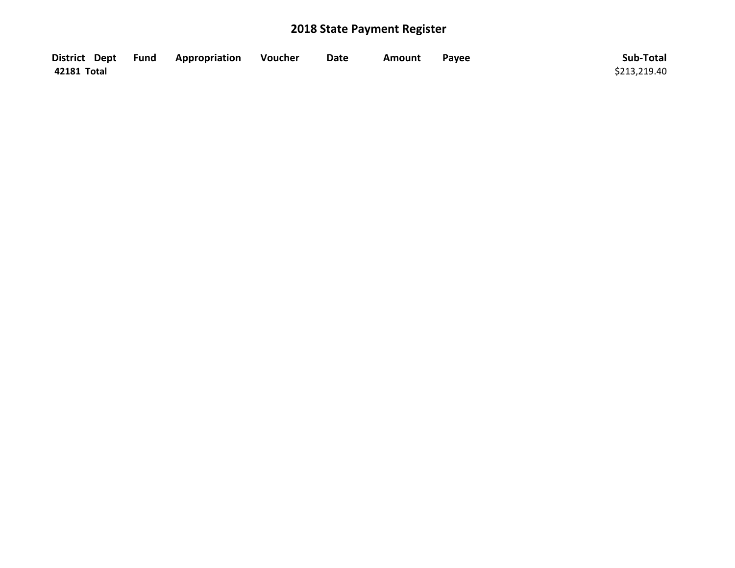# 2018 State Payment Register

| District | Dept | Fund | Appropriation | Voucher | Date | Amount | Payee | Sub-Total |
| --- | --- | --- | --- | --- | --- | --- | --- | --- |
| **42181 Total** | | | | | | | | $213,219.40 |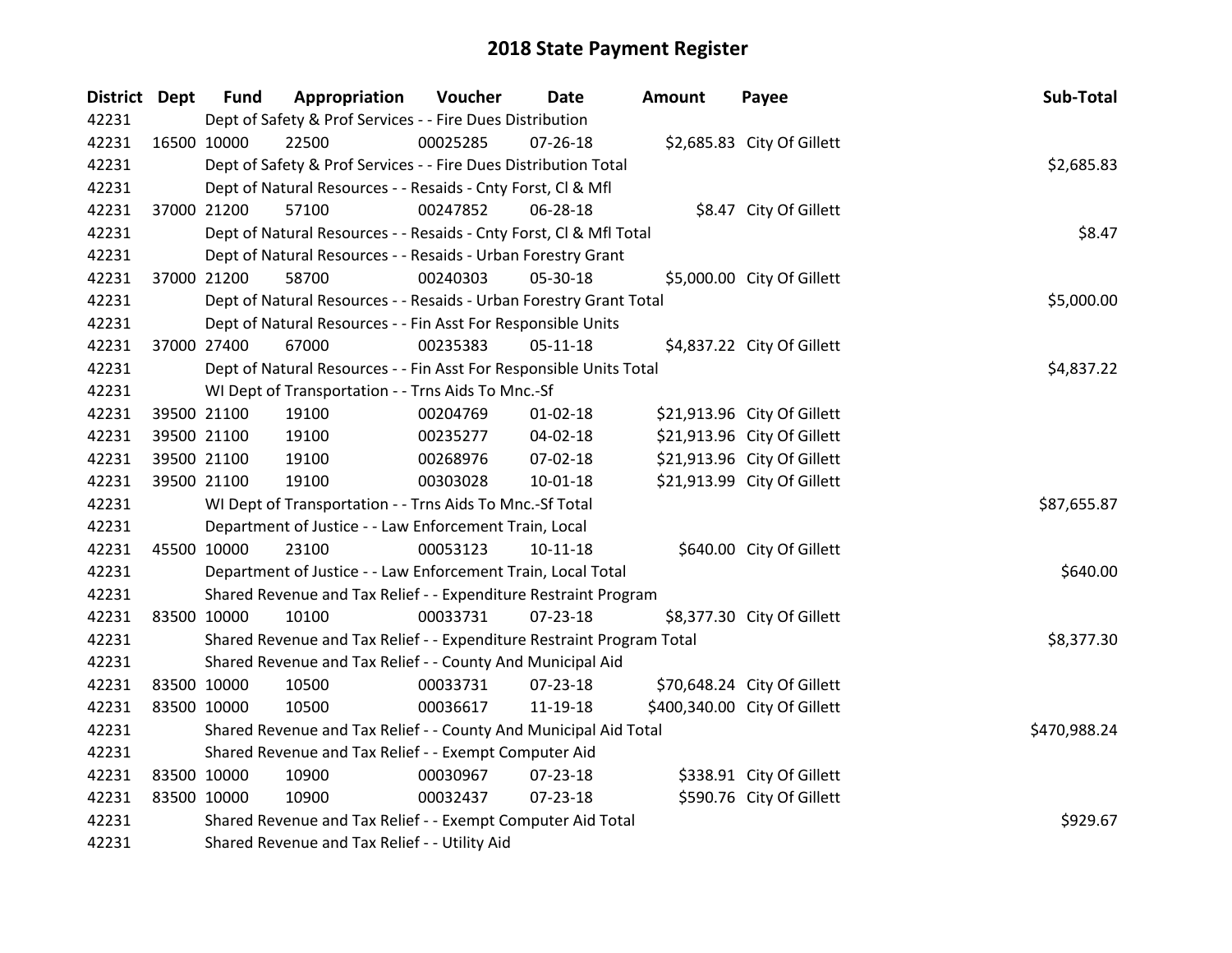# 2018 State Payment Register

| District | Dept | Fund | Appropriation | Voucher | Date | Amount | Payee | Sub-Total |
|---|---|---|---|---|---|---|---|---|
| 42231 | | Dept of Safety & Prof Services - - Fire Dues Distribution | | | | | | |
| 42231 | 16500 | 10000 | 22500 | 00025285 | 07-26-18 | $2,685.83 | City Of Gillett | |
| 42231 | | Dept of Safety & Prof Services - - Fire Dues Distribution Total | | | | | | $2,685.83 |
| 42231 | | Dept of Natural Resources - - Resaids - Cnty Forst, Cl & Mfl | | | | | | |
| 42231 | 37000 | 21200 | 57100 | 00247852 | 06-28-18 | $8.47 | City Of Gillett | |
| 42231 | | Dept of Natural Resources - - Resaids - Cnty Forst, Cl & Mfl Total | | | | | | $8.47 |
| 42231 | | Dept of Natural Resources - - Resaids - Urban Forestry Grant | | | | | | |
| 42231 | 37000 | 21200 | 58700 | 00240303 | 05-30-18 | $5,000.00 | City Of Gillett | |
| 42231 | | Dept of Natural Resources - - Resaids - Urban Forestry Grant Total | | | | | | $5,000.00 |
| 42231 | | Dept of Natural Resources - - Fin Asst For Responsible Units | | | | | | |
| 42231 | 37000 | 27400 | 67000 | 00235383 | 05-11-18 | $4,837.22 | City Of Gillett | |
| 42231 | | Dept of Natural Resources - - Fin Asst For Responsible Units Total | | | | | | $4,837.22 |
| 42231 | | WI Dept of Transportation - - Trns Aids To Mnc.-Sf | | | | | | |
| 42231 | 39500 | 21100 | 19100 | 00204769 | 01-02-18 | $21,913.96 | City Of Gillett | |
| 42231 | 39500 | 21100 | 19100 | 00235277 | 04-02-18 | $21,913.96 | City Of Gillett | |
| 42231 | 39500 | 21100 | 19100 | 00268976 | 07-02-18 | $21,913.96 | City Of Gillett | |
| 42231 | 39500 | 21100 | 19100 | 00303028 | 10-01-18 | $21,913.99 | City Of Gillett | |
| 42231 | | WI Dept of Transportation - - Trns Aids To Mnc.-Sf Total | | | | | | $87,655.87 |
| 42231 | | Department of Justice - - Law Enforcement Train, Local | | | | | | |
| 42231 | 45500 | 10000 | 23100 | 00053123 | 10-11-18 | $640.00 | City Of Gillett | |
| 42231 | | Department of Justice - - Law Enforcement Train, Local Total | | | | | | $640.00 |
| 42231 | | Shared Revenue and Tax Relief - - Expenditure Restraint Program | | | | | | |
| 42231 | 83500 | 10000 | 10100 | 00033731 | 07-23-18 | $8,377.30 | City Of Gillett | |
| 42231 | | Shared Revenue and Tax Relief - - Expenditure Restraint Program Total | | | | | | $8,377.30 |
| 42231 | | Shared Revenue and Tax Relief - - County And Municipal Aid | | | | | | |
| 42231 | 83500 | 10000 | 10500 | 00033731 | 07-23-18 | $70,648.24 | City Of Gillett | |
| 42231 | 83500 | 10000 | 10500 | 00036617 | 11-19-18 | $400,340.00 | City Of Gillett | |
| 42231 | | Shared Revenue and Tax Relief - - County And Municipal Aid Total | | | | | | $470,988.24 |
| 42231 | | Shared Revenue and Tax Relief - - Exempt Computer Aid | | | | | | |
| 42231 | 83500 | 10000 | 10900 | 00030967 | 07-23-18 | $338.91 | City Of Gillett | |
| 42231 | 83500 | 10000 | 10900 | 00032437 | 07-23-18 | $590.76 | City Of Gillett | |
| 42231 | | Shared Revenue and Tax Relief - - Exempt Computer Aid Total | | | | | | $929.67 |
| 42231 | | Shared Revenue and Tax Relief - - Utility Aid | | | | | | |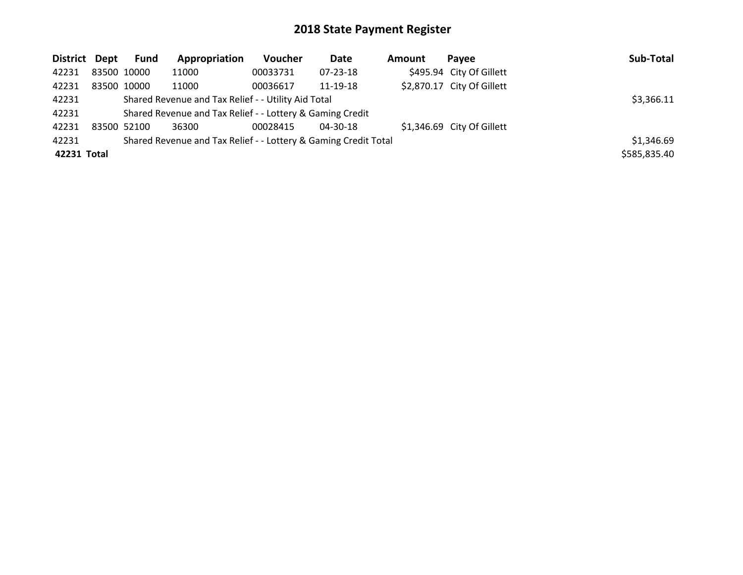# 2018 State Payment Register

| District | Dept | Fund | Appropriation | Voucher | Date | Amount | Payee | Sub-Total |
|---|---|---|---|---|---|---|---|---|
| 42231 | 83500 | 10000 | 11000 | 00033731 | 07-23-18 | $495.94 | City Of Gillett | |
| 42231 | 83500 | 10000 | 11000 | 00036617 | 11-19-18 | $2,870.17 | City Of Gillett | |
| 42231 | | Shared Revenue and Tax Relief - - Utility Aid Total | | | | | | $3,366.11 |
| 42231 | | Shared Revenue and Tax Relief - - Lottery & Gaming Credit | | | | | | |
| 42231 | 83500 | 52100 | 36300 | 00028415 | 04-30-18 | $1,346.69 | City Of Gillett | |
| 42231 | | Shared Revenue and Tax Relief - - Lottery & Gaming Credit Total | | | | | | $1,346.69 |
| **42231 Total** | | | | | | | | $585,835.40 |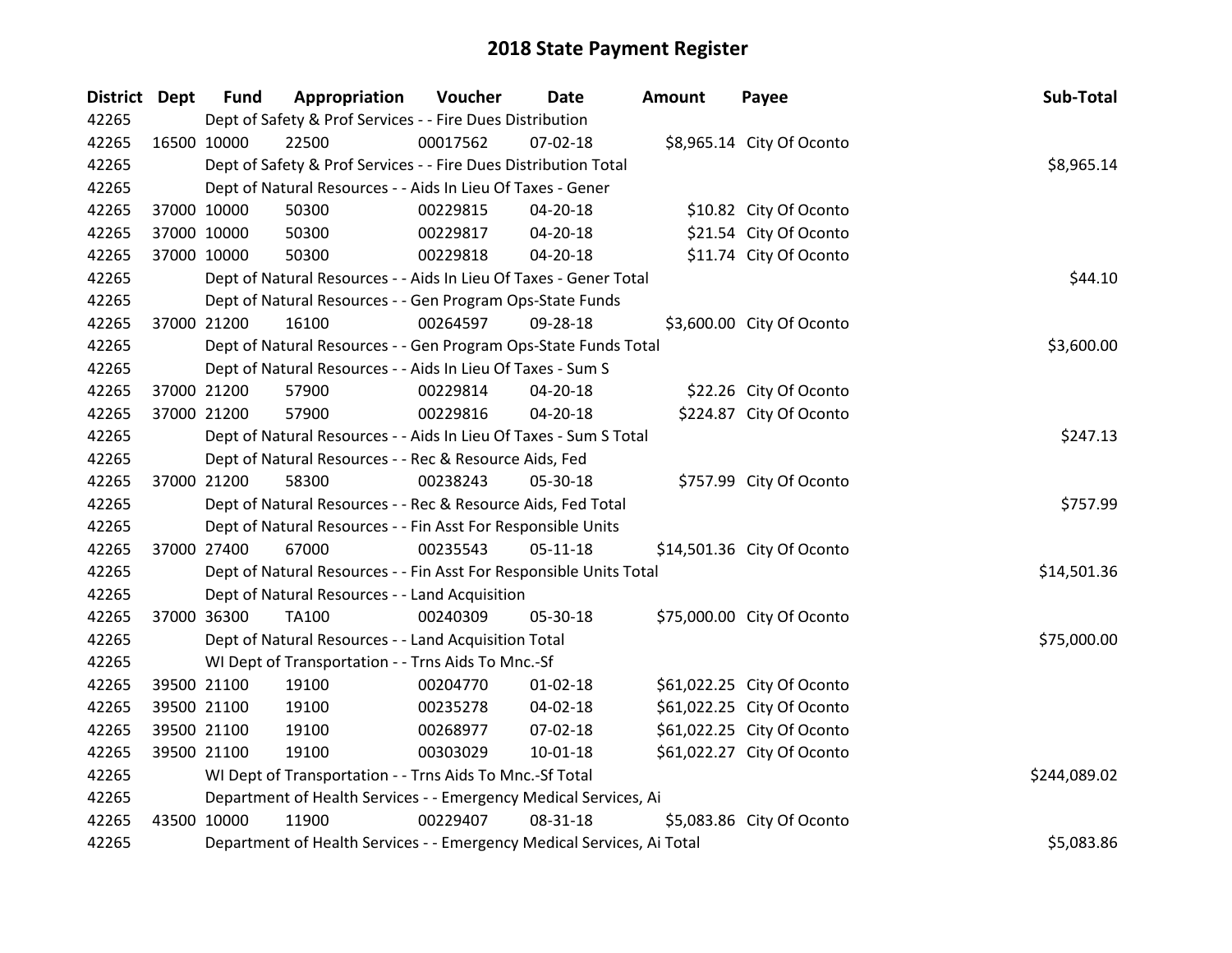# 2018 State Payment Register

| District | Dept | Fund | Appropriation | Voucher | Date | Amount | Payee | Sub-Total |
|---|---|---|---|---|---|---|---|---|
| 42265 | | Dept of Safety & Prof Services - - Fire Dues Distribution | | | | | | |
| 42265 | 16500 | 10000 | 22500 | 00017562 | 07-02-18 | $8,965.14 | City Of Oconto | |
| 42265 | | Dept of Safety & Prof Services - - Fire Dues Distribution Total | | | | | | $8,965.14 |
| 42265 | | Dept of Natural Resources - - Aids In Lieu Of Taxes - Gener | | | | | | |
| 42265 | 37000 | 10000 | 50300 | 00229815 | 04-20-18 | $10.82 | City Of Oconto | |
| 42265 | 37000 | 10000 | 50300 | 00229817 | 04-20-18 | $21.54 | City Of Oconto | |
| 42265 | 37000 | 10000 | 50300 | 00229818 | 04-20-18 | $11.74 | City Of Oconto | |
| 42265 | | Dept of Natural Resources - - Aids In Lieu Of Taxes - Gener Total | | | | | | $44.10 |
| 42265 | | Dept of Natural Resources - - Gen Program Ops-State Funds | | | | | | |
| 42265 | 37000 | 21200 | 16100 | 00264597 | 09-28-18 | $3,600.00 | City Of Oconto | |
| 42265 | | Dept of Natural Resources - - Gen Program Ops-State Funds Total | | | | | | $3,600.00 |
| 42265 | | Dept of Natural Resources - - Aids In Lieu Of Taxes - Sum S | | | | | | |
| 42265 | 37000 | 21200 | 57900 | 00229814 | 04-20-18 | $22.26 | City Of Oconto | |
| 42265 | 37000 | 21200 | 57900 | 00229816 | 04-20-18 | $224.87 | City Of Oconto | |
| 42265 | | Dept of Natural Resources - - Aids In Lieu Of Taxes - Sum S Total | | | | | | $247.13 |
| 42265 | | Dept of Natural Resources - - Rec & Resource Aids, Fed | | | | | | |
| 42265 | 37000 | 21200 | 58300 | 00238243 | 05-30-18 | $757.99 | City Of Oconto | |
| 42265 | | Dept of Natural Resources - - Rec & Resource Aids, Fed Total | | | | | | $757.99 |
| 42265 | | Dept of Natural Resources - - Fin Asst For Responsible Units | | | | | | |
| 42265 | 37000 | 27400 | 67000 | 00235543 | 05-11-18 | $14,501.36 | City Of Oconto | |
| 42265 | | Dept of Natural Resources - - Fin Asst For Responsible Units Total | | | | | | $14,501.36 |
| 42265 | | Dept of Natural Resources - - Land Acquisition | | | | | | |
| 42265 | 37000 | 36300 | TA100 | 00240309 | 05-30-18 | $75,000.00 | City Of Oconto | |
| 42265 | | Dept of Natural Resources - - Land Acquisition Total | | | | | | $75,000.00 |
| 42265 | | WI Dept of Transportation - - Trns Aids To Mnc.-Sf | | | | | | |
| 42265 | 39500 | 21100 | 19100 | 00204770 | 01-02-18 | $61,022.25 | City Of Oconto | |
| 42265 | 39500 | 21100 | 19100 | 00235278 | 04-02-18 | $61,022.25 | City Of Oconto | |
| 42265 | 39500 | 21100 | 19100 | 00268977 | 07-02-18 | $61,022.25 | City Of Oconto | |
| 42265 | 39500 | 21100 | 19100 | 00303029 | 10-01-18 | $61,022.27 | City Of Oconto | |
| 42265 | | WI Dept of Transportation - - Trns Aids To Mnc.-Sf Total | | | | | | $244,089.02 |
| 42265 | | Department of Health Services - - Emergency Medical Services, Ai | | | | | | |
| 42265 | 43500 | 10000 | 11900 | 00229407 | 08-31-18 | $5,083.86 | City Of Oconto | |
| 42265 | | Department of Health Services - - Emergency Medical Services, Ai Total | | | | | | $5,083.86 |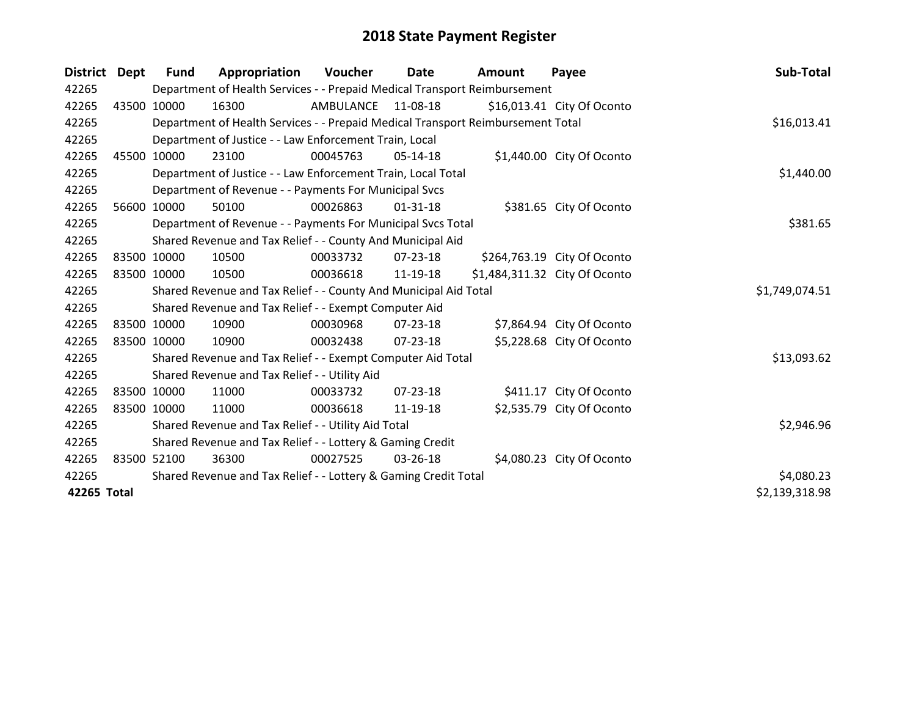# 2018 State Payment Register

| District | Dept | Fund | Appropriation | Voucher | Date | Amount | Payee | Sub-Total |
|---|---|---|---|---|---|---|---|---|
| 42265 | | Department of Health Services - - Prepaid Medical Transport Reimbursement | | | | | | |
| 42265 | 43500 | 10000 | 16300 | AMBULANCE | 11-08-18 | $16,013.41 | City Of Oconto | |
| 42265 | | Department of Health Services - - Prepaid Medical Transport Reimbursement Total | | | | | | $16,013.41 |
| 42265 | | Department of Justice - - Law Enforcement Train, Local | | | | | | |
| 42265 | 45500 | 10000 | 23100 | 00045763 | 05-14-18 | $1,440.00 | City Of Oconto | |
| 42265 | | Department of Justice - - Law Enforcement Train, Local Total | | | | | | $1,440.00 |
| 42265 | | Department of Revenue - - Payments For Municipal Svcs | | | | | | |
| 42265 | 56600 | 10000 | 50100 | 00026863 | 01-31-18 | $381.65 | City Of Oconto | |
| 42265 | | Department of Revenue - - Payments For Municipal Svcs Total | | | | | | $381.65 |
| 42265 | | Shared Revenue and Tax Relief - - County And Municipal Aid | | | | | | |
| 42265 | 83500 | 10000 | 10500 | 00033732 | 07-23-18 | $264,763.19 | City Of Oconto | |
| 42265 | 83500 | 10000 | 10500 | 00036618 | 11-19-18 | $1,484,311.32 | City Of Oconto | |
| 42265 | | Shared Revenue and Tax Relief - - County And Municipal Aid Total | | | | | | $1,749,074.51 |
| 42265 | | Shared Revenue and Tax Relief - - Exempt Computer Aid | | | | | | |
| 42265 | 83500 | 10000 | 10900 | 00030968 | 07-23-18 | $7,864.94 | City Of Oconto | |
| 42265 | 83500 | 10000 | 10900 | 00032438 | 07-23-18 | $5,228.68 | City Of Oconto | |
| 42265 | | Shared Revenue and Tax Relief - - Exempt Computer Aid Total | | | | | | $13,093.62 |
| 42265 | | Shared Revenue and Tax Relief - - Utility Aid | | | | | | |
| 42265 | 83500 | 10000 | 11000 | 00033732 | 07-23-18 | $411.17 | City Of Oconto | |
| 42265 | 83500 | 10000 | 11000 | 00036618 | 11-19-18 | $2,535.79 | City Of Oconto | |
| 42265 | | Shared Revenue and Tax Relief - - Utility Aid Total | | | | | | $2,946.96 |
| 42265 | | Shared Revenue and Tax Relief - - Lottery & Gaming Credit | | | | | | |
| 42265 | 83500 | 52100 | 36300 | 00027525 | 03-26-18 | $4,080.23 | City Of Oconto | |
| 42265 | | Shared Revenue and Tax Relief - - Lottery & Gaming Credit Total | | | | | | $4,080.23 |
| **42265 Total** | | | | | | | | $2,139,318.98 |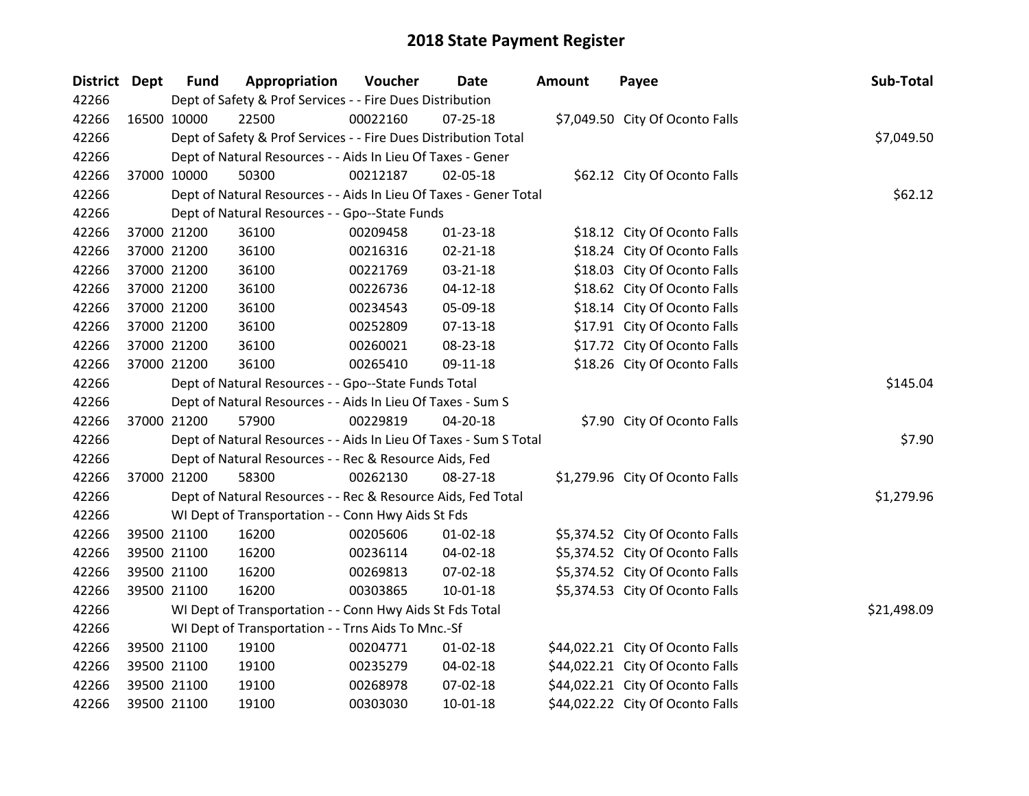# 2018 State Payment Register

| District | Dept | Fund | Appropriation | Voucher | Date | Amount | Payee | Sub-Total |
|---|---|---|---|---|---|---|---|---|
| 42266 | | Dept of Safety & Prof Services - - Fire Dues Distribution | | | | | | |
| 42266 | 16500 | 10000 | 22500 | 00022160 | 07-25-18 | $7,049.50 | City Of Oconto Falls | |
| 42266 | | Dept of Safety & Prof Services - - Fire Dues Distribution Total | | | | | | $7,049.50 |
| 42266 | | Dept of Natural Resources - - Aids In Lieu Of Taxes - Gener | | | | | | |
| 42266 | 37000 | 10000 | 50300 | 00212187 | 02-05-18 | $62.12 | City Of Oconto Falls | |
| 42266 | | Dept of Natural Resources - - Aids In Lieu Of Taxes - Gener Total | | | | | | $62.12 |
| 42266 | | Dept of Natural Resources - - Gpo--State Funds | | | | | | |
| 42266 | 37000 | 21200 | 36100 | 00209458 | 01-23-18 | $18.12 | City Of Oconto Falls | |
| 42266 | 37000 | 21200 | 36100 | 00216316 | 02-21-18 | $18.24 | City Of Oconto Falls | |
| 42266 | 37000 | 21200 | 36100 | 00221769 | 03-21-18 | $18.03 | City Of Oconto Falls | |
| 42266 | 37000 | 21200 | 36100 | 00226736 | 04-12-18 | $18.62 | City Of Oconto Falls | |
| 42266 | 37000 | 21200 | 36100 | 00234543 | 05-09-18 | $18.14 | City Of Oconto Falls | |
| 42266 | 37000 | 21200 | 36100 | 00252809 | 07-13-18 | $17.91 | City Of Oconto Falls | |
| 42266 | 37000 | 21200 | 36100 | 00260021 | 08-23-18 | $17.72 | City Of Oconto Falls | |
| 42266 | 37000 | 21200 | 36100 | 00265410 | 09-11-18 | $18.26 | City Of Oconto Falls | |
| 42266 | | Dept of Natural Resources - - Gpo--State Funds Total | | | | | | $145.04 |
| 42266 | | Dept of Natural Resources - - Aids In Lieu Of Taxes - Sum S | | | | | | |
| 42266 | 37000 | 21200 | 57900 | 00229819 | 04-20-18 | $7.90 | City Of Oconto Falls | |
| 42266 | | Dept of Natural Resources - - Aids In Lieu Of Taxes - Sum S Total | | | | | | $7.90 |
| 42266 | | Dept of Natural Resources - - Rec & Resource Aids, Fed | | | | | | |
| 42266 | 37000 | 21200 | 58300 | 00262130 | 08-27-18 | $1,279.96 | City Of Oconto Falls | |
| 42266 | | Dept of Natural Resources - - Rec & Resource Aids, Fed Total | | | | | | $1,279.96 |
| 42266 | | WI Dept of Transportation - - Conn Hwy Aids St Fds | | | | | | |
| 42266 | 39500 | 21100 | 16200 | 00205606 | 01-02-18 | $5,374.52 | City Of Oconto Falls | |
| 42266 | 39500 | 21100 | 16200 | 00236114 | 04-02-18 | $5,374.52 | City Of Oconto Falls | |
| 42266 | 39500 | 21100 | 16200 | 00269813 | 07-02-18 | $5,374.52 | City Of Oconto Falls | |
| 42266 | 39500 | 21100 | 16200 | 00303865 | 10-01-18 | $5,374.53 | City Of Oconto Falls | |
| 42266 | | WI Dept of Transportation - - Conn Hwy Aids St Fds Total | | | | | | $21,498.09 |
| 42266 | | WI Dept of Transportation - - Trns Aids To Mnc.-Sf | | | | | | |
| 42266 | 39500 | 21100 | 19100 | 00204771 | 01-02-18 | $44,022.21 | City Of Oconto Falls | |
| 42266 | 39500 | 21100 | 19100 | 00235279 | 04-02-18 | $44,022.21 | City Of Oconto Falls | |
| 42266 | 39500 | 21100 | 19100 | 00268978 | 07-02-18 | $44,022.21 | City Of Oconto Falls | |
| 42266 | 39500 | 21100 | 19100 | 00303030 | 10-01-18 | $44,022.22 | City Of Oconto Falls | |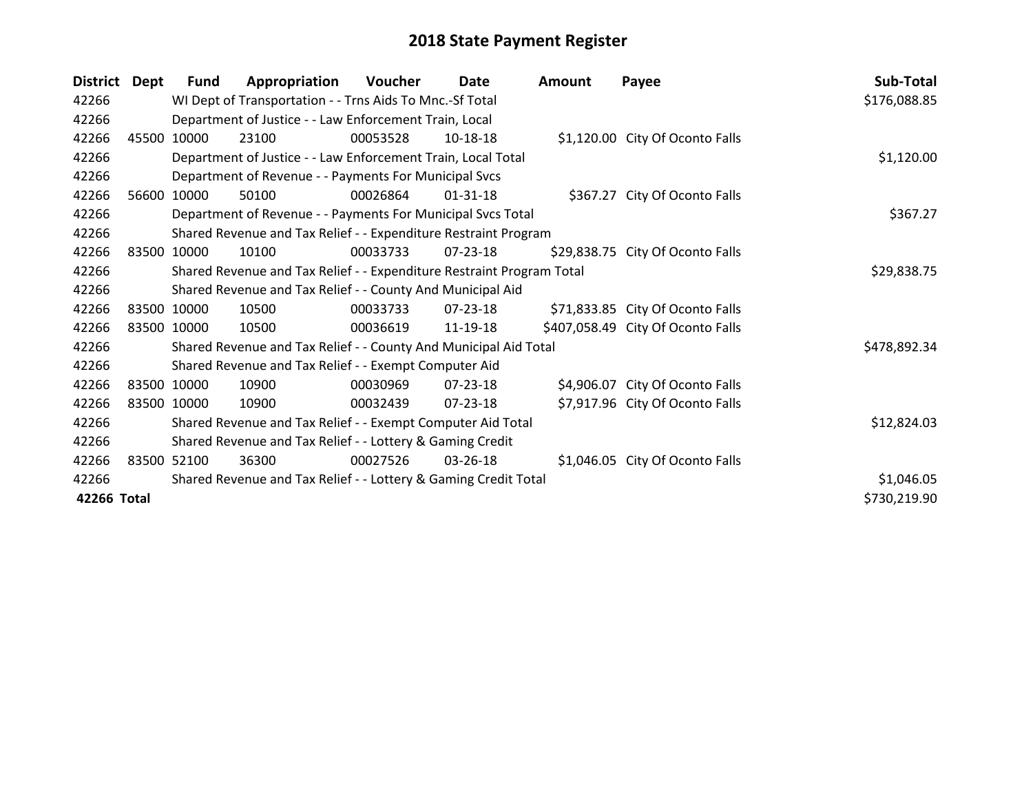# 2018 State Payment Register

| District | Dept | Fund | Appropriation | Voucher | Date | Amount | Payee | Sub-Total |
|---|---|---|---|---|---|---|---|---|
| 42266 | | WI Dept of Transportation - - Trns Aids To Mnc.-Sf Total | | | | | | $176,088.85 |
| 42266 | | Department of Justice - - Law Enforcement Train, Local | | | | | | |
| 42266 | 45500 | 10000 | 23100 | 00053528 | 10-18-18 | $1,120.00 | City Of Oconto Falls | |
| 42266 | | Department of Justice - - Law Enforcement Train, Local Total | | | | | | $1,120.00 |
| 42266 | | Department of Revenue - - Payments For Municipal Svcs | | | | | | |
| 42266 | 56600 | 10000 | 50100 | 00026864 | 01-31-18 | $367.27 | City Of Oconto Falls | |
| 42266 | | Department of Revenue - - Payments For Municipal Svcs Total | | | | | | $367.27 |
| 42266 | | Shared Revenue and Tax Relief - - Expenditure Restraint Program | | | | | | |
| 42266 | 83500 | 10000 | 10100 | 00033733 | 07-23-18 | $29,838.75 | City Of Oconto Falls | |
| 42266 | | Shared Revenue and Tax Relief - - Expenditure Restraint Program Total | | | | | | $29,838.75 |
| 42266 | | Shared Revenue and Tax Relief - - County And Municipal Aid | | | | | | |
| 42266 | 83500 | 10000 | 10500 | 00033733 | 07-23-18 | $71,833.85 | City Of Oconto Falls | |
| 42266 | 83500 | 10000 | 10500 | 00036619 | 11-19-18 | $407,058.49 | City Of Oconto Falls | |
| 42266 | | Shared Revenue and Tax Relief - - County And Municipal Aid Total | | | | | | $478,892.34 |
| 42266 | | Shared Revenue and Tax Relief - - Exempt Computer Aid | | | | | | |
| 42266 | 83500 | 10000 | 10900 | 00030969 | 07-23-18 | $4,906.07 | City Of Oconto Falls | |
| 42266 | 83500 | 10000 | 10900 | 00032439 | 07-23-18 | $7,917.96 | City Of Oconto Falls | |
| 42266 | | Shared Revenue and Tax Relief - - Exempt Computer Aid Total | | | | | | $12,824.03 |
| 42266 | | Shared Revenue and Tax Relief - - Lottery & Gaming Credit | | | | | | |
| 42266 | 83500 | 52100 | 36300 | 00027526 | 03-26-18 | $1,046.05 | City Of Oconto Falls | |
| 42266 | | Shared Revenue and Tax Relief - - Lottery & Gaming Credit Total | | | | | | $1,046.05 |
| **42266 Total** | | | | | | | | $730,219.90 |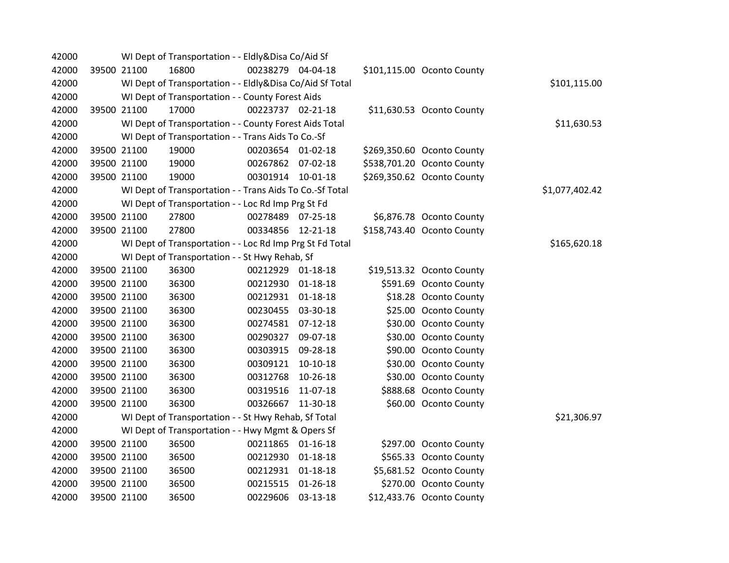| | | | | | | | | |
|---|---|---|---|---|---|---|---|---|
| 42000 | | | WI Dept of Transportation - - Eldly&Disa Co/Aid Sf | | | | | |
| 42000 | 39500 | 21100 | 16800 | 00238279 | 04-04-18 | $101,115.00 | Oconto County | |
| 42000 | | | WI Dept of Transportation - - Eldly&Disa Co/Aid Sf Total | | | | | $101,115.00 |
| 42000 | | | WI Dept of Transportation - - County Forest Aids | | | | | |
| 42000 | 39500 | 21100 | 17000 | 00223737 | 02-21-18 | $11,630.53 | Oconto County | |
| 42000 | | | WI Dept of Transportation - - County Forest Aids Total | | | | | $11,630.53 |
| 42000 | | | WI Dept of Transportation - - Trans Aids To Co.-Sf | | | | | |
| 42000 | 39500 | 21100 | 19000 | 00203654 | 01-02-18 | $269,350.60 | Oconto County | |
| 42000 | 39500 | 21100 | 19000 | 00267862 | 07-02-18 | $538,701.20 | Oconto County | |
| 42000 | 39500 | 21100 | 19000 | 00301914 | 10-01-18 | $269,350.62 | Oconto County | |
| 42000 | | | WI Dept of Transportation - - Trans Aids To Co.-Sf Total | | | | | $1,077,402.42 |
| 42000 | | | WI Dept of Transportation - - Loc Rd Imp Prg St Fd | | | | | |
| 42000 | 39500 | 21100 | 27800 | 00278489 | 07-25-18 | $6,876.78 | Oconto County | |
| 42000 | 39500 | 21100 | 27800 | 00334856 | 12-21-18 | $158,743.40 | Oconto County | |
| 42000 | | | WI Dept of Transportation - - Loc Rd Imp Prg St Fd Total | | | | | $165,620.18 |
| 42000 | | | WI Dept of Transportation - - St Hwy Rehab, Sf | | | | | |
| 42000 | 39500 | 21100 | 36300 | 00212929 | 01-18-18 | $19,513.32 | Oconto County | |
| 42000 | 39500 | 21100 | 36300 | 00212930 | 01-18-18 | $591.69 | Oconto County | |
| 42000 | 39500 | 21100 | 36300 | 00212931 | 01-18-18 | $18.28 | Oconto County | |
| 42000 | 39500 | 21100 | 36300 | 00230455 | 03-30-18 | $25.00 | Oconto County | |
| 42000 | 39500 | 21100 | 36300 | 00274581 | 07-12-18 | $30.00 | Oconto County | |
| 42000 | 39500 | 21100 | 36300 | 00290327 | 09-07-18 | $30.00 | Oconto County | |
| 42000 | 39500 | 21100 | 36300 | 00303915 | 09-28-18 | $90.00 | Oconto County | |
| 42000 | 39500 | 21100 | 36300 | 00309121 | 10-10-18 | $30.00 | Oconto County | |
| 42000 | 39500 | 21100 | 36300 | 00312768 | 10-26-18 | $30.00 | Oconto County | |
| 42000 | 39500 | 21100 | 36300 | 00319516 | 11-07-18 | $888.68 | Oconto County | |
| 42000 | 39500 | 21100 | 36300 | 00326667 | 11-30-18 | $60.00 | Oconto County | |
| 42000 | | | WI Dept of Transportation - - St Hwy Rehab, Sf Total | | | | | $21,306.97 |
| 42000 | | | WI Dept of Transportation - - Hwy Mgmt & Opers Sf | | | | | |
| 42000 | 39500 | 21100 | 36500 | 00211865 | 01-16-18 | $297.00 | Oconto County | |
| 42000 | 39500 | 21100 | 36500 | 00212930 | 01-18-18 | $565.33 | Oconto County | |
| 42000 | 39500 | 21100 | 36500 | 00212931 | 01-18-18 | $5,681.52 | Oconto County | |
| 42000 | 39500 | 21100 | 36500 | 00215515 | 01-26-18 | $270.00 | Oconto County | |
| 42000 | 39500 | 21100 | 36500 | 00229606 | 03-13-18 | $12,433.76 | Oconto County | |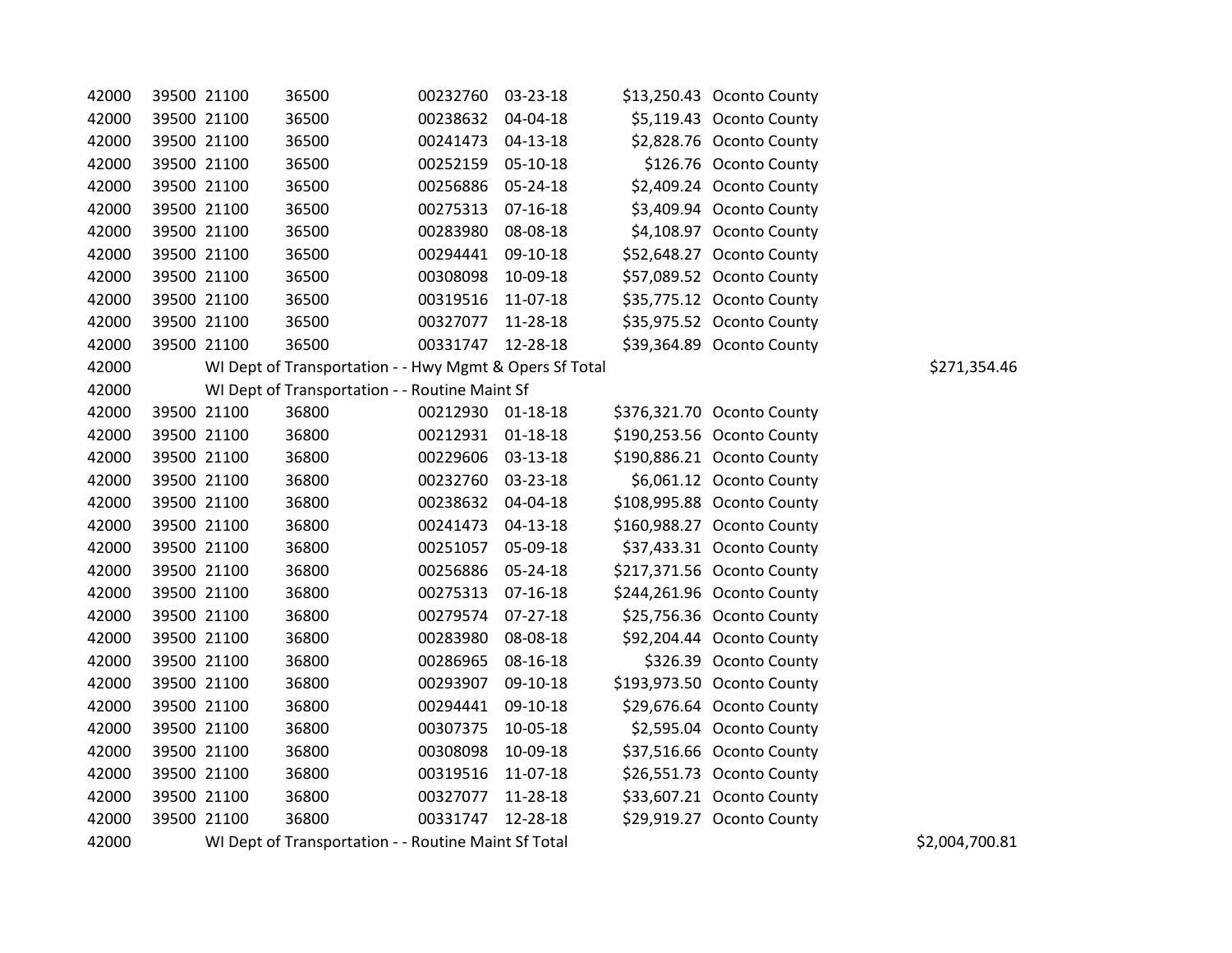| | | | | | | | | |
|---|---|---|---|---|---|---|---|---|
| 42000 | 39500 | 21100 | 36500 | 00232760 | 03-23-18 | $13,250.43 | Oconto County | |
| 42000 | 39500 | 21100 | 36500 | 00238632 | 04-04-18 | $5,119.43 | Oconto County | |
| 42000 | 39500 | 21100 | 36500 | 00241473 | 04-13-18 | $2,828.76 | Oconto County | |
| 42000 | 39500 | 21100 | 36500 | 00252159 | 05-10-18 | $126.76 | Oconto County | |
| 42000 | 39500 | 21100 | 36500 | 00256886 | 05-24-18 | $2,409.24 | Oconto County | |
| 42000 | 39500 | 21100 | 36500 | 00275313 | 07-16-18 | $3,409.94 | Oconto County | |
| 42000 | 39500 | 21100 | 36500 | 00283980 | 08-08-18 | $4,108.97 | Oconto County | |
| 42000 | 39500 | 21100 | 36500 | 00294441 | 09-10-18 | $52,648.27 | Oconto County | |
| 42000 | 39500 | 21100 | 36500 | 00308098 | 10-09-18 | $57,089.52 | Oconto County | |
| 42000 | 39500 | 21100 | 36500 | 00319516 | 11-07-18 | $35,775.12 | Oconto County | |
| 42000 | 39500 | 21100 | 36500 | 00327077 | 11-28-18 | $35,975.52 | Oconto County | |
| 42000 | 39500 | 21100 | 36500 | 00331747 | 12-28-18 | $39,364.89 | Oconto County | |
| 42000 | | WI Dept of Transportation - - Hwy Mgmt & Opers Sf Total | | | | | | $271,354.46 |
| 42000 | | WI Dept of Transportation - - Routine Maint Sf | | | | | | |
| 42000 | 39500 | 21100 | 36800 | 00212930 | 01-18-18 | $376,321.70 | Oconto County | |
| 42000 | 39500 | 21100 | 36800 | 00212931 | 01-18-18 | $190,253.56 | Oconto County | |
| 42000 | 39500 | 21100 | 36800 | 00229606 | 03-13-18 | $190,886.21 | Oconto County | |
| 42000 | 39500 | 21100 | 36800 | 00232760 | 03-23-18 | $6,061.12 | Oconto County | |
| 42000 | 39500 | 21100 | 36800 | 00238632 | 04-04-18 | $108,995.88 | Oconto County | |
| 42000 | 39500 | 21100 | 36800 | 00241473 | 04-13-18 | $160,988.27 | Oconto County | |
| 42000 | 39500 | 21100 | 36800 | 00251057 | 05-09-18 | $37,433.31 | Oconto County | |
| 42000 | 39500 | 21100 | 36800 | 00256886 | 05-24-18 | $217,371.56 | Oconto County | |
| 42000 | 39500 | 21100 | 36800 | 00275313 | 07-16-18 | $244,261.96 | Oconto County | |
| 42000 | 39500 | 21100 | 36800 | 00279574 | 07-27-18 | $25,756.36 | Oconto County | |
| 42000 | 39500 | 21100 | 36800 | 00283980 | 08-08-18 | $92,204.44 | Oconto County | |
| 42000 | 39500 | 21100 | 36800 | 00286965 | 08-16-18 | $326.39 | Oconto County | |
| 42000 | 39500 | 21100 | 36800 | 00293907 | 09-10-18 | $193,973.50 | Oconto County | |
| 42000 | 39500 | 21100 | 36800 | 00294441 | 09-10-18 | $29,676.64 | Oconto County | |
| 42000 | 39500 | 21100 | 36800 | 00307375 | 10-05-18 | $2,595.04 | Oconto County | |
| 42000 | 39500 | 21100 | 36800 | 00308098 | 10-09-18 | $37,516.66 | Oconto County | |
| 42000 | 39500 | 21100 | 36800 | 00319516 | 11-07-18 | $26,551.73 | Oconto County | |
| 42000 | 39500 | 21100 | 36800 | 00327077 | 11-28-18 | $33,607.21 | Oconto County | |
| 42000 | 39500 | 21100 | 36800 | 00331747 | 12-28-18 | $29,919.27 | Oconto County | |
| 42000 | | WI Dept of Transportation - - Routine Maint Sf Total | | | | | | $2,004,700.81 |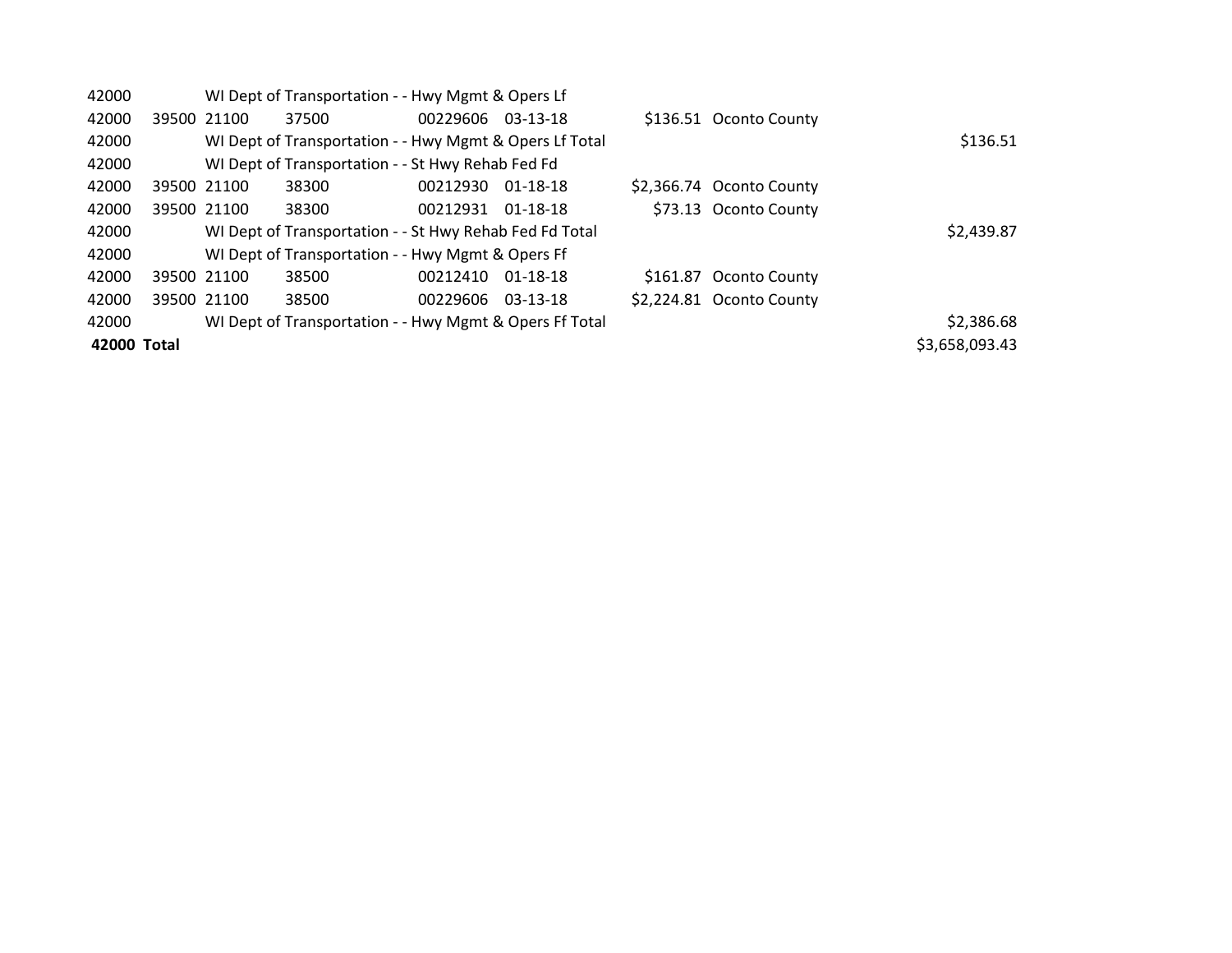| | | | | | | | | |
|---|---|---|---|---|---|---|---|---|
| 42000 | | WI Dept of Transportation - - Hwy Mgmt & Opers Lf | | | | | | |
| 42000 | 39500 | 21100 | 37500 | 00229606 | 03-13-18 | $136.51 | Oconto County | |
| 42000 | | WI Dept of Transportation - - Hwy Mgmt & Opers Lf Total | | | | | | $136.51 |
| 42000 | | WI Dept of Transportation - - St Hwy Rehab Fed Fd | | | | | | |
| 42000 | 39500 | 21100 | 38300 | 00212930 | 01-18-18 | $2,366.74 | Oconto County | |
| 42000 | 39500 | 21100 | 38300 | 00212931 | 01-18-18 | $73.13 | Oconto County | |
| 42000 | | WI Dept of Transportation - - St Hwy Rehab Fed Fd Total | | | | | | $2,439.87 |
| 42000 | | WI Dept of Transportation - - Hwy Mgmt & Opers Ff | | | | | | |
| 42000 | 39500 | 21100 | 38500 | 00212410 | 01-18-18 | $161.87 | Oconto County | |
| 42000 | 39500 | 21100 | 38500 | 00229606 | 03-13-18 | $2,224.81 | Oconto County | |
| 42000 | | WI Dept of Transportation - - Hwy Mgmt & Opers Ff Total | | | | | | $2,386.68 |
| **42000 Total** | | | | | | | | $3,658,093.43 |